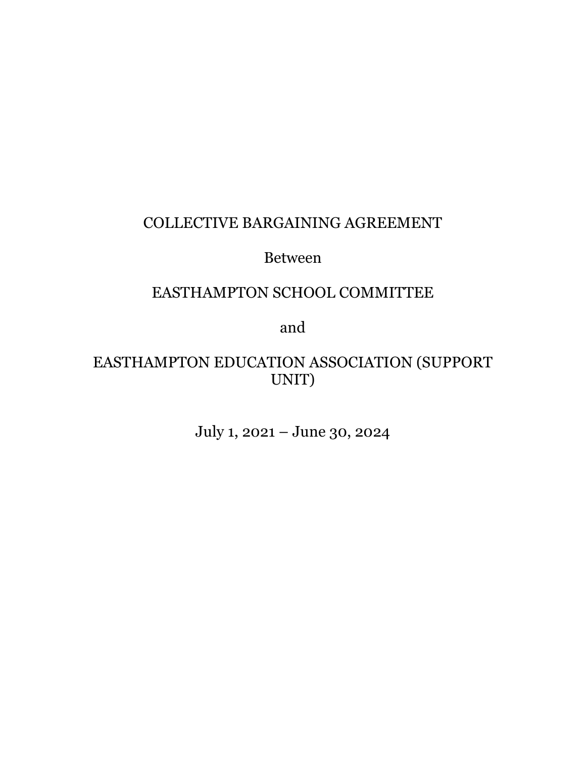# COLLECTIVE BARGAINING AGREEMENT

Between

EASTHAMPTON SCHOOL COMMITTEE

and

EASTHAMPTON EDUCATION ASSOCIATION (SUPPORT UNIT)

July 1, 2021 – June 30, 2024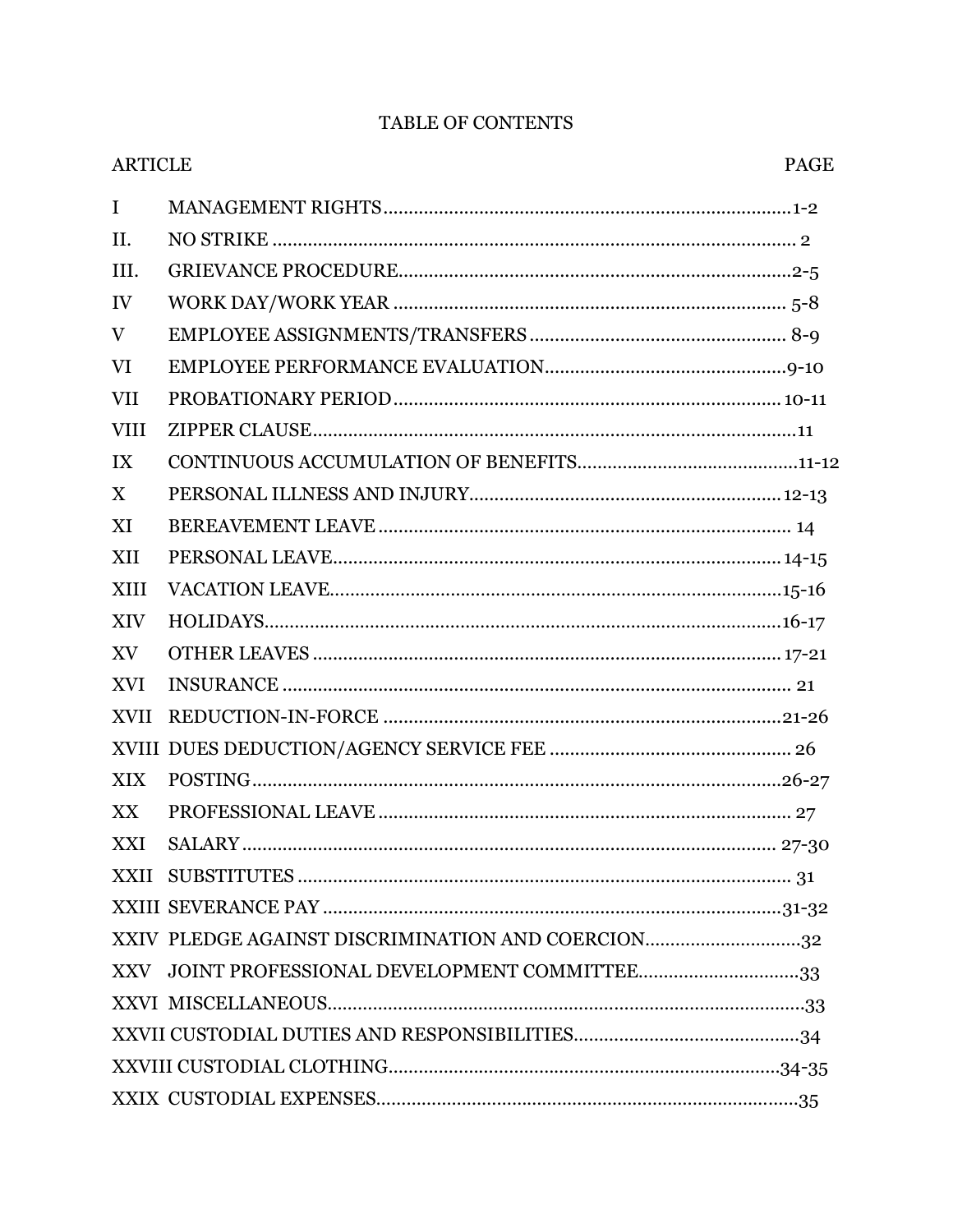# TABLE OF CONTENTS

| ARTICLE | | PAGE |
|---|---|---|
| I | MANAGEMENT RIGHTS | 1-2 |
| II. | NO STRIKE | 2 |
| III. | GRIEVANCE PROCEDURE | 2-5 |
| IV | WORK DAY/WORK YEAR | 5-8 |
| V | EMPLOYEE ASSIGNMENTS/TRANSFERS | 8-9 |
| VI | EMPLOYEE PERFORMANCE EVALUATION | 9-10 |
| VII | PROBATIONARY PERIOD | 10-11 |
| VIII | ZIPPER CLAUSE | 11 |
| IX | CONTINUOUS ACCUMULATION OF BENEFITS | 11-12 |
| X | PERSONAL ILLNESS AND INJURY | 12-13 |
| XI | BEREAVEMENT LEAVE | 14 |
| XII | PERSONAL LEAVE | 14-15 |
| XIII | VACATION LEAVE | 15-16 |
| XIV | HOLIDAYS | 16-17 |
| XV | OTHER LEAVES | 17-21 |
| XVI | INSURANCE | 21 |
| XVII | REDUCTION-IN-FORCE | 21-26 |
| XVIII | DUES DEDUCTION/AGENCY SERVICE FEE | 26 |
| XIX | POSTING | 26-27 |
| XX | PROFESSIONAL LEAVE | 27 |
| XXI | SALARY | 27-30 |
| XXII | SUBSTITUTES | 31 |
| XXIII | SEVERANCE PAY | 31-32 |
| XXIV | PLEDGE AGAINST DISCRIMINATION AND COERCION | 32 |
| XXV | JOINT PROFESSIONAL DEVELOPMENT COMMITTEE | 33 |
| XXVI | MISCELLANEOUS | 33 |
| XXVII | CUSTODIAL DUTIES AND RESPONSIBILITIES | 34 |
| XXVIII | CUSTODIAL CLOTHING | 34-35 |
| XXIX | CUSTODIAL EXPENSES | 35 |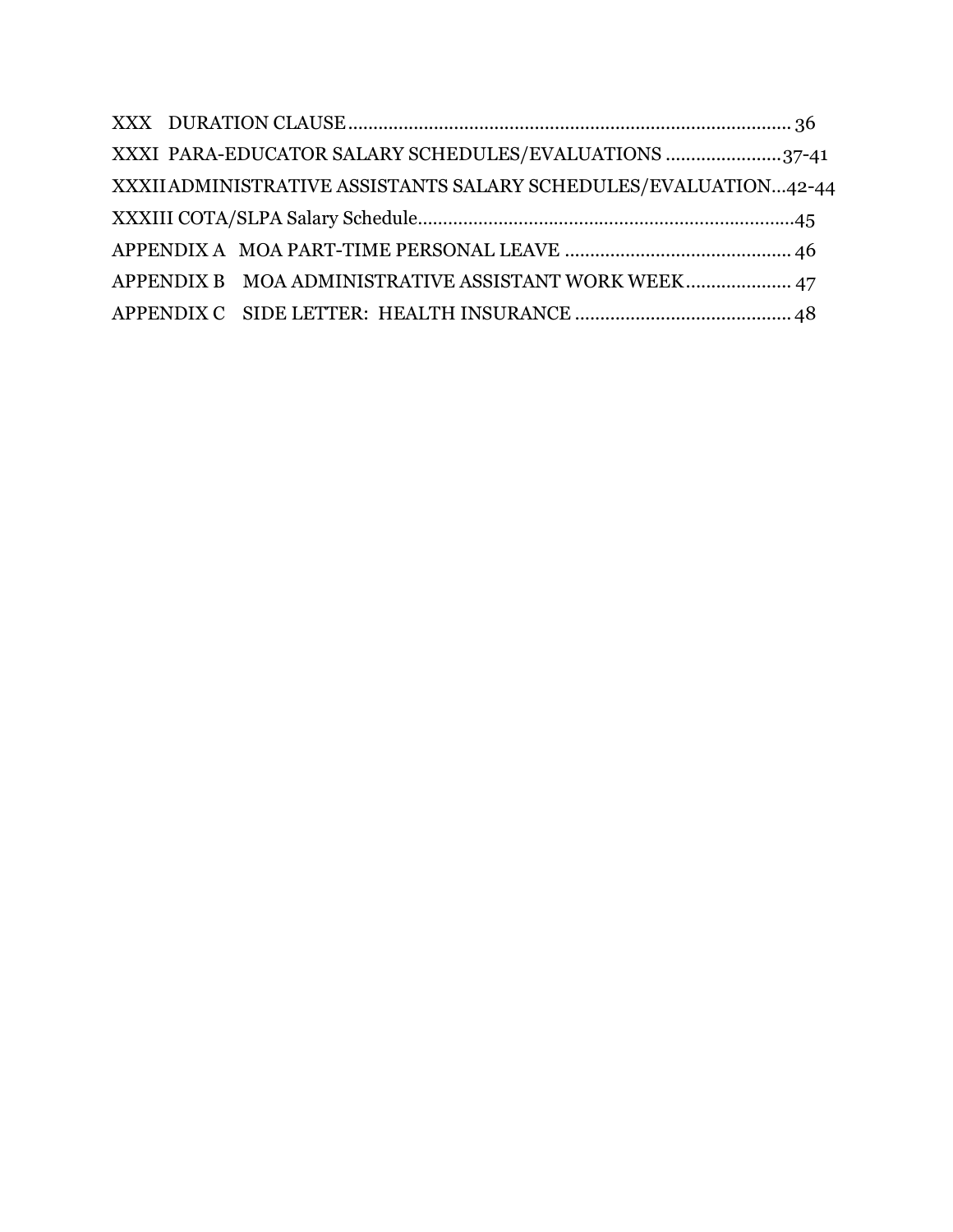XXX DURATION CLAUSE........................................................................................ 36

XXXI PARA-EDUCATOR SALARY SCHEDULES/EVALUATIONS .......................37-41

XXXII ADMINISTRATIVE ASSISTANTS SALARY SCHEDULES/EVALUATION...42-44

XXXIII COTA/SLPA Salary Schedule...........................................................................45

APPENDIX A MOA PART-TIME PERSONAL LEAVE ............................................. 46

APPENDIX B MOA ADMINISTRATIVE ASSISTANT WORK WEEK..................... 47

APPENDIX C SIDE LETTER: HEALTH INSURANCE ........................................... 48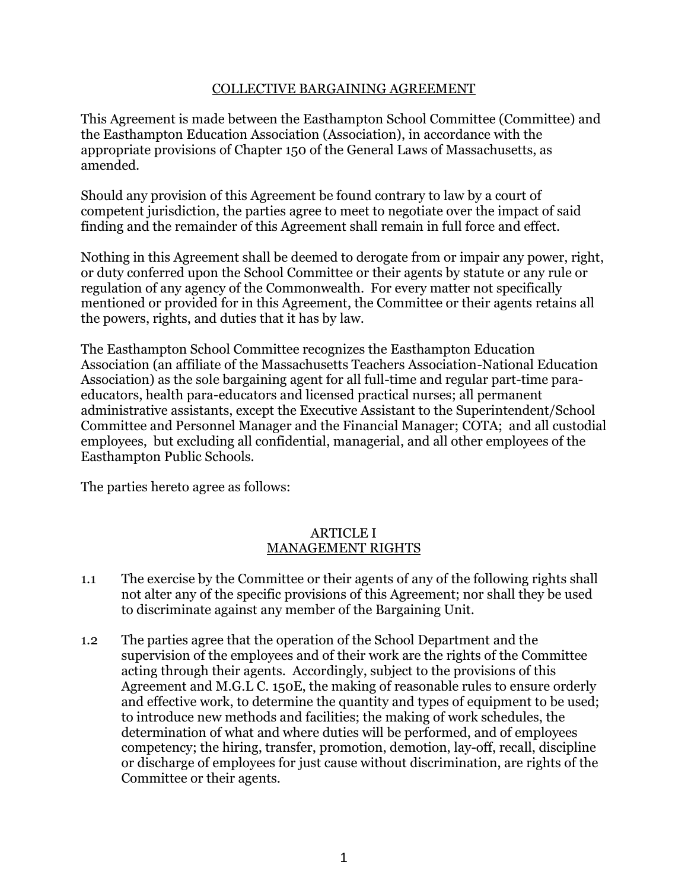# COLLECTIVE BARGAINING AGREEMENT

This Agreement is made between the Easthampton School Committee (Committee) and the Easthampton Education Association (Association), in accordance with the appropriate provisions of Chapter 150 of the General Laws of Massachusetts, as amended.

Should any provision of this Agreement be found contrary to law by a court of competent jurisdiction, the parties agree to meet to negotiate over the impact of said finding and the remainder of this Agreement shall remain in full force and effect.

Nothing in this Agreement shall be deemed to derogate from or impair any power, right, or duty conferred upon the School Committee or their agents by statute or any rule or regulation of any agency of the Commonwealth. For every matter not specifically mentioned or provided for in this Agreement, the Committee or their agents retains all the powers, rights, and duties that it has by law.

The Easthampton School Committee recognizes the Easthampton Education Association (an affiliate of the Massachusetts Teachers Association-National Education Association) as the sole bargaining agent for all full-time and regular part-time para-educators, health para-educators and licensed practical nurses; all permanent administrative assistants, except the Executive Assistant to the Superintendent/School Committee and Personnel Manager and the Financial Manager; COTA; and all custodial employees, but excluding all confidential, managerial, and all other employees of the Easthampton Public Schools.

The parties hereto agree as follows:

## ARTICLE I
## MANAGEMENT RIGHTS

1.1 The exercise by the Committee or their agents of any of the following rights shall not alter any of the specific provisions of this Agreement; nor shall they be used to discriminate against any member of the Bargaining Unit.

1.2 The parties agree that the operation of the School Department and the supervision of the employees and of their work are the rights of the Committee acting through their agents. Accordingly, subject to the provisions of this Agreement and M.G.L C. 150E, the making of reasonable rules to ensure orderly and effective work, to determine the quantity and types of equipment to be used; to introduce new methods and facilities; the making of work schedules, the determination of what and where duties will be performed, and of employees competency; the hiring, transfer, promotion, demotion, lay-off, recall, discipline or discharge of employees for just cause without discrimination, are rights of the Committee or their agents.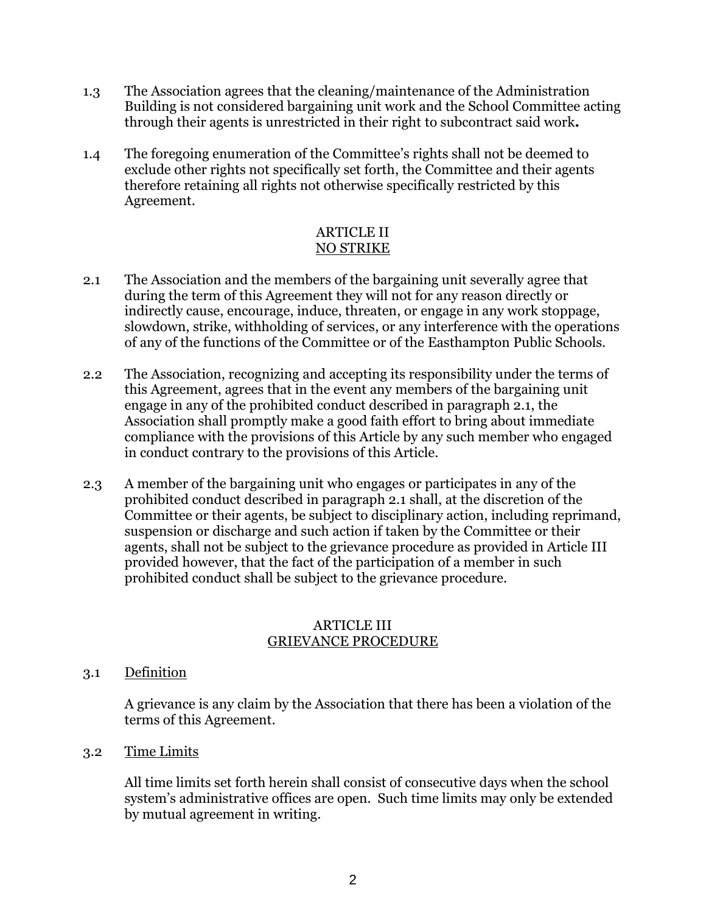1.3 The Association agrees that the cleaning/maintenance of the Administration Building is not considered bargaining unit work and the School Committee acting through their agents is unrestricted in their right to subcontract said work**.**

1.4 The foregoing enumeration of the Committee's rights shall not be deemed to exclude other rights not specifically set forth, the Committee and their agents therefore retaining all rights not otherwise specifically restricted by this Agreement.

## ARTICLE II
## NO STRIKE

2.1 The Association and the members of the bargaining unit severally agree that during the term of this Agreement they will not for any reason directly or indirectly cause, encourage, induce, threaten, or engage in any work stoppage, slowdown, strike, withholding of services, or any interference with the operations of any of the functions of the Committee or of the Easthampton Public Schools.

2.2 The Association, recognizing and accepting its responsibility under the terms of this Agreement, agrees that in the event any members of the bargaining unit engage in any of the prohibited conduct described in paragraph 2.1, the Association shall promptly make a good faith effort to bring about immediate compliance with the provisions of this Article by any such member who engaged in conduct contrary to the provisions of this Article.

2.3 A member of the bargaining unit who engages or participates in any of the prohibited conduct described in paragraph 2.1 shall, at the discretion of the Committee or their agents, be subject to disciplinary action, including reprimand, suspension or discharge and such action if taken by the Committee or their agents, shall not be subject to the grievance procedure as provided in Article III provided however, that the fact of the participation of a member in such prohibited conduct shall be subject to the grievance procedure.

## ARTICLE III
## GRIEVANCE PROCEDURE

3.1 Definition

A grievance is any claim by the Association that there has been a violation of the terms of this Agreement.

3.2 Time Limits

All time limits set forth herein shall consist of consecutive days when the school system's administrative offices are open. Such time limits may only be extended by mutual agreement in writing.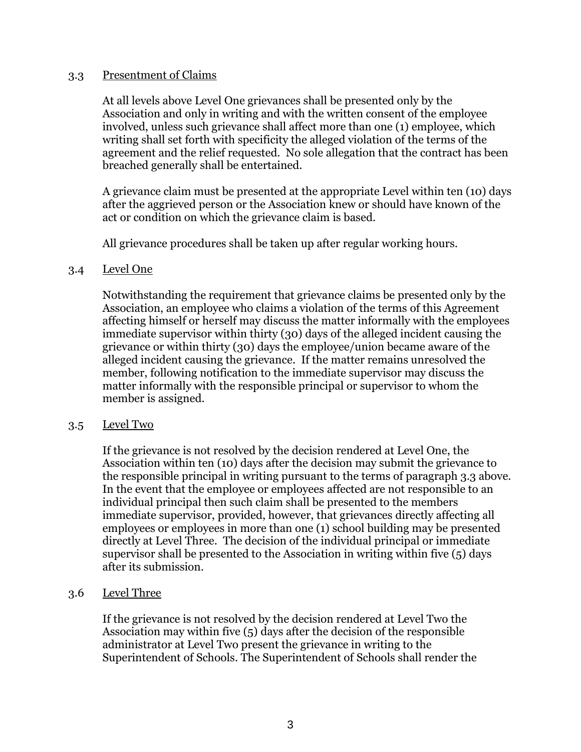### 3.3 Presentment of Claims

At all levels above Level One grievances shall be presented only by the Association and only in writing and with the written consent of the employee involved, unless such grievance shall affect more than one (1) employee, which writing shall set forth with specificity the alleged violation of the terms of the agreement and the relief requested. No sole allegation that the contract has been breached generally shall be entertained.

A grievance claim must be presented at the appropriate Level within ten (10) days after the aggrieved person or the Association knew or should have known of the act or condition on which the grievance claim is based.

All grievance procedures shall be taken up after regular working hours.

### 3.4 Level One

Notwithstanding the requirement that grievance claims be presented only by the Association, an employee who claims a violation of the terms of this Agreement affecting himself or herself may discuss the matter informally with the employees immediate supervisor within thirty (30) days of the alleged incident causing the grievance or within thirty (30) days the employee/union became aware of the alleged incident causing the grievance. If the matter remains unresolved the member, following notification to the immediate supervisor may discuss the matter informally with the responsible principal or supervisor to whom the member is assigned.

### 3.5 Level Two

If the grievance is not resolved by the decision rendered at Level One, the Association within ten (10) days after the decision may submit the grievance to the responsible principal in writing pursuant to the terms of paragraph 3.3 above. In the event that the employee or employees affected are not responsible to an individual principal then such claim shall be presented to the members immediate supervisor, provided, however, that grievances directly affecting all employees or employees in more than one (1) school building may be presented directly at Level Three. The decision of the individual principal or immediate supervisor shall be presented to the Association in writing within five (5) days after its submission.

### 3.6 Level Three

If the grievance is not resolved by the decision rendered at Level Two the Association may within five (5) days after the decision of the responsible administrator at Level Two present the grievance in writing to the Superintendent of Schools. The Superintendent of Schools shall render the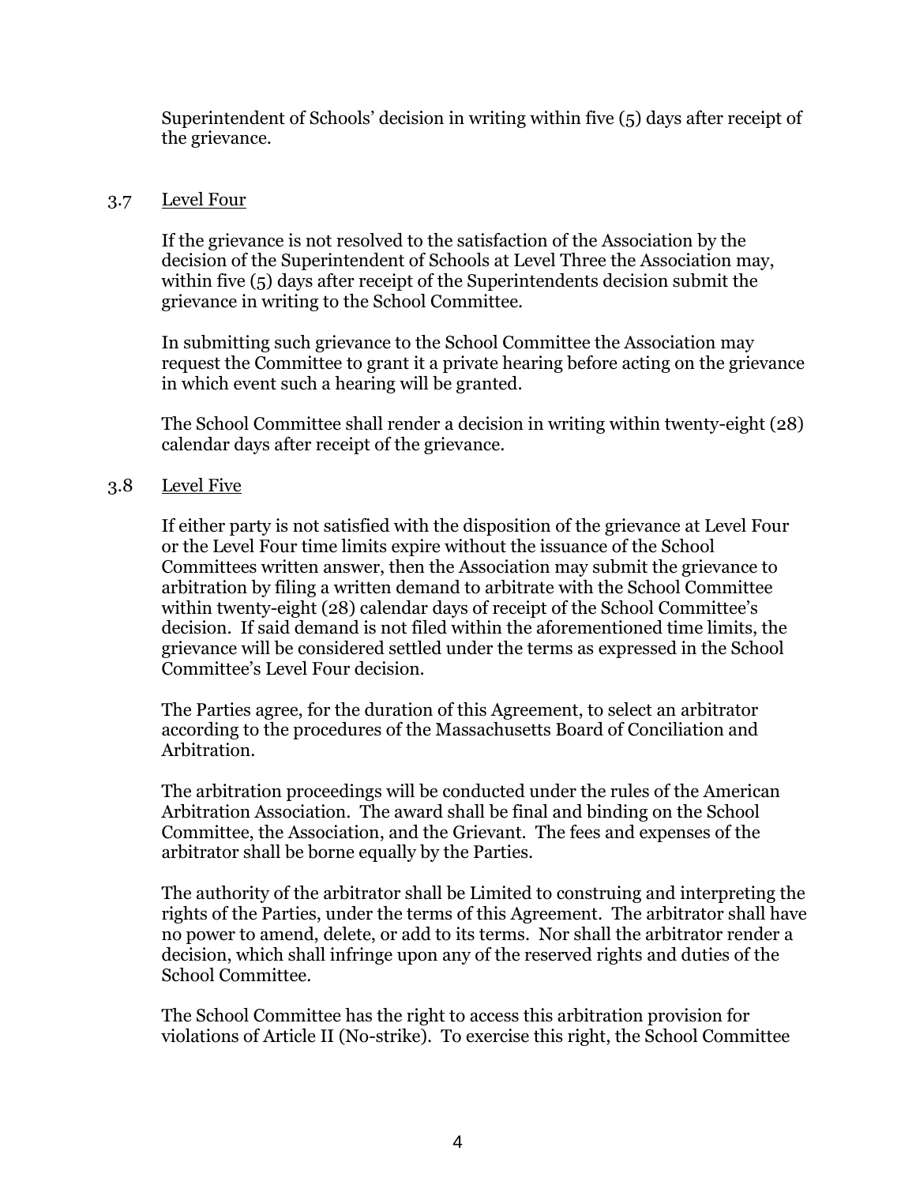Superintendent of Schools' decision in writing within five (5) days after receipt of the grievance.

3.7 Level Four

If the grievance is not resolved to the satisfaction of the Association by the decision of the Superintendent of Schools at Level Three the Association may, within five (5) days after receipt of the Superintendents decision submit the grievance in writing to the School Committee.

In submitting such grievance to the School Committee the Association may request the Committee to grant it a private hearing before acting on the grievance in which event such a hearing will be granted.

The School Committee shall render a decision in writing within twenty-eight (28) calendar days after receipt of the grievance.

3.8 Level Five

If either party is not satisfied with the disposition of the grievance at Level Four or the Level Four time limits expire without the issuance of the School Committees written answer, then the Association may submit the grievance to arbitration by filing a written demand to arbitrate with the School Committee within twenty-eight (28) calendar days of receipt of the School Committee's decision. If said demand is not filed within the aforementioned time limits, the grievance will be considered settled under the terms as expressed in the School Committee's Level Four decision.

The Parties agree, for the duration of this Agreement, to select an arbitrator according to the procedures of the Massachusetts Board of Conciliation and Arbitration.

The arbitration proceedings will be conducted under the rules of the American Arbitration Association. The award shall be final and binding on the School Committee, the Association, and the Grievant. The fees and expenses of the arbitrator shall be borne equally by the Parties.

The authority of the arbitrator shall be Limited to construing and interpreting the rights of the Parties, under the terms of this Agreement. The arbitrator shall have no power to amend, delete, or add to its terms. Nor shall the arbitrator render a decision, which shall infringe upon any of the reserved rights and duties of the School Committee.

The School Committee has the right to access this arbitration provision for violations of Article II (No-strike). To exercise this right, the School Committee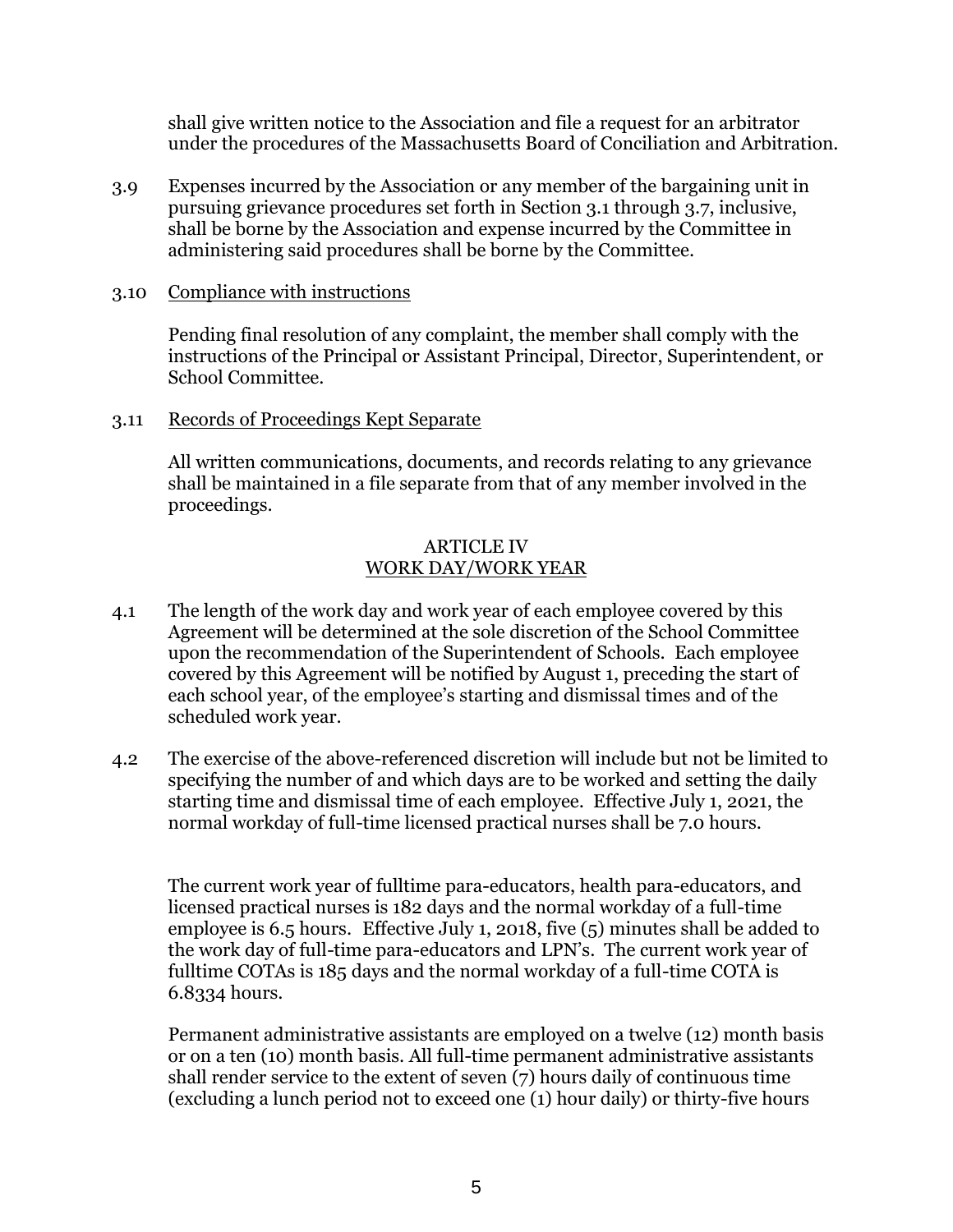shall give written notice to the Association and file a request for an arbitrator under the procedures of the Massachusetts Board of Conciliation and Arbitration.

3.9 Expenses incurred by the Association or any member of the bargaining unit in pursuing grievance procedures set forth in Section 3.1 through 3.7, inclusive, shall be borne by the Association and expense incurred by the Committee in administering said procedures shall be borne by the Committee.

3.10 Compliance with instructions

Pending final resolution of any complaint, the member shall comply with the instructions of the Principal or Assistant Principal, Director, Superintendent, or School Committee.

3.11 Records of Proceedings Kept Separate

All written communications, documents, and records relating to any grievance shall be maintained in a file separate from that of any member involved in the proceedings.

## ARTICLE IV
## WORK DAY/WORK YEAR

4.1 The length of the work day and work year of each employee covered by this Agreement will be determined at the sole discretion of the School Committee upon the recommendation of the Superintendent of Schools. Each employee covered by this Agreement will be notified by August 1, preceding the start of each school year, of the employee's starting and dismissal times and of the scheduled work year.

4.2 The exercise of the above-referenced discretion will include but not be limited to specifying the number of and which days are to be worked and setting the daily starting time and dismissal time of each employee. Effective July 1, 2021, the normal workday of full-time licensed practical nurses shall be 7.0 hours.

The current work year of fulltime para-educators, health para-educators, and licensed practical nurses is 182 days and the normal workday of a full-time employee is 6.5 hours. Effective July 1, 2018, five (5) minutes shall be added to the work day of full-time para-educators and LPN's. The current work year of fulltime COTAs is 185 days and the normal workday of a full-time COTA is 6.8334 hours.

Permanent administrative assistants are employed on a twelve (12) month basis or on a ten (10) month basis. All full-time permanent administrative assistants shall render service to the extent of seven (7) hours daily of continuous time (excluding a lunch period not to exceed one (1) hour daily) or thirty-five hours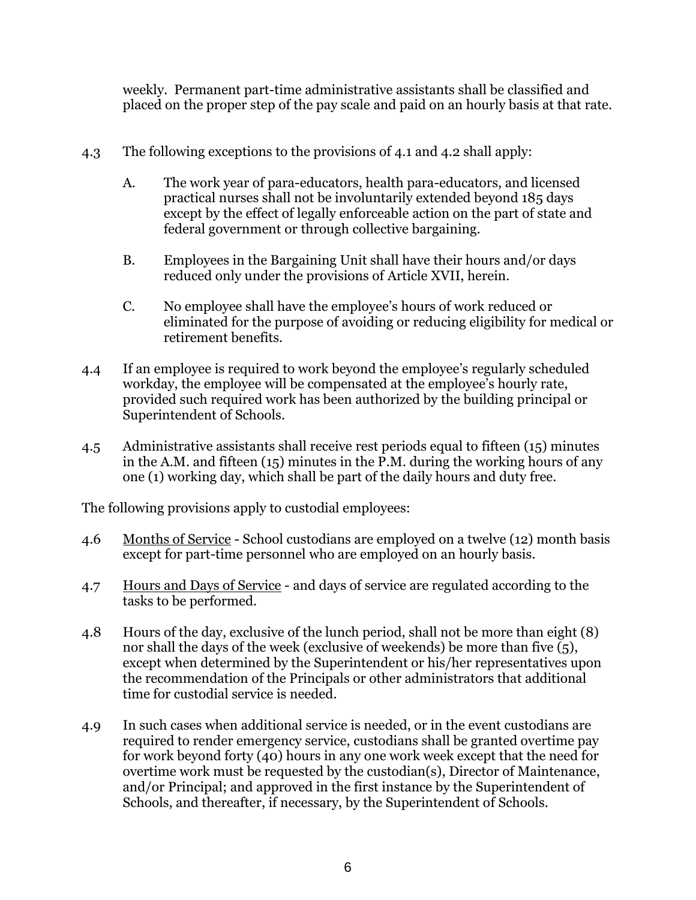weekly. Permanent part-time administrative assistants shall be classified and placed on the proper step of the pay scale and paid on an hourly basis at that rate.

4.3 The following exceptions to the provisions of 4.1 and 4.2 shall apply:

A. The work year of para-educators, health para-educators, and licensed practical nurses shall not be involuntarily extended beyond 185 days except by the effect of legally enforceable action on the part of state and federal government or through collective bargaining.

B. Employees in the Bargaining Unit shall have their hours and/or days reduced only under the provisions of Article XVII, herein.

C. No employee shall have the employee's hours of work reduced or eliminated for the purpose of avoiding or reducing eligibility for medical or retirement benefits.

4.4 If an employee is required to work beyond the employee's regularly scheduled workday, the employee will be compensated at the employee's hourly rate, provided such required work has been authorized by the building principal or Superintendent of Schools.

4.5 Administrative assistants shall receive rest periods equal to fifteen (15) minutes in the A.M. and fifteen (15) minutes in the P.M. during the working hours of any one (1) working day, which shall be part of the daily hours and duty free.

The following provisions apply to custodial employees:

4.6 <u>Months of Service</u> - School custodians are employed on a twelve (12) month basis except for part-time personnel who are employed on an hourly basis.

4.7 <u>Hours and Days of Service</u> - and days of service are regulated according to the tasks to be performed.

4.8 Hours of the day, exclusive of the lunch period, shall not be more than eight (8) nor shall the days of the week (exclusive of weekends) be more than five (5), except when determined by the Superintendent or his/her representatives upon the recommendation of the Principals or other administrators that additional time for custodial service is needed.

4.9 In such cases when additional service is needed, or in the event custodians are required to render emergency service, custodians shall be granted overtime pay for work beyond forty (40) hours in any one work week except that the need for overtime work must be requested by the custodian(s), Director of Maintenance, and/or Principal; and approved in the first instance by the Superintendent of Schools, and thereafter, if necessary, by the Superintendent of Schools.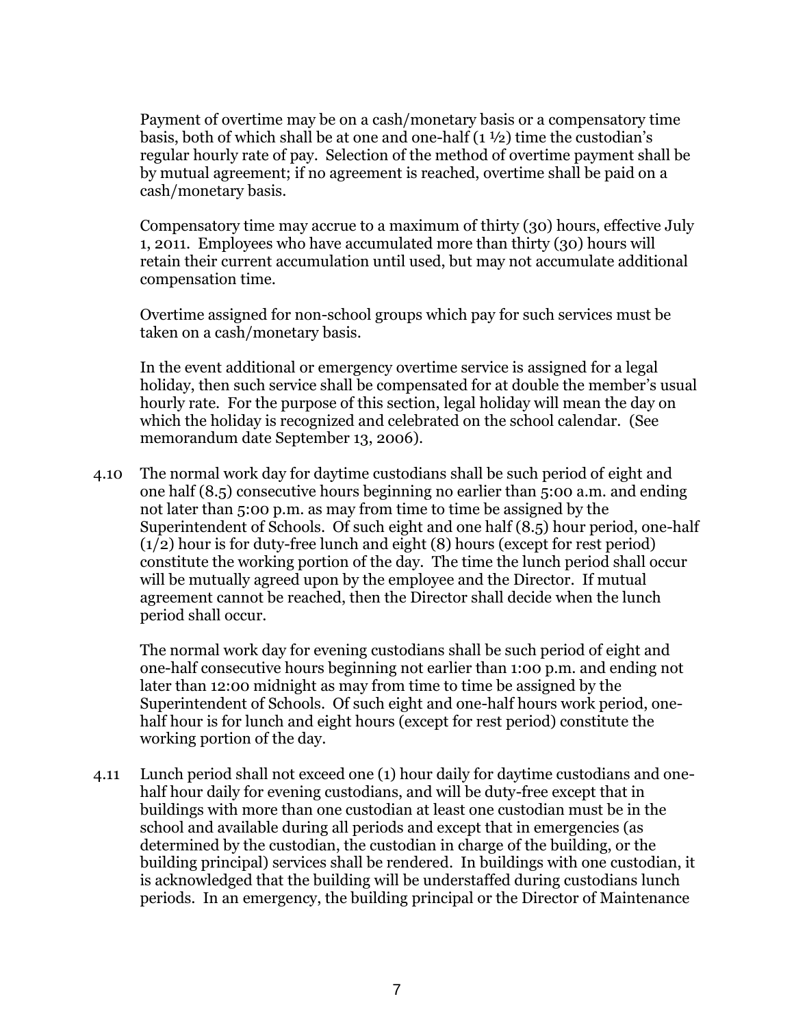Payment of overtime may be on a cash/monetary basis or a compensatory time basis, both of which shall be at one and one-half (1 ½) time the custodian's regular hourly rate of pay. Selection of the method of overtime payment shall be by mutual agreement; if no agreement is reached, overtime shall be paid on a cash/monetary basis.

Compensatory time may accrue to a maximum of thirty (30) hours, effective July 1, 2011. Employees who have accumulated more than thirty (30) hours will retain their current accumulation until used, but may not accumulate additional compensation time.

Overtime assigned for non-school groups which pay for such services must be taken on a cash/monetary basis.

In the event additional or emergency overtime service is assigned for a legal holiday, then such service shall be compensated for at double the member's usual hourly rate. For the purpose of this section, legal holiday will mean the day on which the holiday is recognized and celebrated on the school calendar. (See memorandum date September 13, 2006).

4.10 The normal work day for daytime custodians shall be such period of eight and one half (8.5) consecutive hours beginning no earlier than 5:00 a.m. and ending not later than 5:00 p.m. as may from time to time be assigned by the Superintendent of Schools. Of such eight and one half (8.5) hour period, one-half (1/2) hour is for duty-free lunch and eight (8) hours (except for rest period) constitute the working portion of the day. The time the lunch period shall occur will be mutually agreed upon by the employee and the Director. If mutual agreement cannot be reached, then the Director shall decide when the lunch period shall occur.

The normal work day for evening custodians shall be such period of eight and one-half consecutive hours beginning not earlier than 1:00 p.m. and ending not later than 12:00 midnight as may from time to time be assigned by the Superintendent of Schools. Of such eight and one-half hours work period, one-half hour is for lunch and eight hours (except for rest period) constitute the working portion of the day.

4.11 Lunch period shall not exceed one (1) hour daily for daytime custodians and one-half hour daily for evening custodians, and will be duty-free except that in buildings with more than one custodian at least one custodian must be in the school and available during all periods and except that in emergencies (as determined by the custodian, the custodian in charge of the building, or the building principal) services shall be rendered. In buildings with one custodian, it is acknowledged that the building will be understaffed during custodians lunch periods. In an emergency, the building principal or the Director of Maintenance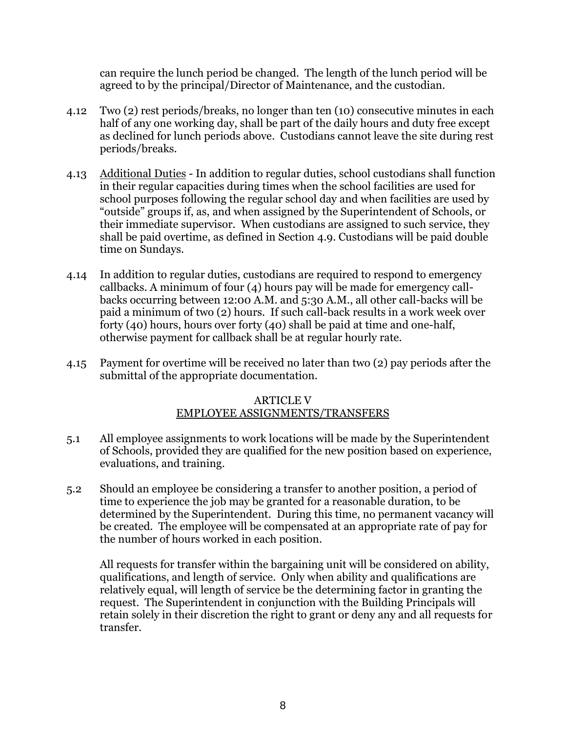can require the lunch period be changed. The length of the lunch period will be agreed to by the principal/Director of Maintenance, and the custodian.

4.12 Two (2) rest periods/breaks, no longer than ten (10) consecutive minutes in each half of any one working day, shall be part of the daily hours and duty free except as declined for lunch periods above. Custodians cannot leave the site during rest periods/breaks.

4.13 Additional Duties - In addition to regular duties, school custodians shall function in their regular capacities during times when the school facilities are used for school purposes following the regular school day and when facilities are used by "outside" groups if, as, and when assigned by the Superintendent of Schools, or their immediate supervisor. When custodians are assigned to such service, they shall be paid overtime, as defined in Section 4.9. Custodians will be paid double time on Sundays.

4.14 In addition to regular duties, custodians are required to respond to emergency callbacks. A minimum of four (4) hours pay will be made for emergency call-backs occurring between 12:00 A.M. and 5:30 A.M., all other call-backs will be paid a minimum of two (2) hours. If such call-back results in a work week over forty (40) hours, hours over forty (40) shall be paid at time and one-half, otherwise payment for callback shall be at regular hourly rate.

4.15 Payment for overtime will be received no later than two (2) pay periods after the submittal of the appropriate documentation.

## ARTICLE V
## EMPLOYEE ASSIGNMENTS/TRANSFERS

5.1 All employee assignments to work locations will be made by the Superintendent of Schools, provided they are qualified for the new position based on experience, evaluations, and training.

5.2 Should an employee be considering a transfer to another position, a period of time to experience the job may be granted for a reasonable duration, to be determined by the Superintendent. During this time, no permanent vacancy will be created. The employee will be compensated at an appropriate rate of pay for the number of hours worked in each position.

All requests for transfer within the bargaining unit will be considered on ability, qualifications, and length of service. Only when ability and qualifications are relatively equal, will length of service be the determining factor in granting the request. The Superintendent in conjunction with the Building Principals will retain solely in their discretion the right to grant or deny any and all requests for transfer.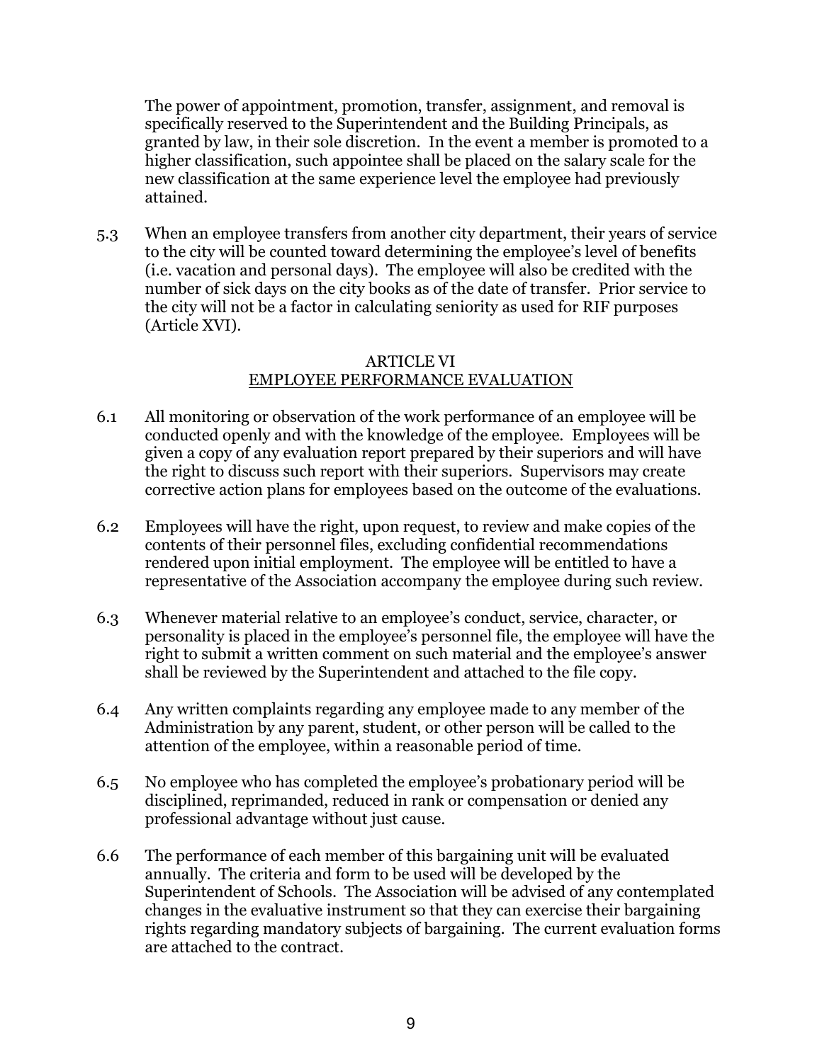The power of appointment, promotion, transfer, assignment, and removal is specifically reserved to the Superintendent and the Building Principals, as granted by law, in their sole discretion. In the event a member is promoted to a higher classification, such appointee shall be placed on the salary scale for the new classification at the same experience level the employee had previously attained.

5.3 When an employee transfers from another city department, their years of service to the city will be counted toward determining the employee's level of benefits (i.e. vacation and personal days). The employee will also be credited with the number of sick days on the city books as of the date of transfer. Prior service to the city will not be a factor in calculating seniority as used for RIF purposes (Article XVI).

## ARTICLE VI
## EMPLOYEE PERFORMANCE EVALUATION

6.1 All monitoring or observation of the work performance of an employee will be conducted openly and with the knowledge of the employee. Employees will be given a copy of any evaluation report prepared by their superiors and will have the right to discuss such report with their superiors. Supervisors may create corrective action plans for employees based on the outcome of the evaluations.

6.2 Employees will have the right, upon request, to review and make copies of the contents of their personnel files, excluding confidential recommendations rendered upon initial employment. The employee will be entitled to have a representative of the Association accompany the employee during such review.

6.3 Whenever material relative to an employee's conduct, service, character, or personality is placed in the employee's personnel file, the employee will have the right to submit a written comment on such material and the employee's answer shall be reviewed by the Superintendent and attached to the file copy.

6.4 Any written complaints regarding any employee made to any member of the Administration by any parent, student, or other person will be called to the attention of the employee, within a reasonable period of time.

6.5 No employee who has completed the employee's probationary period will be disciplined, reprimanded, reduced in rank or compensation or denied any professional advantage without just cause.

6.6 The performance of each member of this bargaining unit will be evaluated annually. The criteria and form to be used will be developed by the Superintendent of Schools. The Association will be advised of any contemplated changes in the evaluative instrument so that they can exercise their bargaining rights regarding mandatory subjects of bargaining. The current evaluation forms are attached to the contract.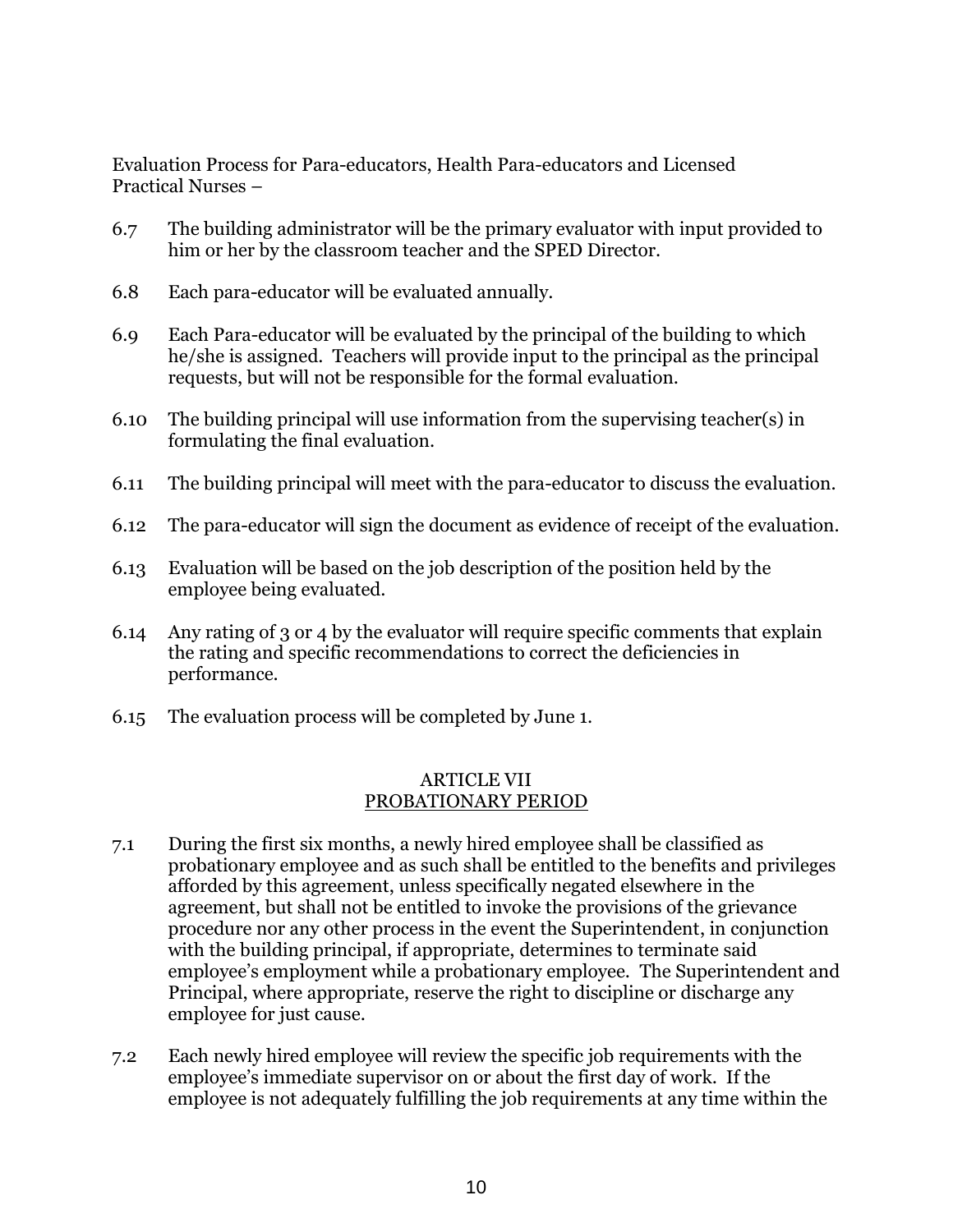Evaluation Process for Para-educators, Health Para-educators and Licensed Practical Nurses –

6.7 The building administrator will be the primary evaluator with input provided to him or her by the classroom teacher and the SPED Director.

6.8 Each para-educator will be evaluated annually.

6.9 Each Para-educator will be evaluated by the principal of the building to which he/she is assigned. Teachers will provide input to the principal as the principal requests, but will not be responsible for the formal evaluation.

6.10 The building principal will use information from the supervising teacher(s) in formulating the final evaluation.

6.11 The building principal will meet with the para-educator to discuss the evaluation.

6.12 The para-educator will sign the document as evidence of receipt of the evaluation.

6.13 Evaluation will be based on the job description of the position held by the employee being evaluated.

6.14 Any rating of 3 or 4 by the evaluator will require specific comments that explain the rating and specific recommendations to correct the deficiencies in performance.

6.15 The evaluation process will be completed by June 1.

## ARTICLE VII
## PROBATIONARY PERIOD

7.1 During the first six months, a newly hired employee shall be classified as probationary employee and as such shall be entitled to the benefits and privileges afforded by this agreement, unless specifically negated elsewhere in the agreement, but shall not be entitled to invoke the provisions of the grievance procedure nor any other process in the event the Superintendent, in conjunction with the building principal, if appropriate, determines to terminate said employee's employment while a probationary employee. The Superintendent and Principal, where appropriate, reserve the right to discipline or discharge any employee for just cause.

7.2 Each newly hired employee will review the specific job requirements with the employee's immediate supervisor on or about the first day of work. If the employee is not adequately fulfilling the job requirements at any time within the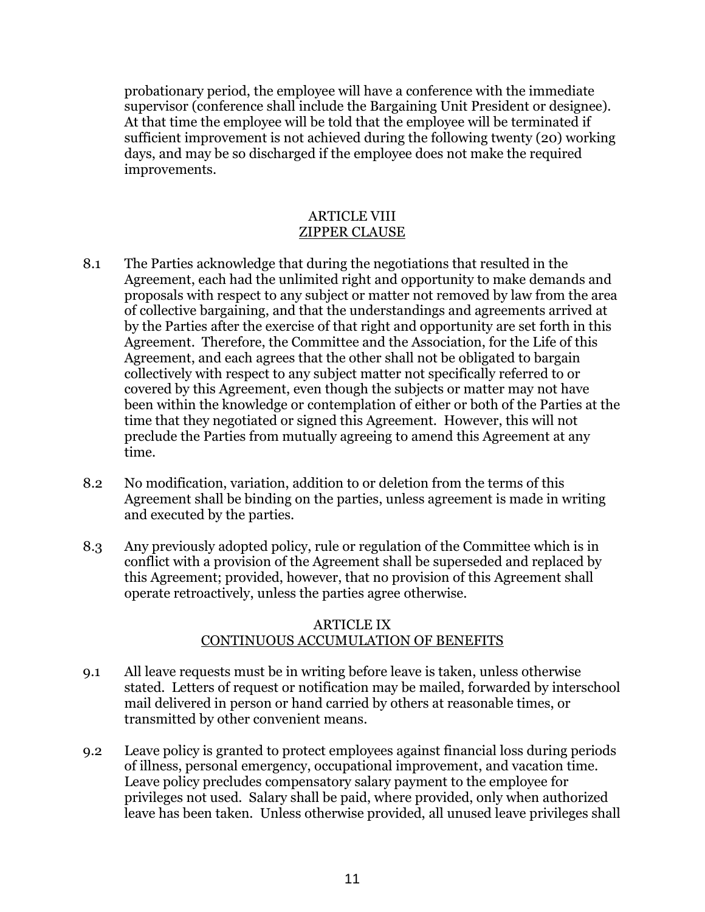probationary period, the employee will have a conference with the immediate supervisor (conference shall include the Bargaining Unit President or designee). At that time the employee will be told that the employee will be terminated if sufficient improvement is not achieved during the following twenty (20) working days, and may be so discharged if the employee does not make the required improvements.

## ARTICLE VIII
## ZIPPER CLAUSE

8.1 The Parties acknowledge that during the negotiations that resulted in the Agreement, each had the unlimited right and opportunity to make demands and proposals with respect to any subject or matter not removed by law from the area of collective bargaining, and that the understandings and agreements arrived at by the Parties after the exercise of that right and opportunity are set forth in this Agreement. Therefore, the Committee and the Association, for the Life of this Agreement, and each agrees that the other shall not be obligated to bargain collectively with respect to any subject matter not specifically referred to or covered by this Agreement, even though the subjects or matter may not have been within the knowledge or contemplation of either or both of the Parties at the time that they negotiated or signed this Agreement. However, this will not preclude the Parties from mutually agreeing to amend this Agreement at any time.

8.2 No modification, variation, addition to or deletion from the terms of this Agreement shall be binding on the parties, unless agreement is made in writing and executed by the parties.

8.3 Any previously adopted policy, rule or regulation of the Committee which is in conflict with a provision of the Agreement shall be superseded and replaced by this Agreement; provided, however, that no provision of this Agreement shall operate retroactively, unless the parties agree otherwise.

## ARTICLE IX
## CONTINUOUS ACCUMULATION OF BENEFITS

9.1 All leave requests must be in writing before leave is taken, unless otherwise stated. Letters of request or notification may be mailed, forwarded by interschool mail delivered in person or hand carried by others at reasonable times, or transmitted by other convenient means.

9.2 Leave policy is granted to protect employees against financial loss during periods of illness, personal emergency, occupational improvement, and vacation time. Leave policy precludes compensatory salary payment to the employee for privileges not used. Salary shall be paid, where provided, only when authorized leave has been taken. Unless otherwise provided, all unused leave privileges shall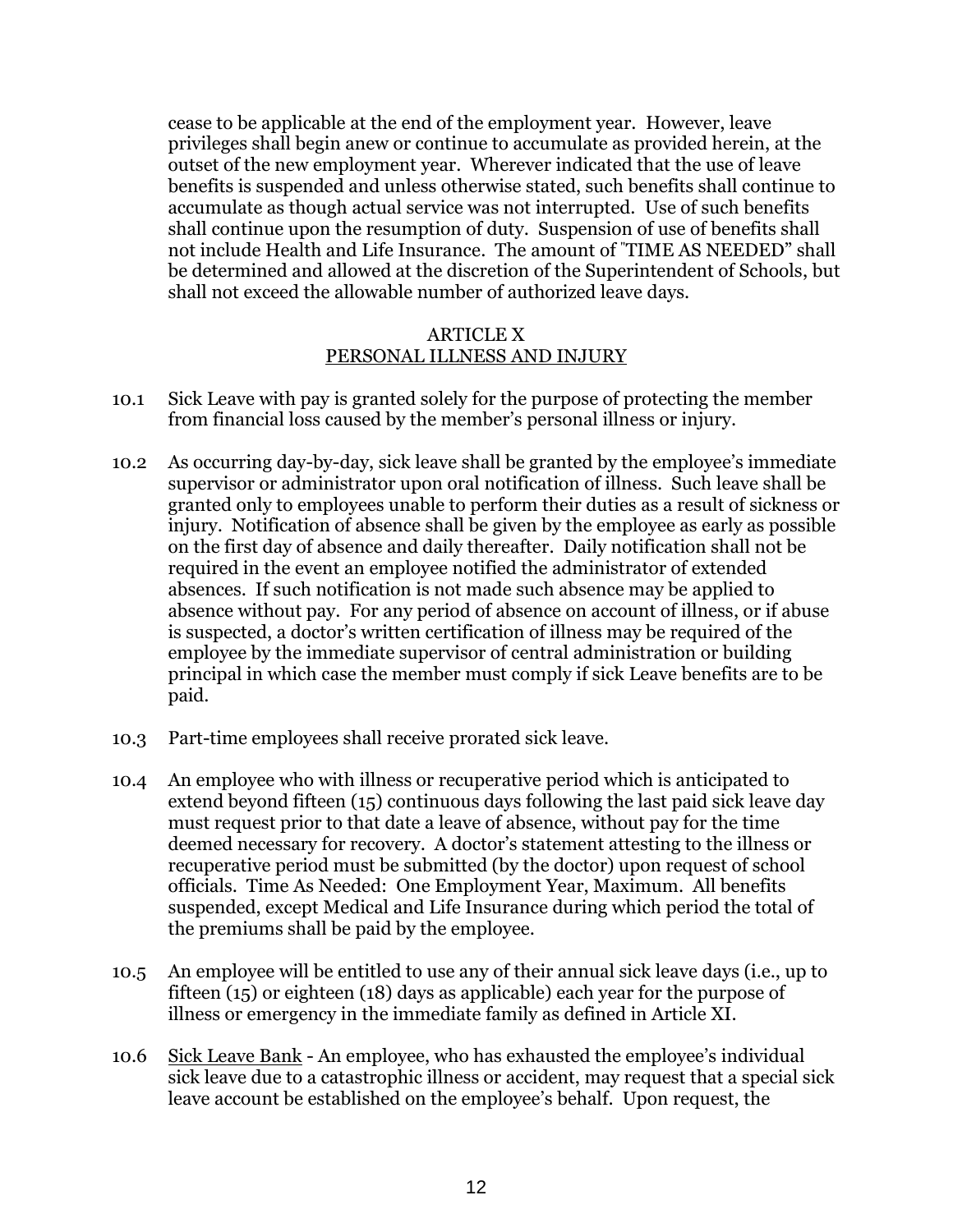cease to be applicable at the end of the employment year. However, leave privileges shall begin anew or continue to accumulate as provided herein, at the outset of the new employment year. Wherever indicated that the use of leave benefits is suspended and unless otherwise stated, such benefits shall continue to accumulate as though actual service was not interrupted. Use of such benefits shall continue upon the resumption of duty. Suspension of use of benefits shall not include Health and Life Insurance. The amount of "TIME AS NEEDED" shall be determined and allowed at the discretion of the Superintendent of Schools, but shall not exceed the allowable number of authorized leave days.

## ARTICLE X
## PERSONAL ILLNESS AND INJURY

10.1 Sick Leave with pay is granted solely for the purpose of protecting the member from financial loss caused by the member's personal illness or injury.

10.2 As occurring day-by-day, sick leave shall be granted by the employee's immediate supervisor or administrator upon oral notification of illness. Such leave shall be granted only to employees unable to perform their duties as a result of sickness or injury. Notification of absence shall be given by the employee as early as possible on the first day of absence and daily thereafter. Daily notification shall not be required in the event an employee notified the administrator of extended absences. If such notification is not made such absence may be applied to absence without pay. For any period of absence on account of illness, or if abuse is suspected, a doctor's written certification of illness may be required of the employee by the immediate supervisor of central administration or building principal in which case the member must comply if sick Leave benefits are to be paid.

10.3 Part-time employees shall receive prorated sick leave.

10.4 An employee who with illness or recuperative period which is anticipated to extend beyond fifteen (15) continuous days following the last paid sick leave day must request prior to that date a leave of absence, without pay for the time deemed necessary for recovery. A doctor's statement attesting to the illness or recuperative period must be submitted (by the doctor) upon request of school officials. Time As Needed: One Employment Year, Maximum. All benefits suspended, except Medical and Life Insurance during which period the total of the premiums shall be paid by the employee.

10.5 An employee will be entitled to use any of their annual sick leave days (i.e., up to fifteen (15) or eighteen (18) days as applicable) each year for the purpose of illness or emergency in the immediate family as defined in Article XI.

10.6 Sick Leave Bank - An employee, who has exhausted the employee's individual sick leave due to a catastrophic illness or accident, may request that a special sick leave account be established on the employee's behalf. Upon request, the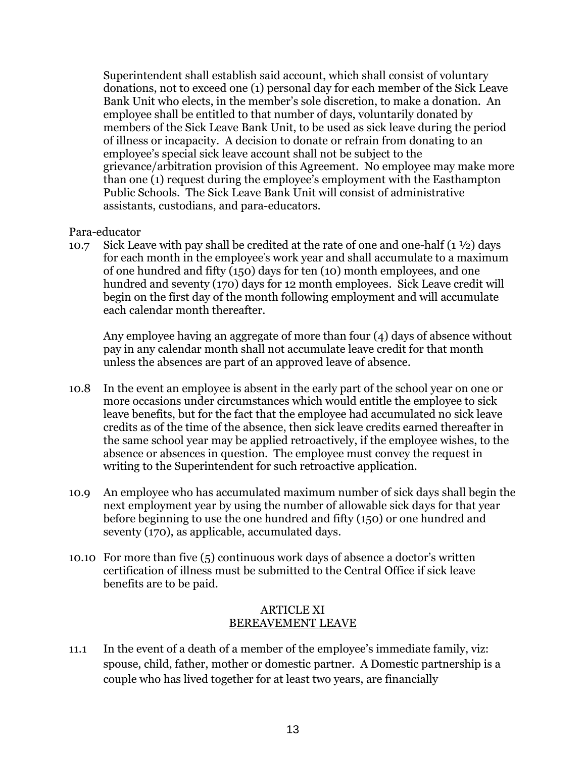Superintendent shall establish said account, which shall consist of voluntary donations, not to exceed one (1) personal day for each member of the Sick Leave Bank Unit who elects, in the member's sole discretion, to make a donation. An employee shall be entitled to that number of days, voluntarily donated by members of the Sick Leave Bank Unit, to be used as sick leave during the period of illness or incapacity. A decision to donate or refrain from donating to an employee's special sick leave account shall not be subject to the grievance/arbitration provision of this Agreement. No employee may make more than one (1) request during the employee's employment with the Easthampton Public Schools. The Sick Leave Bank Unit will consist of administrative assistants, custodians, and para-educators.

Para-educator

10.7 Sick Leave with pay shall be credited at the rate of one and one-half (1 ½) days for each month in the employee's work year and shall accumulate to a maximum of one hundred and fifty (150) days for ten (10) month employees, and one hundred and seventy (170) days for 12 month employees. Sick Leave credit will begin on the first day of the month following employment and will accumulate each calendar month thereafter.

Any employee having an aggregate of more than four (4) days of absence without pay in any calendar month shall not accumulate leave credit for that month unless the absences are part of an approved leave of absence.

10.8 In the event an employee is absent in the early part of the school year on one or more occasions under circumstances which would entitle the employee to sick leave benefits, but for the fact that the employee had accumulated no sick leave credits as of the time of the absence, then sick leave credits earned thereafter in the same school year may be applied retroactively, if the employee wishes, to the absence or absences in question. The employee must convey the request in writing to the Superintendent for such retroactive application.

10.9 An employee who has accumulated maximum number of sick days shall begin the next employment year by using the number of allowable sick days for that year before beginning to use the one hundred and fifty (150) or one hundred and seventy (170), as applicable, accumulated days.

10.10 For more than five (5) continuous work days of absence a doctor's written certification of illness must be submitted to the Central Office if sick leave benefits are to be paid.

## ARTICLE XI
## BEREAVEMENT LEAVE

11.1 In the event of a death of a member of the employee's immediate family, viz: spouse, child, father, mother or domestic partner. A Domestic partnership is a couple who has lived together for at least two years, are financially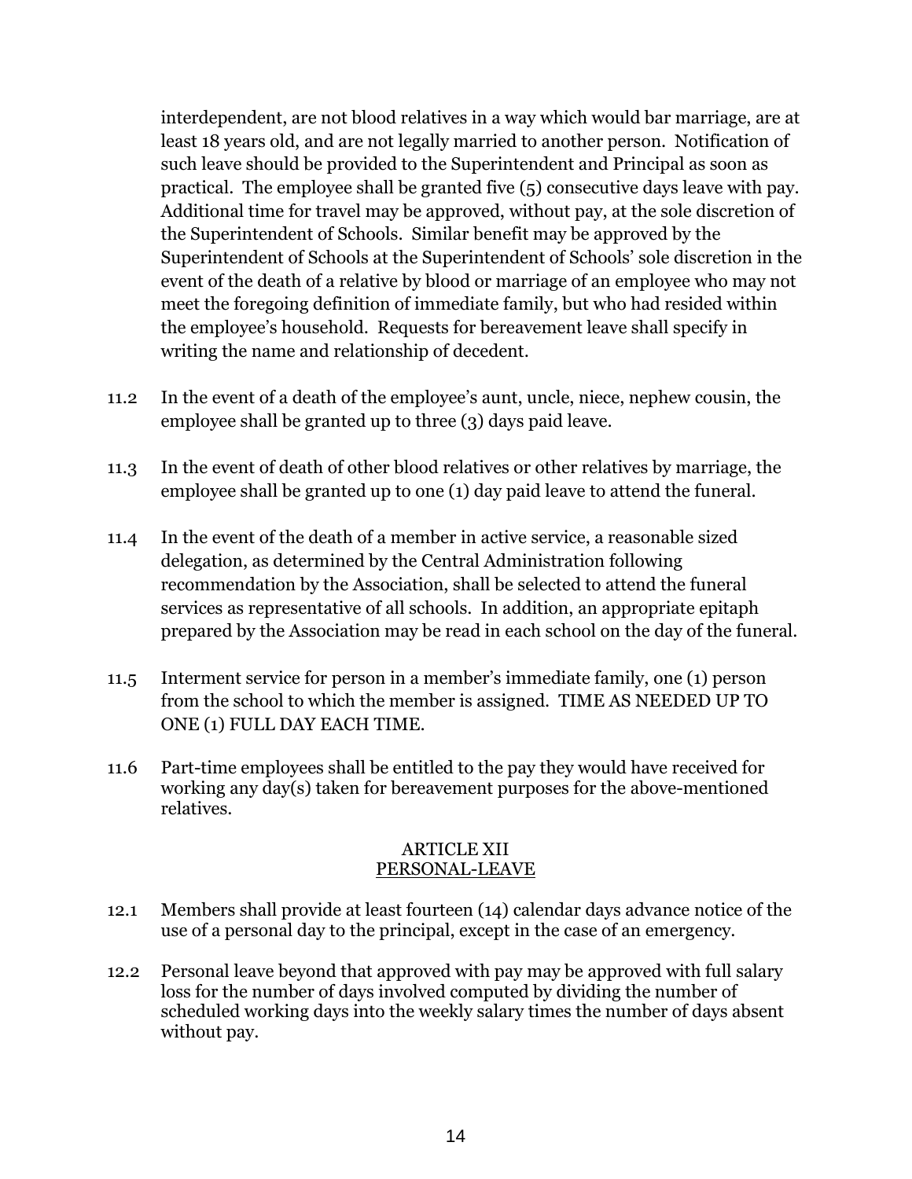interdependent, are not blood relatives in a way which would bar marriage, are at least 18 years old, and are not legally married to another person. Notification of such leave should be provided to the Superintendent and Principal as soon as practical. The employee shall be granted five (5) consecutive days leave with pay. Additional time for travel may be approved, without pay, at the sole discretion of the Superintendent of Schools. Similar benefit may be approved by the Superintendent of Schools at the Superintendent of Schools' sole discretion in the event of the death of a relative by blood or marriage of an employee who may not meet the foregoing definition of immediate family, but who had resided within the employee's household. Requests for bereavement leave shall specify in writing the name and relationship of decedent.

11.2 In the event of a death of the employee's aunt, uncle, niece, nephew cousin, the employee shall be granted up to three (3) days paid leave.

11.3 In the event of death of other blood relatives or other relatives by marriage, the employee shall be granted up to one (1) day paid leave to attend the funeral.

11.4 In the event of the death of a member in active service, a reasonable sized delegation, as determined by the Central Administration following recommendation by the Association, shall be selected to attend the funeral services as representative of all schools. In addition, an appropriate epitaph prepared by the Association may be read in each school on the day of the funeral.

11.5 Interment service for person in a member's immediate family, one (1) person from the school to which the member is assigned. TIME AS NEEDED UP TO ONE (1) FULL DAY EACH TIME.

11.6 Part-time employees shall be entitled to the pay they would have received for working any day(s) taken for bereavement purposes for the above-mentioned relatives.

## ARTICLE XII
## PERSONAL-LEAVE

12.1 Members shall provide at least fourteen (14) calendar days advance notice of the use of a personal day to the principal, except in the case of an emergency.

12.2 Personal leave beyond that approved with pay may be approved with full salary loss for the number of days involved computed by dividing the number of scheduled working days into the weekly salary times the number of days absent without pay.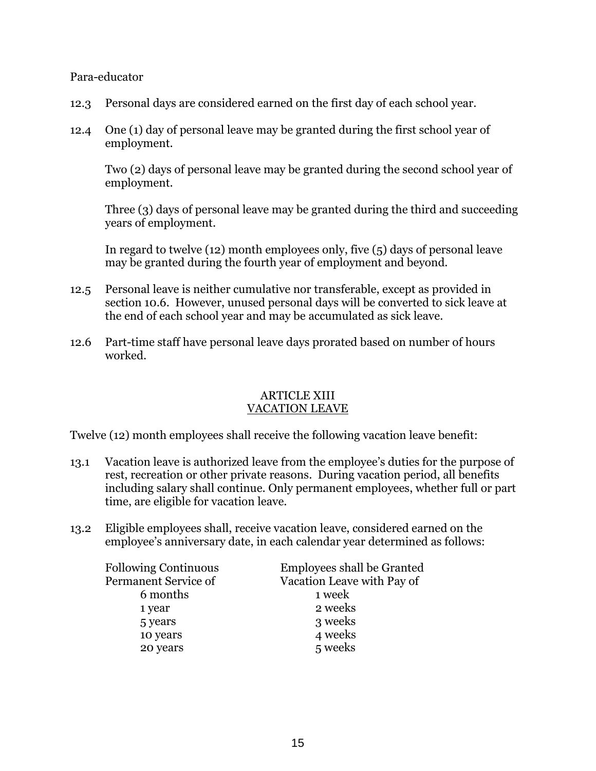Para-educator

12.3 Personal days are considered earned on the first day of each school year.

12.4 One (1) day of personal leave may be granted during the first school year of employment.

Two (2) days of personal leave may be granted during the second school year of employment.

Three (3) days of personal leave may be granted during the third and succeeding years of employment.

In regard to twelve (12) month employees only, five (5) days of personal leave may be granted during the fourth year of employment and beyond.

12.5 Personal leave is neither cumulative nor transferable, except as provided in section 10.6. However, unused personal days will be converted to sick leave at the end of each school year and may be accumulated as sick leave.

12.6 Part-time staff have personal leave days prorated based on number of hours worked.

## ARTICLE XIII
## VACATION LEAVE

Twelve (12) month employees shall receive the following vacation leave benefit:

13.1 Vacation leave is authorized leave from the employee's duties for the purpose of rest, recreation or other private reasons. During vacation period, all benefits including salary shall continue. Only permanent employees, whether full or part time, are eligible for vacation leave.

13.2 Eligible employees shall, receive vacation leave, considered earned on the employee's anniversary date, in each calendar year determined as follows:

| Following Continuous Permanent Service of | Employees shall be Granted Vacation Leave with Pay of |
|---|---|
| 6 months | 1 week |
| 1 year | 2 weeks |
| 5 years | 3 weeks |
| 10 years | 4 weeks |
| 20 years | 5 weeks |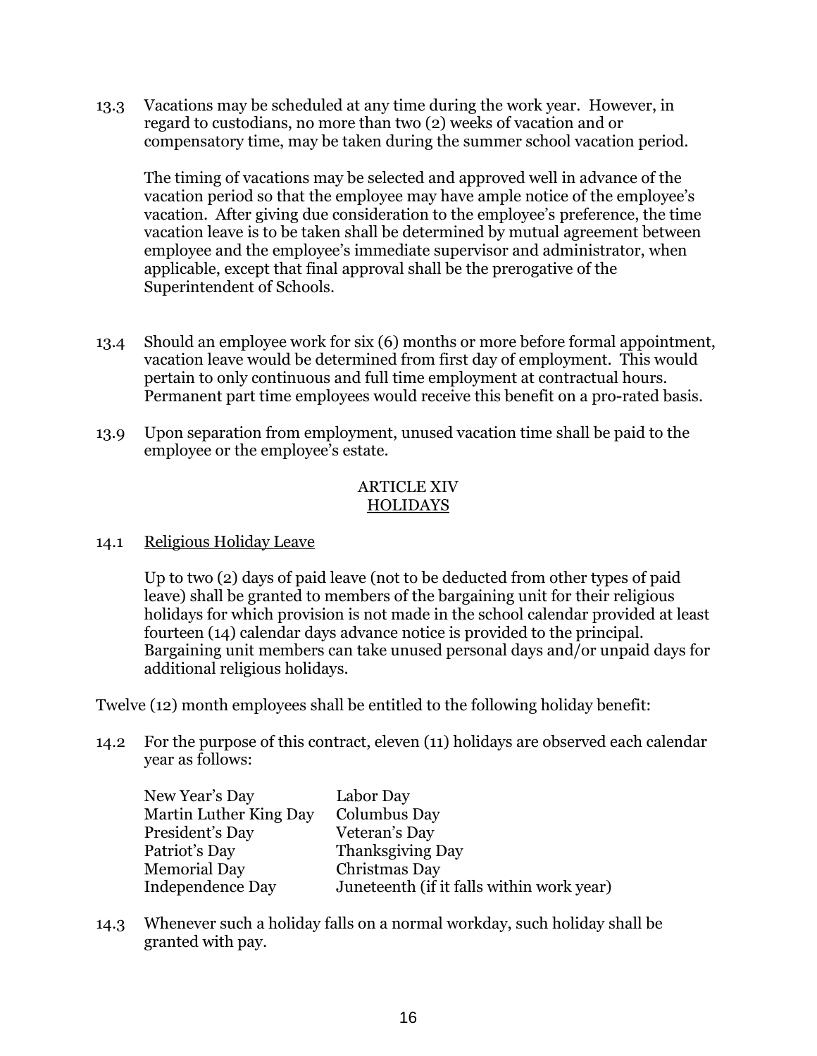13.3 Vacations may be scheduled at any time during the work year. However, in regard to custodians, no more than two (2) weeks of vacation and or compensatory time, may be taken during the summer school vacation period.

The timing of vacations may be selected and approved well in advance of the vacation period so that the employee may have ample notice of the employee's vacation. After giving due consideration to the employee's preference, the time vacation leave is to be taken shall be determined by mutual agreement between employee and the employee's immediate supervisor and administrator, when applicable, except that final approval shall be the prerogative of the Superintendent of Schools.

13.4 Should an employee work for six (6) months or more before formal appointment, vacation leave would be determined from first day of employment. This would pertain to only continuous and full time employment at contractual hours. Permanent part time employees would receive this benefit on a pro-rated basis.

13.9 Upon separation from employment, unused vacation time shall be paid to the employee or the employee's estate.

## ARTICLE XIV
## HOLIDAYS

14.1 Religious Holiday Leave

Up to two (2) days of paid leave (not to be deducted from other types of paid leave) shall be granted to members of the bargaining unit for their religious holidays for which provision is not made in the school calendar provided at least fourteen (14) calendar days advance notice is provided to the principal. Bargaining unit members can take unused personal days and/or unpaid days for additional religious holidays.

Twelve (12) month employees shall be entitled to the following holiday benefit:

14.2 For the purpose of this contract, eleven (11) holidays are observed each calendar year as follows:

| | |
|---|---|
| New Year's Day | Labor Day |
| Martin Luther King Day | Columbus Day |
| President's Day | Veteran's Day |
| Patriot's Day | Thanksgiving Day |
| Memorial Day | Christmas Day |
| Independence Day | Juneteenth (if it falls within work year) |

14.3 Whenever such a holiday falls on a normal workday, such holiday shall be granted with pay.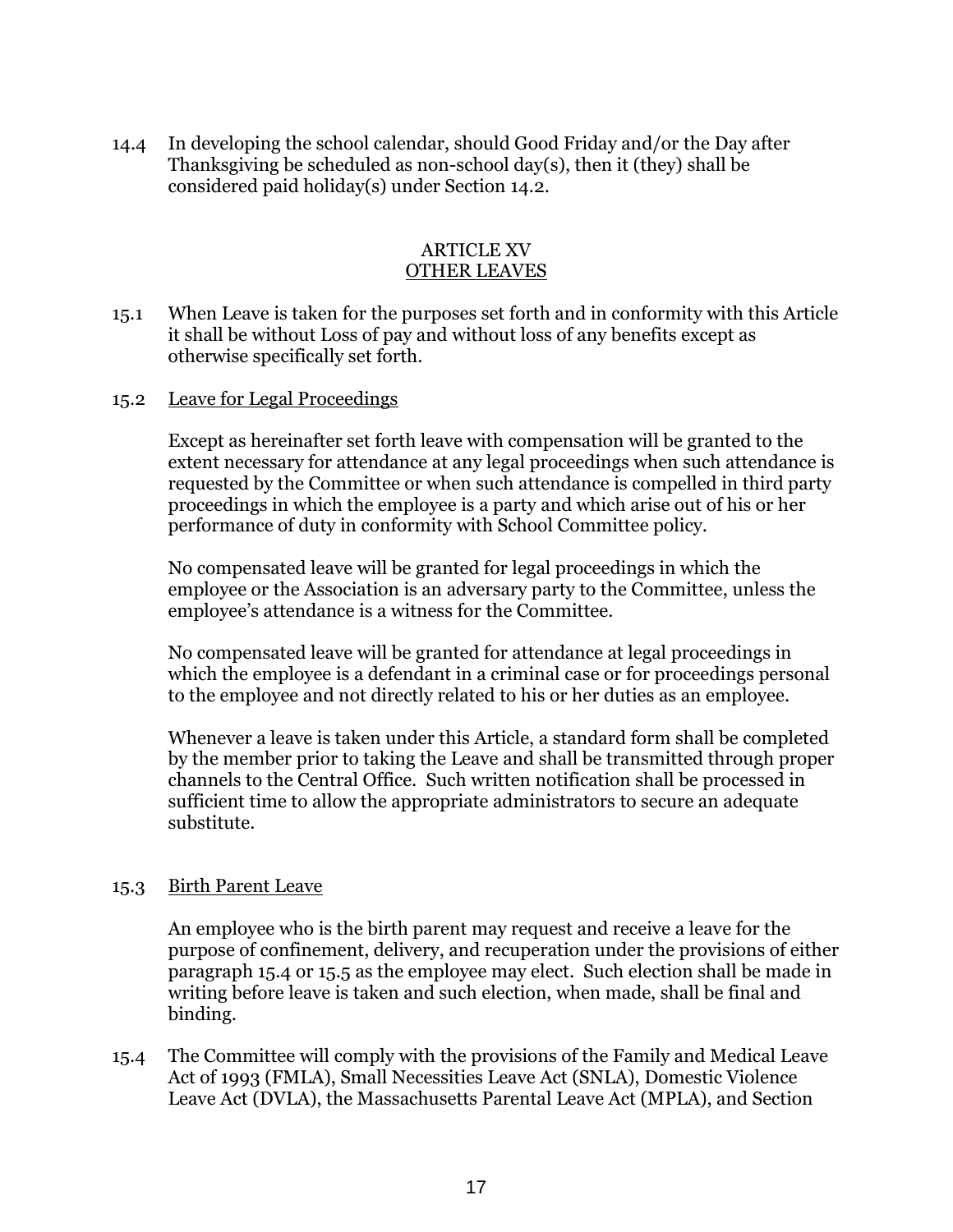14.4 In developing the school calendar, should Good Friday and/or the Day after Thanksgiving be scheduled as non-school day(s), then it (they) shall be considered paid holiday(s) under Section 14.2.

## ARTICLE XV
## OTHER LEAVES

15.1 When Leave is taken for the purposes set forth and in conformity with this Article it shall be without Loss of pay and without loss of any benefits except as otherwise specifically set forth.

15.2 Leave for Legal Proceedings

Except as hereinafter set forth leave with compensation will be granted to the extent necessary for attendance at any legal proceedings when such attendance is requested by the Committee or when such attendance is compelled in third party proceedings in which the employee is a party and which arise out of his or her performance of duty in conformity with School Committee policy.

No compensated leave will be granted for legal proceedings in which the employee or the Association is an adversary party to the Committee, unless the employee's attendance is a witness for the Committee.

No compensated leave will be granted for attendance at legal proceedings in which the employee is a defendant in a criminal case or for proceedings personal to the employee and not directly related to his or her duties as an employee.

Whenever a leave is taken under this Article, a standard form shall be completed by the member prior to taking the Leave and shall be transmitted through proper channels to the Central Office. Such written notification shall be processed in sufficient time to allow the appropriate administrators to secure an adequate substitute.

15.3 Birth Parent Leave

An employee who is the birth parent may request and receive a leave for the purpose of confinement, delivery, and recuperation under the provisions of either paragraph 15.4 or 15.5 as the employee may elect. Such election shall be made in writing before leave is taken and such election, when made, shall be final and binding.

15.4 The Committee will comply with the provisions of the Family and Medical Leave Act of 1993 (FMLA), Small Necessities Leave Act (SNLA), Domestic Violence Leave Act (DVLA), the Massachusetts Parental Leave Act (MPLA), and Section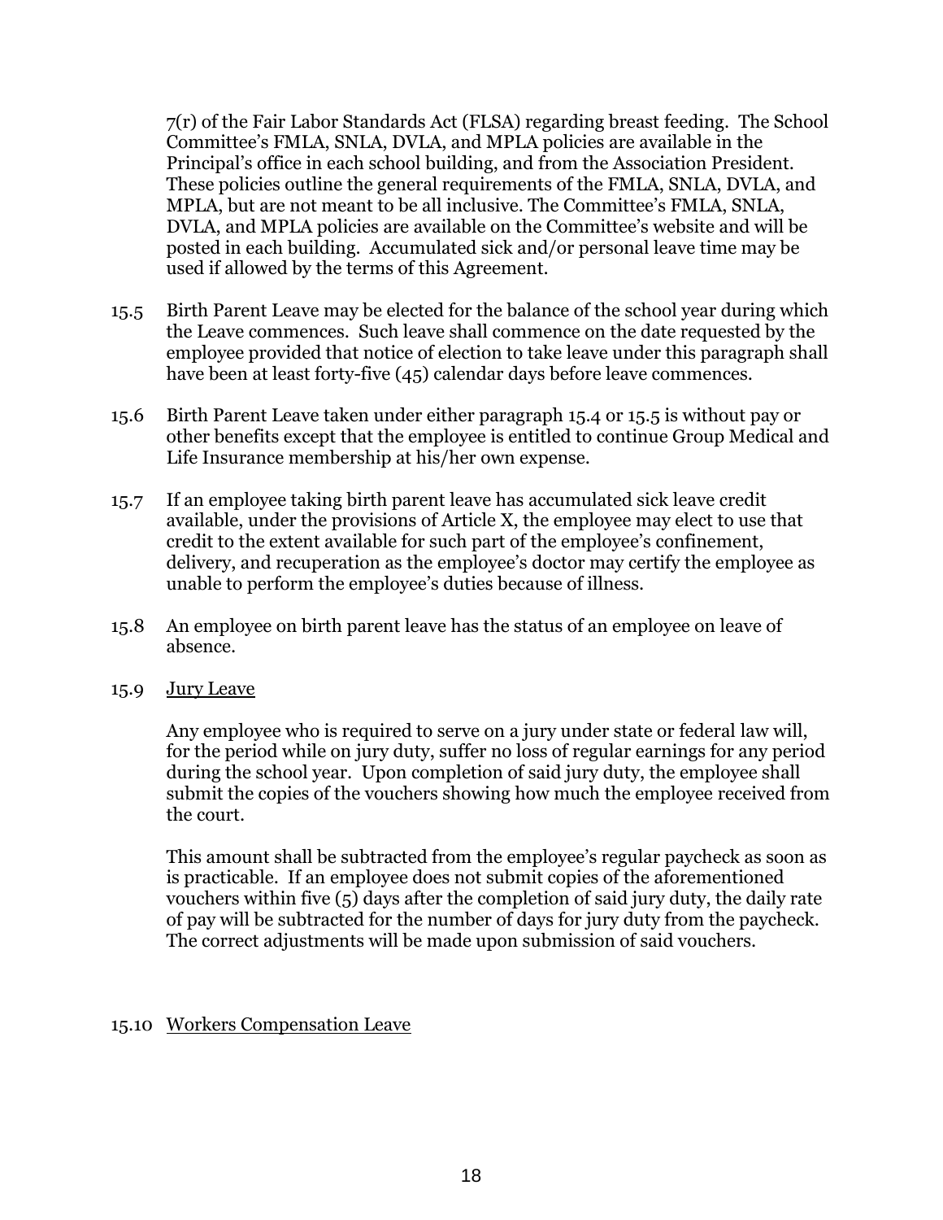7(r) of the Fair Labor Standards Act (FLSA) regarding breast feeding. The School Committee's FMLA, SNLA, DVLA, and MPLA policies are available in the Principal's office in each school building, and from the Association President. These policies outline the general requirements of the FMLA, SNLA, DVLA, and MPLA, but are not meant to be all inclusive. The Committee's FMLA, SNLA, DVLA, and MPLA policies are available on the Committee's website and will be posted in each building. Accumulated sick and/or personal leave time may be used if allowed by the terms of this Agreement.

15.5 Birth Parent Leave may be elected for the balance of the school year during which the Leave commences. Such leave shall commence on the date requested by the employee provided that notice of election to take leave under this paragraph shall have been at least forty-five (45) calendar days before leave commences.

15.6 Birth Parent Leave taken under either paragraph 15.4 or 15.5 is without pay or other benefits except that the employee is entitled to continue Group Medical and Life Insurance membership at his/her own expense.

15.7 If an employee taking birth parent leave has accumulated sick leave credit available, under the provisions of Article X, the employee may elect to use that credit to the extent available for such part of the employee's confinement, delivery, and recuperation as the employee's doctor may certify the employee as unable to perform the employee's duties because of illness.

15.8 An employee on birth parent leave has the status of an employee on leave of absence.

15.9 Jury Leave

Any employee who is required to serve on a jury under state or federal law will, for the period while on jury duty, suffer no loss of regular earnings for any period during the school year. Upon completion of said jury duty, the employee shall submit the copies of the vouchers showing how much the employee received from the court.

This amount shall be subtracted from the employee's regular paycheck as soon as is practicable. If an employee does not submit copies of the aforementioned vouchers within five (5) days after the completion of said jury duty, the daily rate of pay will be subtracted for the number of days for jury duty from the paycheck. The correct adjustments will be made upon submission of said vouchers.

15.10 Workers Compensation Leave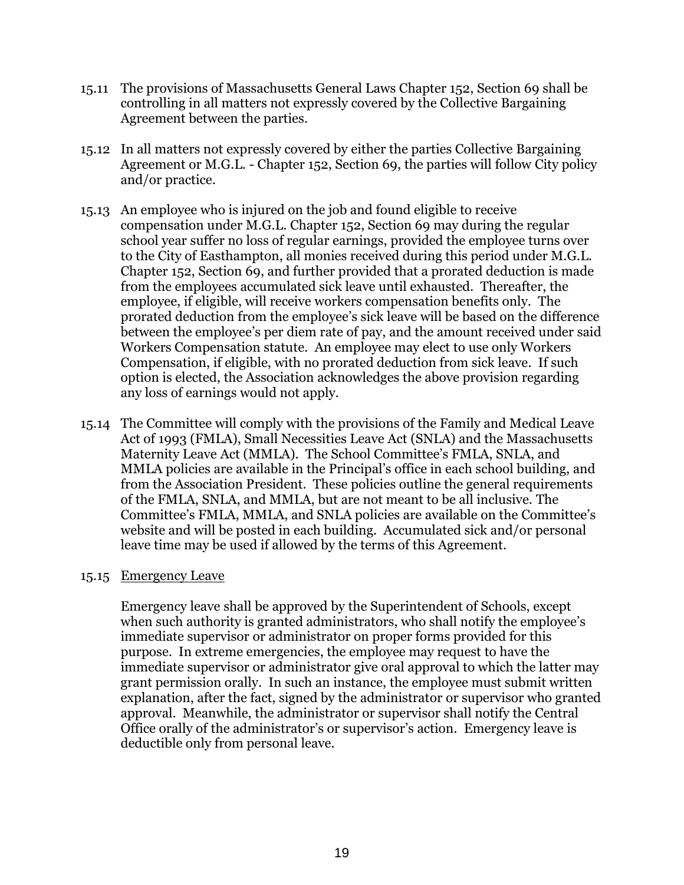15.11 The provisions of Massachusetts General Laws Chapter 152, Section 69 shall be controlling in all matters not expressly covered by the Collective Bargaining Agreement between the parties.

15.12 In all matters not expressly covered by either the parties Collective Bargaining Agreement or M.G.L. - Chapter 152, Section 69, the parties will follow City policy and/or practice.

15.13 An employee who is injured on the job and found eligible to receive compensation under M.G.L. Chapter 152, Section 69 may during the regular school year suffer no loss of regular earnings, provided the employee turns over to the City of Easthampton, all monies received during this period under M.G.L. Chapter 152, Section 69, and further provided that a prorated deduction is made from the employees accumulated sick leave until exhausted. Thereafter, the employee, if eligible, will receive workers compensation benefits only. The prorated deduction from the employee's sick leave will be based on the difference between the employee's per diem rate of pay, and the amount received under said Workers Compensation statute. An employee may elect to use only Workers Compensation, if eligible, with no prorated deduction from sick leave. If such option is elected, the Association acknowledges the above provision regarding any loss of earnings would not apply.

15.14 The Committee will comply with the provisions of the Family and Medical Leave Act of 1993 (FMLA), Small Necessities Leave Act (SNLA) and the Massachusetts Maternity Leave Act (MMLA). The School Committee's FMLA, SNLA, and MMLA policies are available in the Principal's office in each school building, and from the Association President. These policies outline the general requirements of the FMLA, SNLA, and MMLA, but are not meant to be all inclusive. The Committee's FMLA, MMLA, and SNLA policies are available on the Committee's website and will be posted in each building. Accumulated sick and/or personal leave time may be used if allowed by the terms of this Agreement.

15.15 <u>Emergency Leave</u>

Emergency leave shall be approved by the Superintendent of Schools, except when such authority is granted administrators, who shall notify the employee's immediate supervisor or administrator on proper forms provided for this purpose. In extreme emergencies, the employee may request to have the immediate supervisor or administrator give oral approval to which the latter may grant permission orally. In such an instance, the employee must submit written explanation, after the fact, signed by the administrator or supervisor who granted approval. Meanwhile, the administrator or supervisor shall notify the Central Office orally of the administrator's or supervisor's action. Emergency leave is deductible only from personal leave.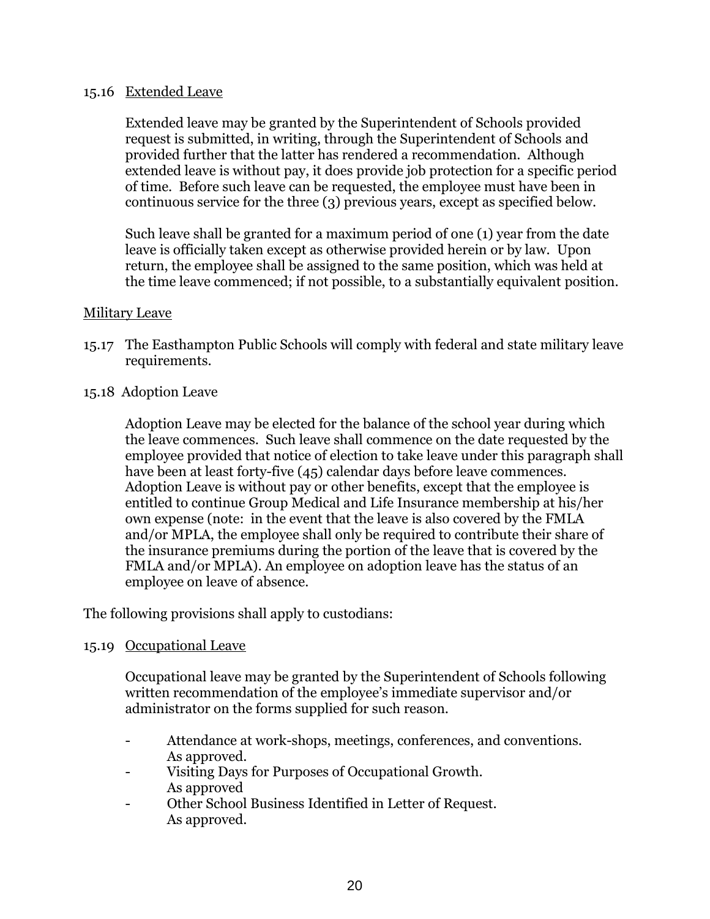15.16 <u>Extended Leave</u>

Extended leave may be granted by the Superintendent of Schools provided request is submitted, in writing, through the Superintendent of Schools and provided further that the latter has rendered a recommendation. Although extended leave is without pay, it does provide job protection for a specific period of time. Before such leave can be requested, the employee must have been in continuous service for the three (3) previous years, except as specified below.

Such leave shall be granted for a maximum period of one (1) year from the date leave is officially taken except as otherwise provided herein or by law. Upon return, the employee shall be assigned to the same position, which was held at the time leave commenced; if not possible, to a substantially equivalent position.

<u>Military Leave</u>

15.17 The Easthampton Public Schools will comply with federal and state military leave requirements.

15.18 Adoption Leave

Adoption Leave may be elected for the balance of the school year during which the leave commences. Such leave shall commence on the date requested by the employee provided that notice of election to take leave under this paragraph shall have been at least forty-five (45) calendar days before leave commences. Adoption Leave is without pay or other benefits, except that the employee is entitled to continue Group Medical and Life Insurance membership at his/her own expense (note: in the event that the leave is also covered by the FMLA and/or MPLA, the employee shall only be required to contribute their share of the insurance premiums during the portion of the leave that is covered by the FMLA and/or MPLA). An employee on adoption leave has the status of an employee on leave of absence.

The following provisions shall apply to custodians:

15.19 <u>Occupational Leave</u>

Occupational leave may be granted by the Superintendent of Schools following written recommendation of the employee's immediate supervisor and/or administrator on the forms supplied for such reason.

- Attendance at work-shops, meetings, conferences, and conventions. As approved.
- Visiting Days for Purposes of Occupational Growth. As approved
- Other School Business Identified in Letter of Request. As approved.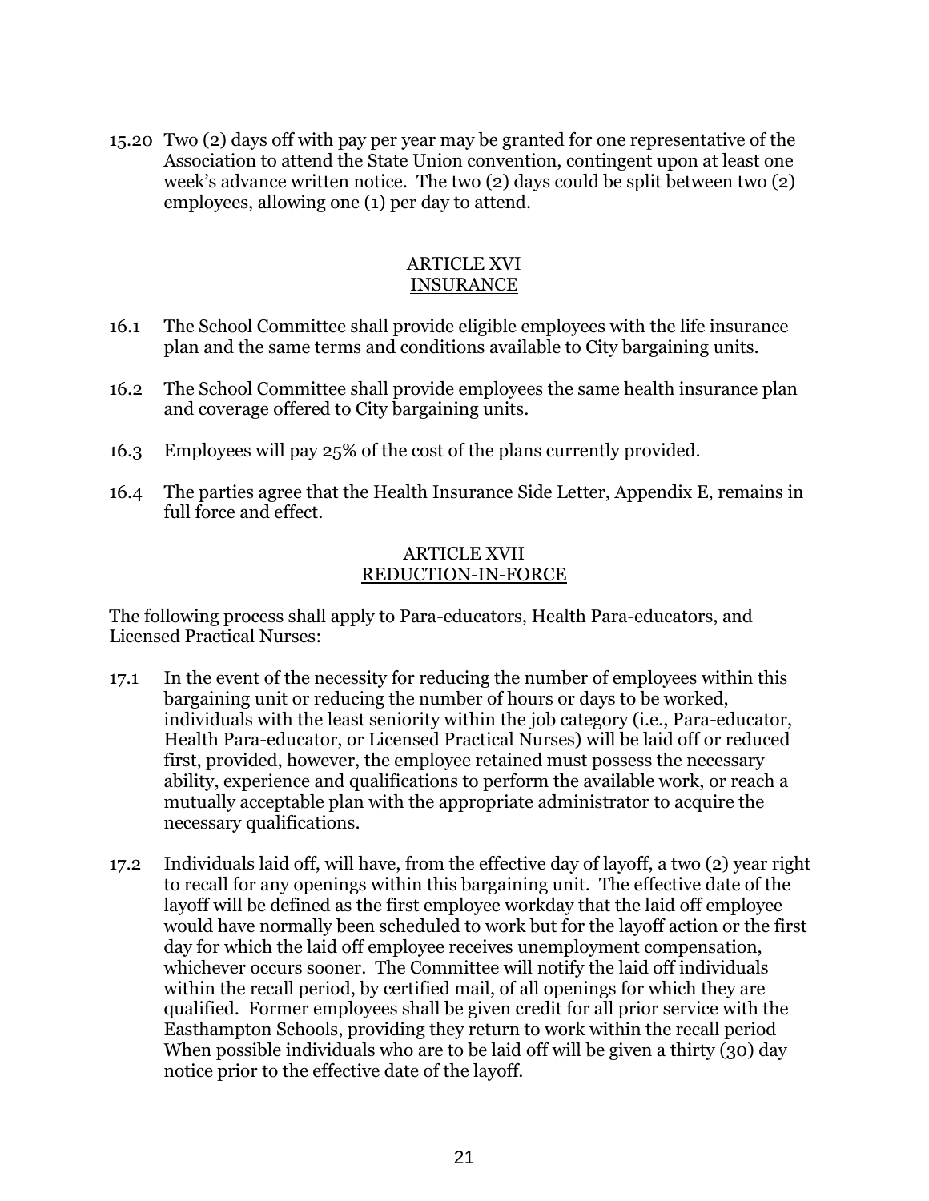15.20 Two (2) days off with pay per year may be granted for one representative of the Association to attend the State Union convention, contingent upon at least one week's advance written notice. The two (2) days could be split between two (2) employees, allowing one (1) per day to attend.

## ARTICLE XVI
## INSURANCE

16.1 The School Committee shall provide eligible employees with the life insurance plan and the same terms and conditions available to City bargaining units.

16.2 The School Committee shall provide employees the same health insurance plan and coverage offered to City bargaining units.

16.3 Employees will pay 25% of the cost of the plans currently provided.

16.4 The parties agree that the Health Insurance Side Letter, Appendix E, remains in full force and effect.

## ARTICLE XVII
## REDUCTION-IN-FORCE

The following process shall apply to Para-educators, Health Para-educators, and Licensed Practical Nurses:

17.1 In the event of the necessity for reducing the number of employees within this bargaining unit or reducing the number of hours or days to be worked, individuals with the least seniority within the job category (i.e., Para-educator, Health Para-educator, or Licensed Practical Nurses) will be laid off or reduced first, provided, however, the employee retained must possess the necessary ability, experience and qualifications to perform the available work, or reach a mutually acceptable plan with the appropriate administrator to acquire the necessary qualifications.

17.2 Individuals laid off, will have, from the effective day of layoff, a two (2) year right to recall for any openings within this bargaining unit. The effective date of the layoff will be defined as the first employee workday that the laid off employee would have normally been scheduled to work but for the layoff action or the first day for which the laid off employee receives unemployment compensation, whichever occurs sooner. The Committee will notify the laid off individuals within the recall period, by certified mail, of all openings for which they are qualified. Former employees shall be given credit for all prior service with the Easthampton Schools, providing they return to work within the recall period When possible individuals who are to be laid off will be given a thirty (30) day notice prior to the effective date of the layoff.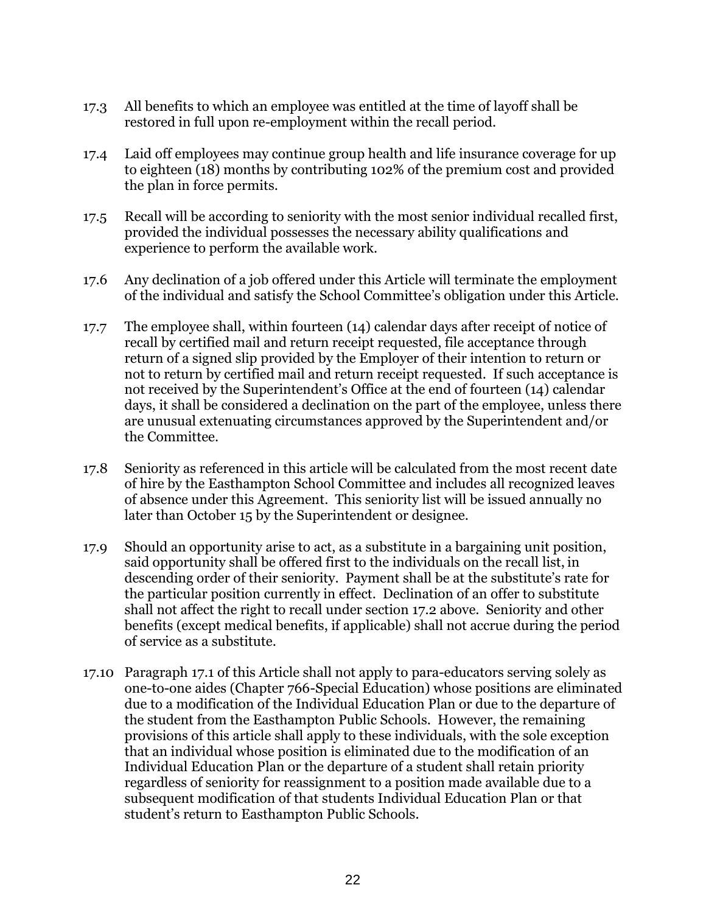17.3 All benefits to which an employee was entitled at the time of layoff shall be restored in full upon re-employment within the recall period.

17.4 Laid off employees may continue group health and life insurance coverage for up to eighteen (18) months by contributing 102% of the premium cost and provided the plan in force permits.

17.5 Recall will be according to seniority with the most senior individual recalled first, provided the individual possesses the necessary ability qualifications and experience to perform the available work.

17.6 Any declination of a job offered under this Article will terminate the employment of the individual and satisfy the School Committee's obligation under this Article.

17.7 The employee shall, within fourteen (14) calendar days after receipt of notice of recall by certified mail and return receipt requested, file acceptance through return of a signed slip provided by the Employer of their intention to return or not to return by certified mail and return receipt requested. If such acceptance is not received by the Superintendent's Office at the end of fourteen (14) calendar days, it shall be considered a declination on the part of the employee, unless there are unusual extenuating circumstances approved by the Superintendent and/or the Committee.

17.8 Seniority as referenced in this article will be calculated from the most recent date of hire by the Easthampton School Committee and includes all recognized leaves of absence under this Agreement. This seniority list will be issued annually no later than October 15 by the Superintendent or designee.

17.9 Should an opportunity arise to act, as a substitute in a bargaining unit position, said opportunity shall be offered first to the individuals on the recall list, in descending order of their seniority. Payment shall be at the substitute's rate for the particular position currently in effect. Declination of an offer to substitute shall not affect the right to recall under section 17.2 above. Seniority and other benefits (except medical benefits, if applicable) shall not accrue during the period of service as a substitute.

17.10 Paragraph 17.1 of this Article shall not apply to para-educators serving solely as one-to-one aides (Chapter 766-Special Education) whose positions are eliminated due to a modification of the Individual Education Plan or due to the departure of the student from the Easthampton Public Schools. However, the remaining provisions of this article shall apply to these individuals, with the sole exception that an individual whose position is eliminated due to the modification of an Individual Education Plan or the departure of a student shall retain priority regardless of seniority for reassignment to a position made available due to a subsequent modification of that students Individual Education Plan or that student's return to Easthampton Public Schools.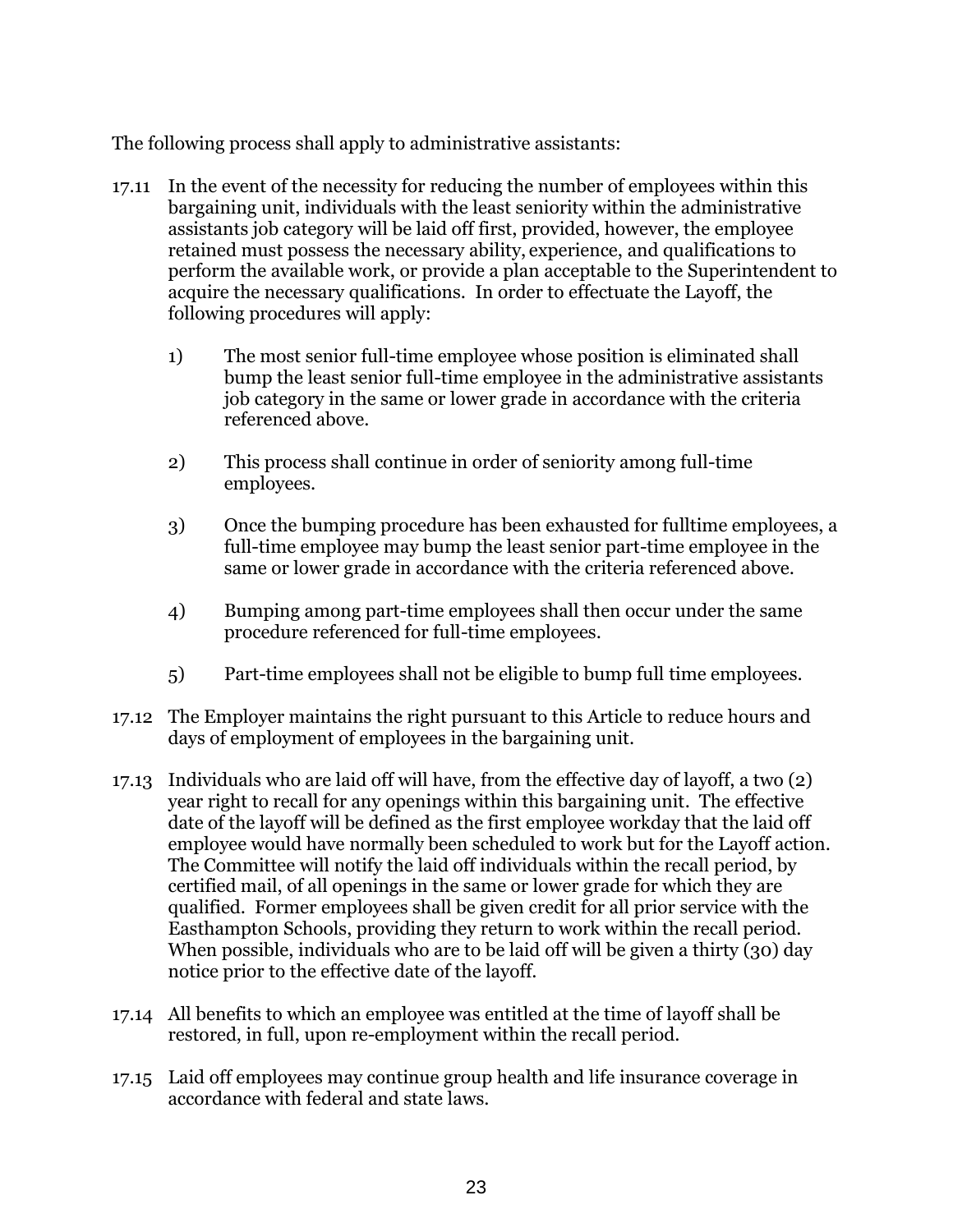The following process shall apply to administrative assistants:

17.11 In the event of the necessity for reducing the number of employees within this bargaining unit, individuals with the least seniority within the administrative assistants job category will be laid off first, provided, however, the employee retained must possess the necessary ability, experience, and qualifications to perform the available work, or provide a plan acceptable to the Superintendent to acquire the necessary qualifications. In order to effectuate the Layoff, the following procedures will apply:

1) The most senior full-time employee whose position is eliminated shall bump the least senior full-time employee in the administrative assistants job category in the same or lower grade in accordance with the criteria referenced above.

2) This process shall continue in order of seniority among full-time employees.

3) Once the bumping procedure has been exhausted for fulltime employees, a full-time employee may bump the least senior part-time employee in the same or lower grade in accordance with the criteria referenced above.

4) Bumping among part-time employees shall then occur under the same procedure referenced for full-time employees.

5) Part-time employees shall not be eligible to bump full time employees.

17.12 The Employer maintains the right pursuant to this Article to reduce hours and days of employment of employees in the bargaining unit.

17.13 Individuals who are laid off will have, from the effective day of layoff, a two (2) year right to recall for any openings within this bargaining unit. The effective date of the layoff will be defined as the first employee workday that the laid off employee would have normally been scheduled to work but for the Layoff action. The Committee will notify the laid off individuals within the recall period, by certified mail, of all openings in the same or lower grade for which they are qualified. Former employees shall be given credit for all prior service with the Easthampton Schools, providing they return to work within the recall period. When possible, individuals who are to be laid off will be given a thirty (30) day notice prior to the effective date of the layoff.

17.14 All benefits to which an employee was entitled at the time of layoff shall be restored, in full, upon re-employment within the recall period.

17.15 Laid off employees may continue group health and life insurance coverage in accordance with federal and state laws.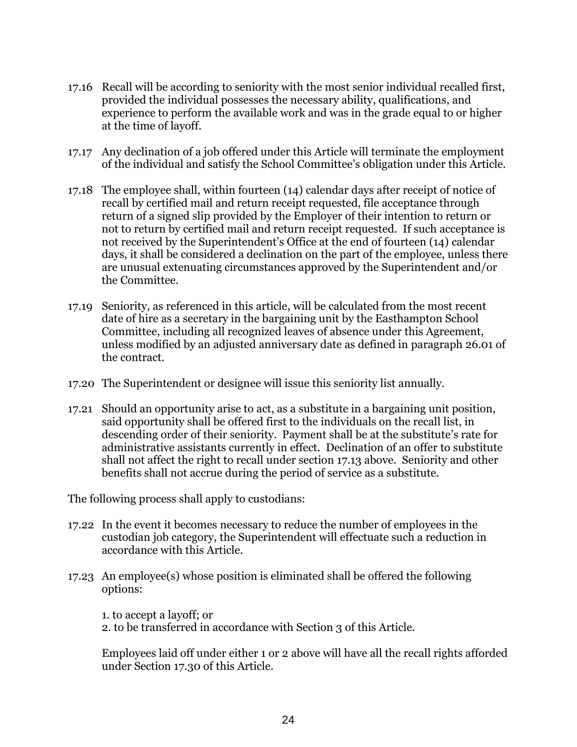17.16 Recall will be according to seniority with the most senior individual recalled first, provided the individual possesses the necessary ability, qualifications, and experience to perform the available work and was in the grade equal to or higher at the time of layoff.

17.17 Any declination of a job offered under this Article will terminate the employment of the individual and satisfy the School Committee's obligation under this Article.

17.18 The employee shall, within fourteen (14) calendar days after receipt of notice of recall by certified mail and return receipt requested, file acceptance through return of a signed slip provided by the Employer of their intention to return or not to return by certified mail and return receipt requested. If such acceptance is not received by the Superintendent's Office at the end of fourteen (14) calendar days, it shall be considered a declination on the part of the employee, unless there are unusual extenuating circumstances approved by the Superintendent and/or the Committee.

17.19 Seniority, as referenced in this article, will be calculated from the most recent date of hire as a secretary in the bargaining unit by the Easthampton School Committee, including all recognized leaves of absence under this Agreement, unless modified by an adjusted anniversary date as defined in paragraph 26.01 of the contract.

17.20 The Superintendent or designee will issue this seniority list annually.

17.21 Should an opportunity arise to act, as a substitute in a bargaining unit position, said opportunity shall be offered first to the individuals on the recall list, in descending order of their seniority. Payment shall be at the substitute's rate for administrative assistants currently in effect. Declination of an offer to substitute shall not affect the right to recall under section 17.13 above. Seniority and other benefits shall not accrue during the period of service as a substitute.

The following process shall apply to custodians:

17.22 In the event it becomes necessary to reduce the number of employees in the custodian job category, the Superintendent will effectuate such a reduction in accordance with this Article.

17.23 An employee(s) whose position is eliminated shall be offered the following options:

1. to accept a layoff; or
2. to be transferred in accordance with Section 3 of this Article.

Employees laid off under either 1 or 2 above will have all the recall rights afforded under Section 17.30 of this Article.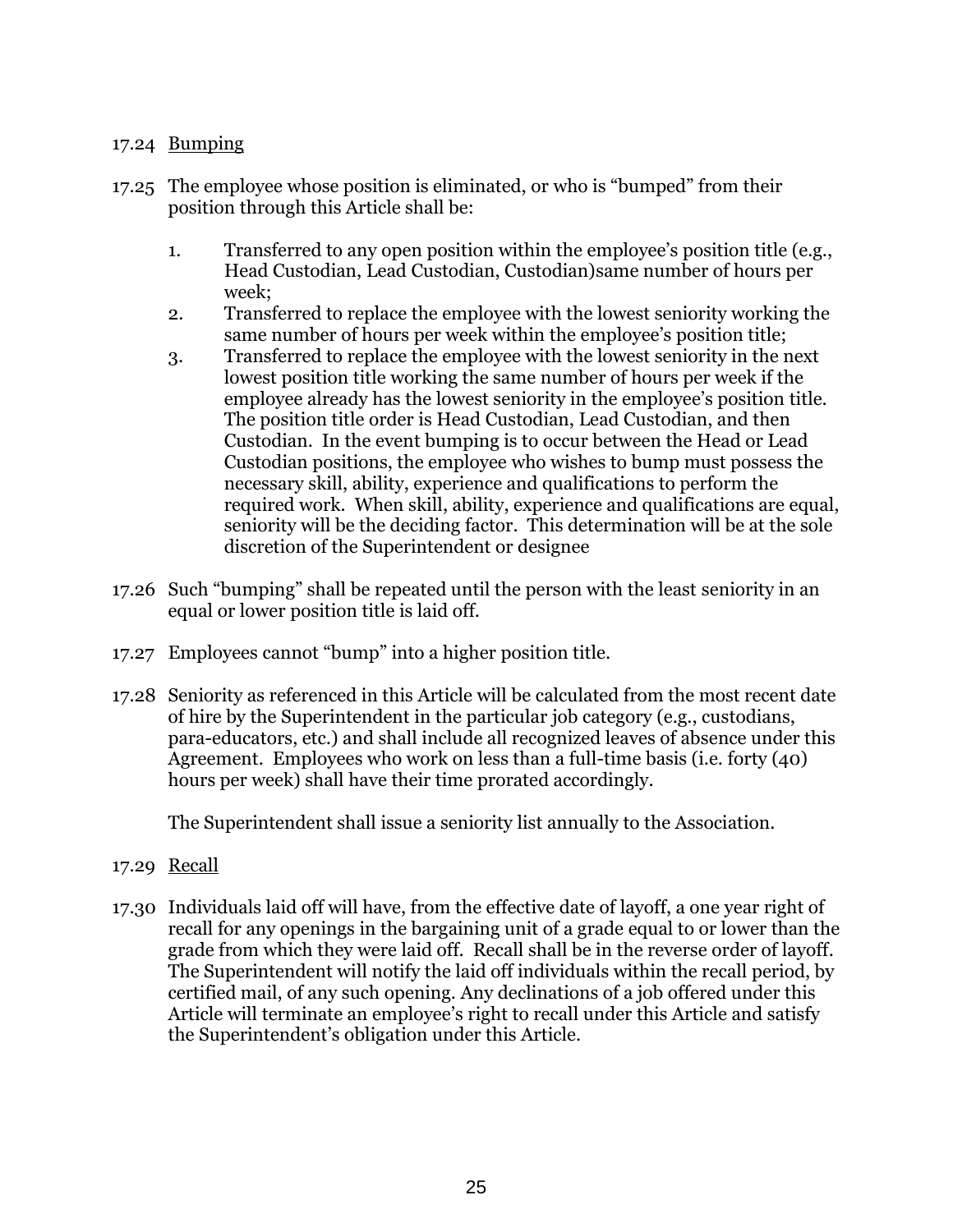17.24 Bumping

17.25 The employee whose position is eliminated, or who is “bumped” from their position through this Article shall be:

1. Transferred to any open position within the employee’s position title (e.g., Head Custodian, Lead Custodian, Custodian)same number of hours per week;
2. Transferred to replace the employee with the lowest seniority working the same number of hours per week within the employee’s position title;
3. Transferred to replace the employee with the lowest seniority in the next lowest position title working the same number of hours per week if the employee already has the lowest seniority in the employee’s position title. The position title order is Head Custodian, Lead Custodian, and then Custodian. In the event bumping is to occur between the Head or Lead Custodian positions, the employee who wishes to bump must possess the necessary skill, ability, experience and qualifications to perform the required work. When skill, ability, experience and qualifications are equal, seniority will be the deciding factor. This determination will be at the sole discretion of the Superintendent or designee

17.26 Such “bumping” shall be repeated until the person with the least seniority in an equal or lower position title is laid off.

17.27 Employees cannot “bump” into a higher position title.

17.28 Seniority as referenced in this Article will be calculated from the most recent date of hire by the Superintendent in the particular job category (e.g., custodians, para-educators, etc.) and shall include all recognized leaves of absence under this Agreement. Employees who work on less than a full-time basis (i.e. forty (40) hours per week) shall have their time prorated accordingly.

The Superintendent shall issue a seniority list annually to the Association.

17.29 Recall

17.30 Individuals laid off will have, from the effective date of layoff, a one year right of recall for any openings in the bargaining unit of a grade equal to or lower than the grade from which they were laid off. Recall shall be in the reverse order of layoff. The Superintendent will notify the laid off individuals within the recall period, by certified mail, of any such opening. Any declinations of a job offered under this Article will terminate an employee’s right to recall under this Article and satisfy the Superintendent’s obligation under this Article.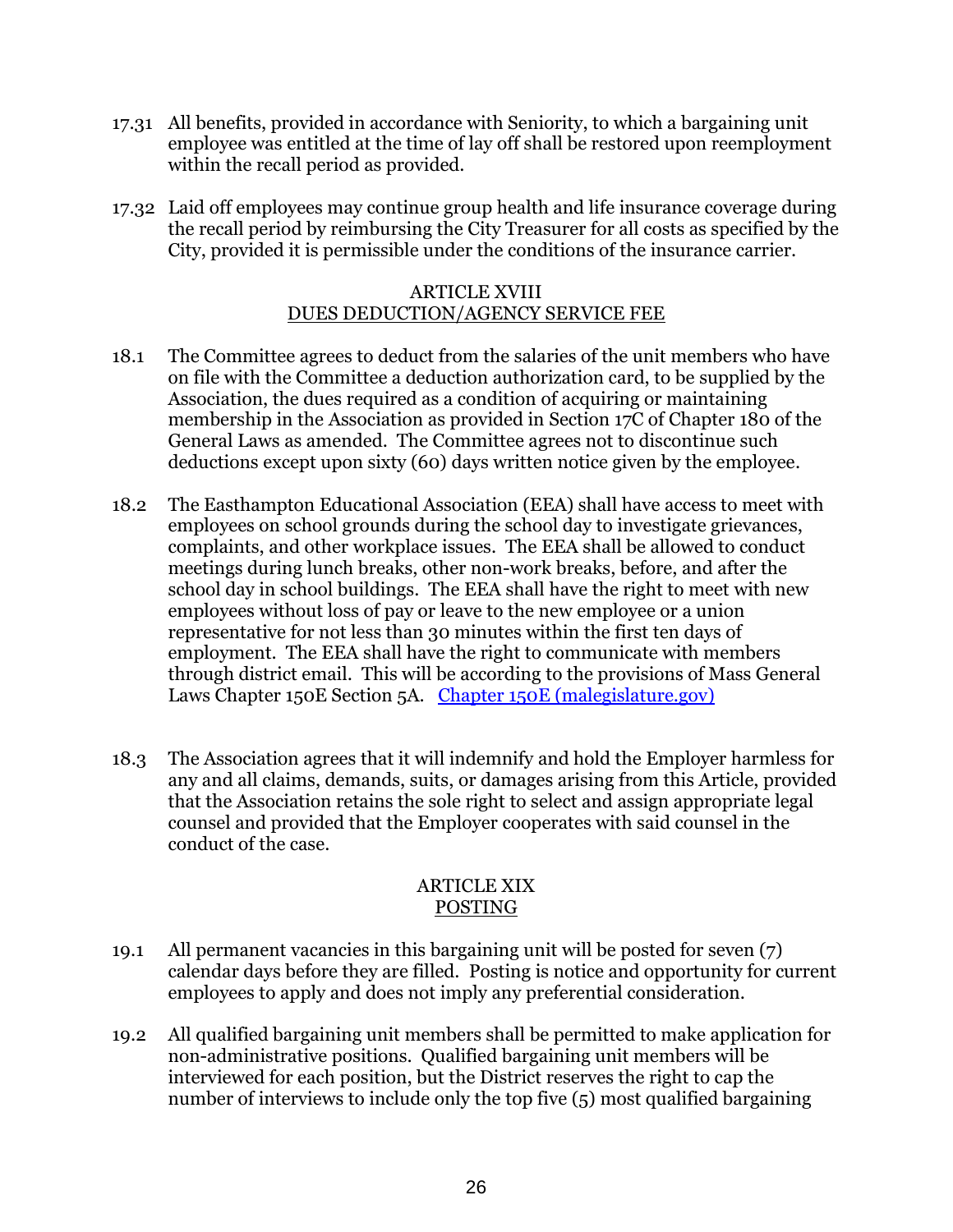17.31 All benefits, provided in accordance with Seniority, to which a bargaining unit employee was entitled at the time of lay off shall be restored upon reemployment within the recall period as provided.

17.32 Laid off employees may continue group health and life insurance coverage during the recall period by reimbursing the City Treasurer for all costs as specified by the City, provided it is permissible under the conditions of the insurance carrier.

## ARTICLE XVIII
## DUES DEDUCTION/AGENCY SERVICE FEE

18.1 The Committee agrees to deduct from the salaries of the unit members who have on file with the Committee a deduction authorization card, to be supplied by the Association, the dues required as a condition of acquiring or maintaining membership in the Association as provided in Section 17C of Chapter 180 of the General Laws as amended. The Committee agrees not to discontinue such deductions except upon sixty (60) days written notice given by the employee.

18.2 The Easthampton Educational Association (EEA) shall have access to meet with employees on school grounds during the school day to investigate grievances, complaints, and other workplace issues. The EEA shall be allowed to conduct meetings during lunch breaks, other non-work breaks, before, and after the school day in school buildings. The EEA shall have the right to meet with new employees without loss of pay or leave to the new employee or a union representative for not less than 30 minutes within the first ten days of employment. The EEA shall have the right to communicate with members through district email. This will be according to the provisions of Mass General Laws Chapter 150E Section 5A. [Chapter 150E (malegislature.gov)]

18.3 The Association agrees that it will indemnify and hold the Employer harmless for any and all claims, demands, suits, or damages arising from this Article, provided that the Association retains the sole right to select and assign appropriate legal counsel and provided that the Employer cooperates with said counsel in the conduct of the case.

## ARTICLE XIX
## POSTING

19.1 All permanent vacancies in this bargaining unit will be posted for seven (7) calendar days before they are filled. Posting is notice and opportunity for current employees to apply and does not imply any preferential consideration.

19.2 All qualified bargaining unit members shall be permitted to make application for non-administrative positions. Qualified bargaining unit members will be interviewed for each position, but the District reserves the right to cap the number of interviews to include only the top five (5) most qualified bargaining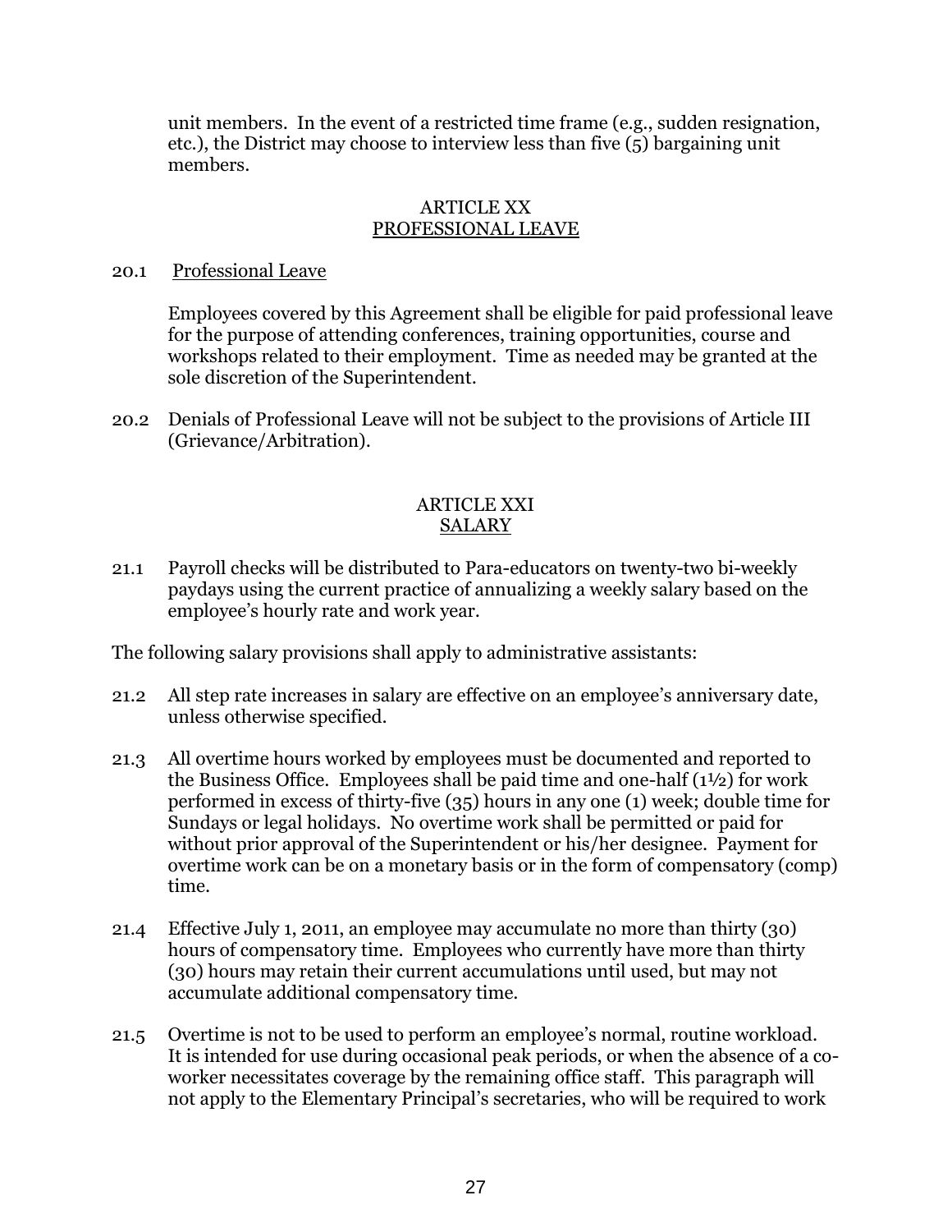unit members. In the event of a restricted time frame (e.g., sudden resignation, etc.), the District may choose to interview less than five (5) bargaining unit members.

## ARTICLE XX
## PROFESSIONAL LEAVE

20.1 Professional Leave

Employees covered by this Agreement shall be eligible for paid professional leave for the purpose of attending conferences, training opportunities, course and workshops related to their employment. Time as needed may be granted at the sole discretion of the Superintendent.

20.2 Denials of Professional Leave will not be subject to the provisions of Article III (Grievance/Arbitration).

## ARTICLE XXI
## SALARY

21.1 Payroll checks will be distributed to Para-educators on twenty-two bi-weekly paydays using the current practice of annualizing a weekly salary based on the employee's hourly rate and work year.

The following salary provisions shall apply to administrative assistants:

21.2 All step rate increases in salary are effective on an employee's anniversary date, unless otherwise specified.

21.3 All overtime hours worked by employees must be documented and reported to the Business Office. Employees shall be paid time and one-half (1½) for work performed in excess of thirty-five (35) hours in any one (1) week; double time for Sundays or legal holidays. No overtime work shall be permitted or paid for without prior approval of the Superintendent or his/her designee. Payment for overtime work can be on a monetary basis or in the form of compensatory (comp) time.

21.4 Effective July 1, 2011, an employee may accumulate no more than thirty (30) hours of compensatory time. Employees who currently have more than thirty (30) hours may retain their current accumulations until used, but may not accumulate additional compensatory time.

21.5 Overtime is not to be used to perform an employee's normal, routine workload. It is intended for use during occasional peak periods, or when the absence of a co-worker necessitates coverage by the remaining office staff. This paragraph will not apply to the Elementary Principal's secretaries, who will be required to work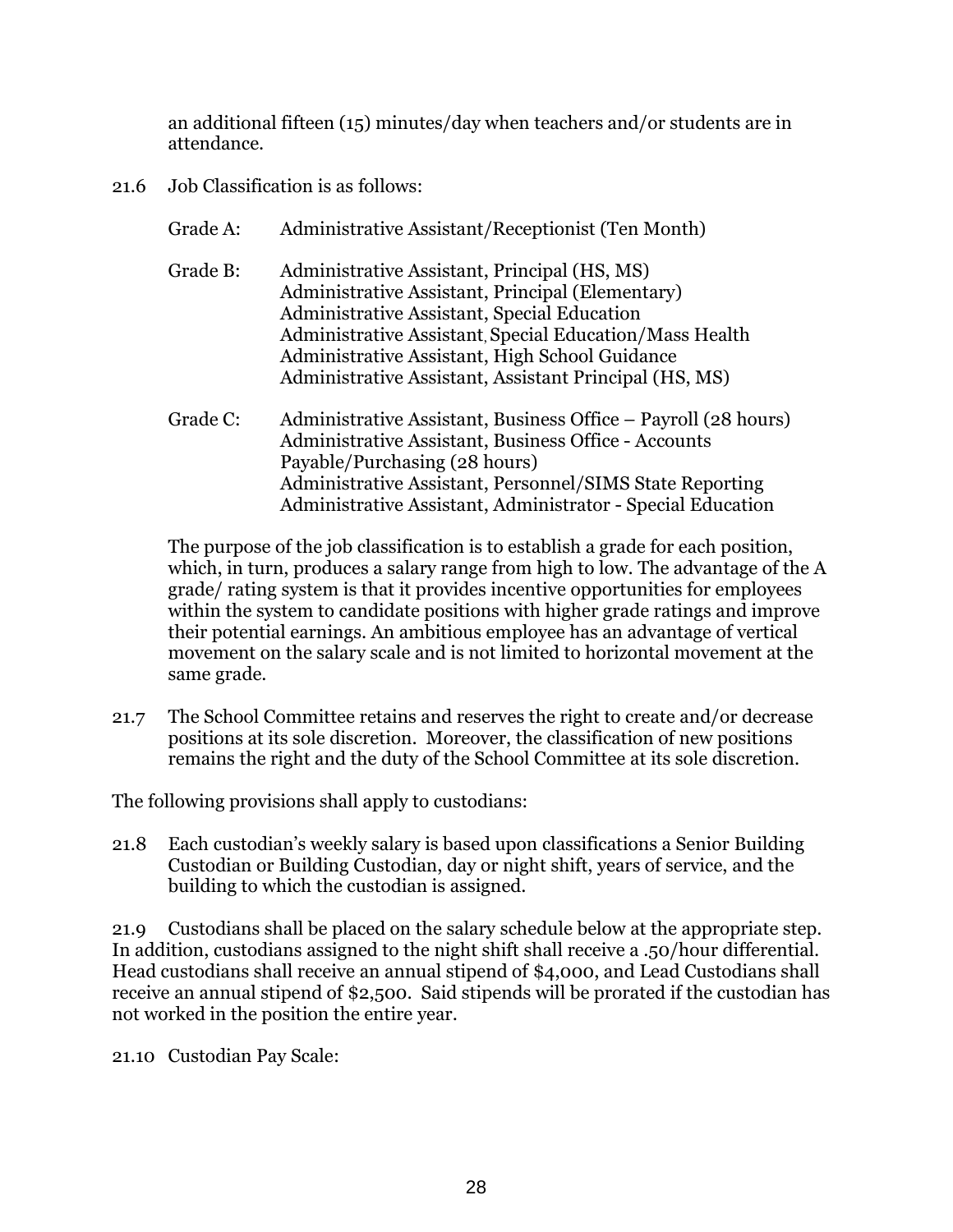an additional fifteen (15) minutes/day when teachers and/or students are in attendance.

21.6 Job Classification is as follows:

Grade A: Administrative Assistant/Receptionist (Ten Month)

Grade B: Administrative Assistant, Principal (HS, MS)
Administrative Assistant, Principal (Elementary)
Administrative Assistant, Special Education
Administrative Assistant, Special Education/Mass Health
Administrative Assistant, High School Guidance
Administrative Assistant, Assistant Principal (HS, MS)

Grade C: Administrative Assistant, Business Office – Payroll (28 hours)
Administrative Assistant, Business Office - Accounts Payable/Purchasing (28 hours)
Administrative Assistant, Personnel/SIMS State Reporting
Administrative Assistant, Administrator - Special Education

The purpose of the job classification is to establish a grade for each position, which, in turn, produces a salary range from high to low. The advantage of the A grade/ rating system is that it provides incentive opportunities for employees within the system to candidate positions with higher grade ratings and improve their potential earnings. An ambitious employee has an advantage of vertical movement on the salary scale and is not limited to horizontal movement at the same grade.

21.7 The School Committee retains and reserves the right to create and/or decrease positions at its sole discretion. Moreover, the classification of new positions remains the right and the duty of the School Committee at its sole discretion.

The following provisions shall apply to custodians:

21.8 Each custodian's weekly salary is based upon classifications a Senior Building Custodian or Building Custodian, day or night shift, years of service, and the building to which the custodian is assigned.

21.9 Custodians shall be placed on the salary schedule below at the appropriate step. In addition, custodians assigned to the night shift shall receive a .50/hour differential. Head custodians shall receive an annual stipend of $4,000, and Lead Custodians shall receive an annual stipend of $2,500. Said stipends will be prorated if the custodian has not worked in the position the entire year.

21.10 Custodian Pay Scale: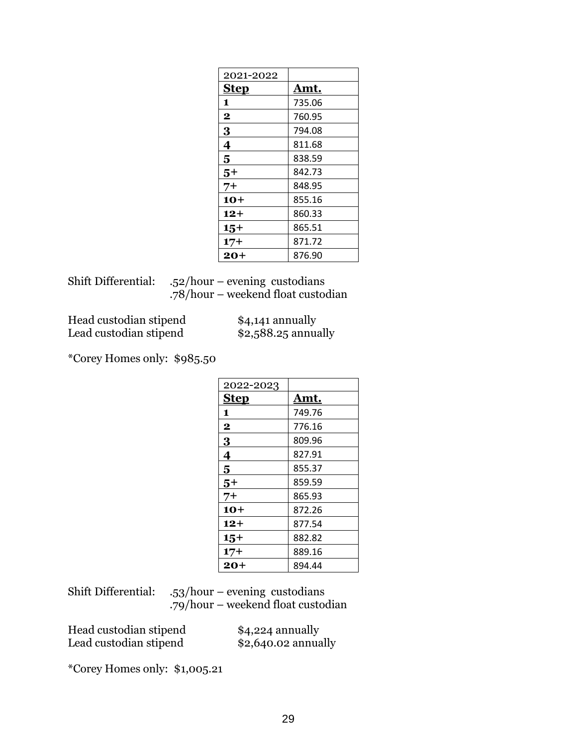| 2021-2022 | |
|---|---|
| **Step** | **Amt.** |
| **1** | 735.06 |
| **2** | 760.95 |
| **3** | 794.08 |
| **4** | 811.68 |
| **5** | 838.59 |
| **5+** | 842.73 |
| **7+** | 848.95 |
| **10+** | 855.16 |
| **12+** | 860.33 |
| **15+** | 865.51 |
| **17+** | 871.72 |
| **20+** | 876.90 |

Shift Differential: .52/hour – evening custodians
.78/hour – weekend float custodian

Head custodian stipend $4,141 annually
Lead custodian stipend $2,588.25 annually

*Corey Homes only: $985.50

| 2022-2023 | |
|---|---|
| **Step** | **Amt.** |
| **1** | 749.76 |
| **2** | 776.16 |
| **3** | 809.96 |
| **4** | 827.91 |
| **5** | 855.37 |
| **5+** | 859.59 |
| 7+ | 865.93 |
| **10+** | 872.26 |
| **12+** | 877.54 |
| **15+** | 882.82 |
| **17+** | 889.16 |
| **20+** | 894.44 |

Shift Differential: .53/hour – evening custodians
.79/hour – weekend float custodian

Head custodian stipend $4,224 annually
Lead custodian stipend $2,640.02 annually

*Corey Homes only: $1,005.21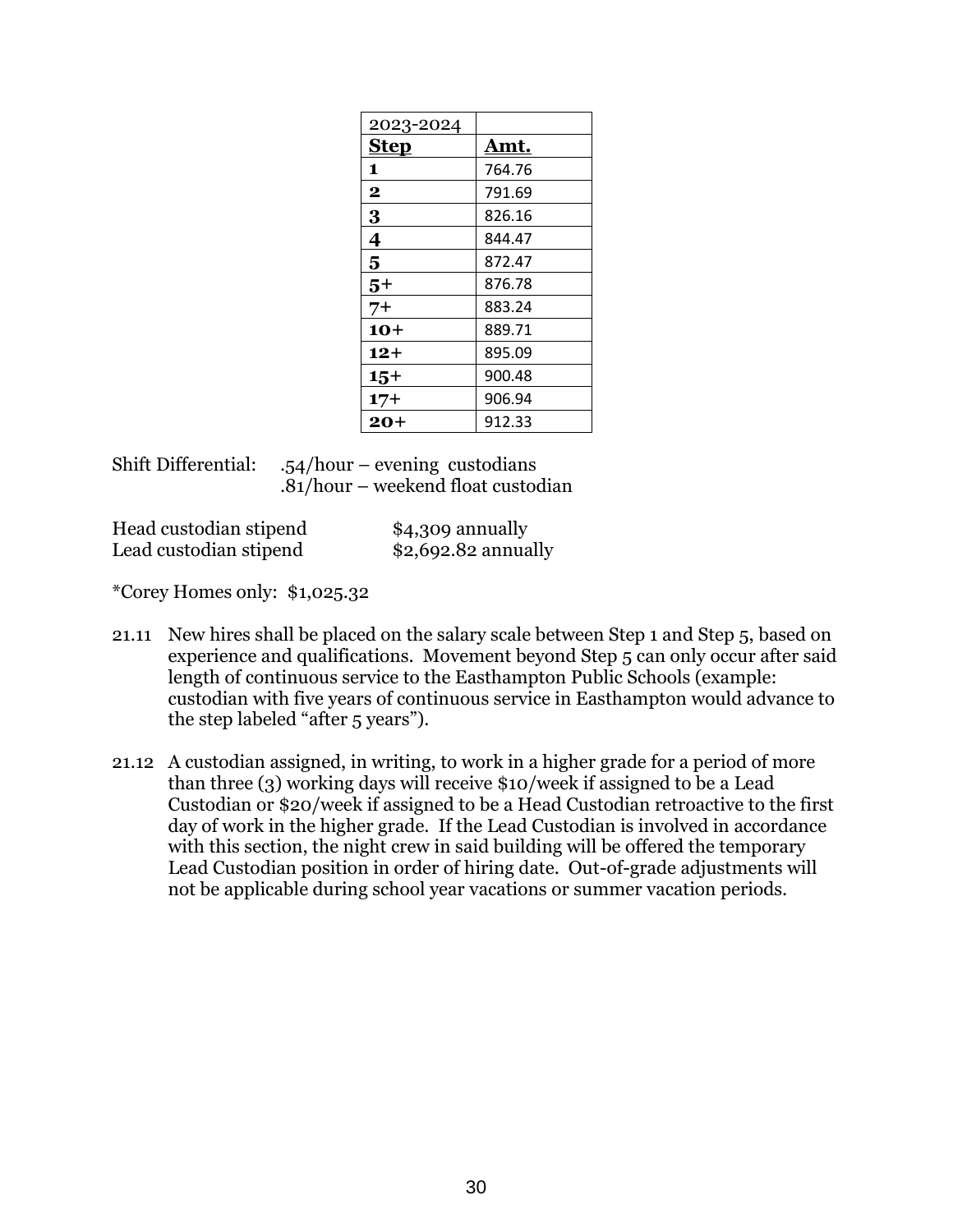| 2023-2024 | |
|---|---|
| **Step** | **Amt.** |
| **1** | 764.76 |
| **2** | 791.69 |
| **3** | 826.16 |
| **4** | 844.47 |
| **5** | 872.47 |
| **5+** | 876.78 |
| **7+** | 883.24 |
| **10+** | 889.71 |
| **12+** | 895.09 |
| **15+** | 900.48 |
| **17+** | 906.94 |
| **20+** | 912.33 |

Shift Differential: .54/hour – evening custodians
.81/hour – weekend float custodian

Head custodian stipend $4,309 annually
Lead custodian stipend $2,692.82 annually

*Corey Homes only: $1,025.32

21.11 New hires shall be placed on the salary scale between Step 1 and Step 5, based on experience and qualifications. Movement beyond Step 5 can only occur after said length of continuous service to the Easthampton Public Schools (example: custodian with five years of continuous service in Easthampton would advance to the step labeled "after 5 years").

21.12 A custodian assigned, in writing, to work in a higher grade for a period of more than three (3) working days will receive $10/week if assigned to be a Lead Custodian or $20/week if assigned to be a Head Custodian retroactive to the first day of work in the higher grade. If the Lead Custodian is involved in accordance with this section, the night crew in said building will be offered the temporary Lead Custodian position in order of hiring date. Out-of-grade adjustments will not be applicable during school year vacations or summer vacation periods.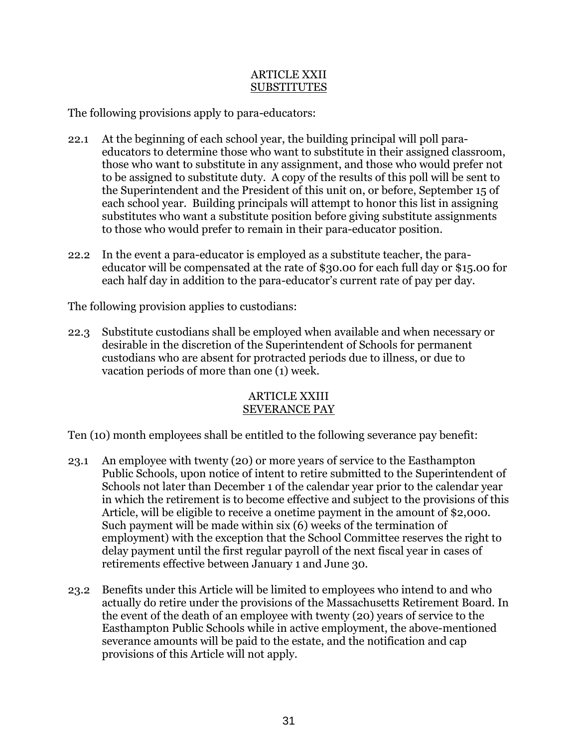## ARTICLE XXII
## SUBSTITUTES

The following provisions apply to para-educators:

22.1 At the beginning of each school year, the building principal will poll para-educators to determine those who want to substitute in their assigned classroom, those who want to substitute in any assignment, and those who would prefer not to be assigned to substitute duty. A copy of the results of this poll will be sent to the Superintendent and the President of this unit on, or before, September 15 of each school year. Building principals will attempt to honor this list in assigning substitutes who want a substitute position before giving substitute assignments to those who would prefer to remain in their para-educator position.

22.2 In the event a para-educator is employed as a substitute teacher, the para-educator will be compensated at the rate of $30.00 for each full day or $15.00 for each half day in addition to the para-educator's current rate of pay per day.

The following provision applies to custodians:

22.3 Substitute custodians shall be employed when available and when necessary or desirable in the discretion of the Superintendent of Schools for permanent custodians who are absent for protracted periods due to illness, or due to vacation periods of more than one (1) week.

## ARTICLE XXIII
## SEVERANCE PAY

Ten (10) month employees shall be entitled to the following severance pay benefit:

23.1 An employee with twenty (20) or more years of service to the Easthampton Public Schools, upon notice of intent to retire submitted to the Superintendent of Schools not later than December 1 of the calendar year prior to the calendar year in which the retirement is to become effective and subject to the provisions of this Article, will be eligible to receive a onetime payment in the amount of $2,000. Such payment will be made within six (6) weeks of the termination of employment) with the exception that the School Committee reserves the right to delay payment until the first regular payroll of the next fiscal year in cases of retirements effective between January 1 and June 30.

23.2 Benefits under this Article will be limited to employees who intend to and who actually do retire under the provisions of the Massachusetts Retirement Board. In the event of the death of an employee with twenty (20) years of service to the Easthampton Public Schools while in active employment, the above-mentioned severance amounts will be paid to the estate, and the notification and cap provisions of this Article will not apply.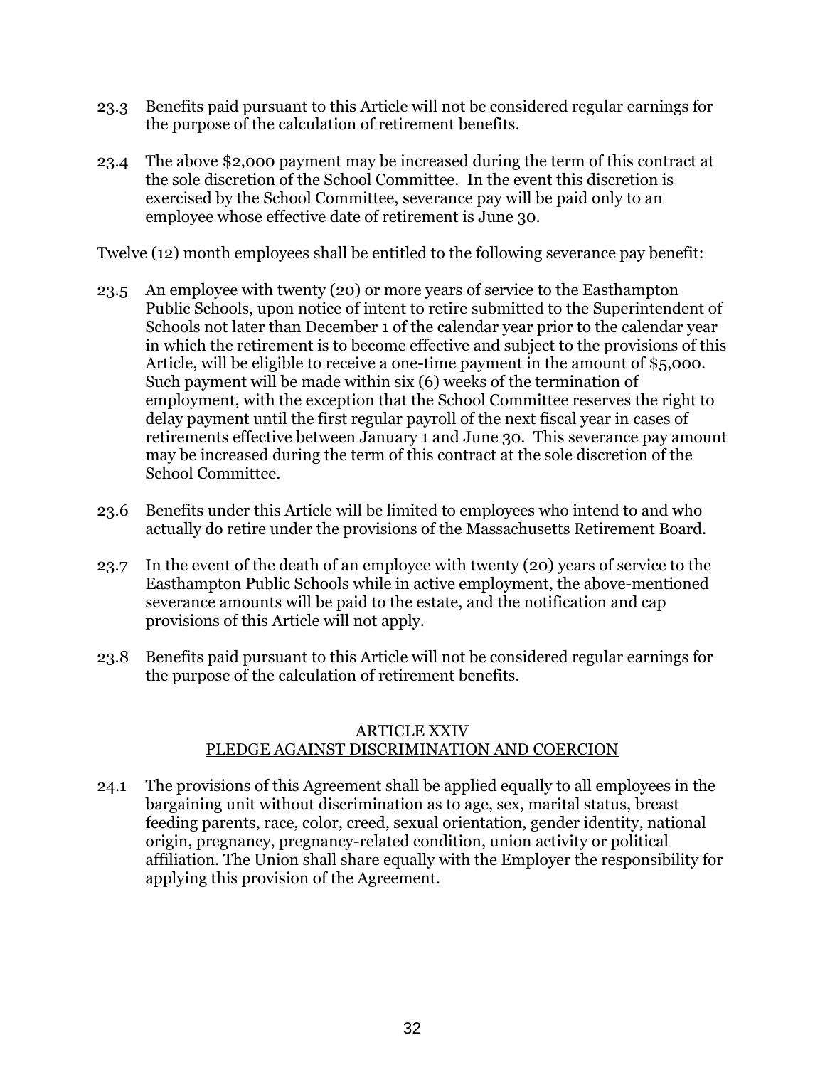23.3 Benefits paid pursuant to this Article will not be considered regular earnings for the purpose of the calculation of retirement benefits.

23.4 The above $2,000 payment may be increased during the term of this contract at the sole discretion of the School Committee. In the event this discretion is exercised by the School Committee, severance pay will be paid only to an employee whose effective date of retirement is June 30.

Twelve (12) month employees shall be entitled to the following severance pay benefit:

23.5 An employee with twenty (20) or more years of service to the Easthampton Public Schools, upon notice of intent to retire submitted to the Superintendent of Schools not later than December 1 of the calendar year prior to the calendar year in which the retirement is to become effective and subject to the provisions of this Article, will be eligible to receive a one-time payment in the amount of $5,000. Such payment will be made within six (6) weeks of the termination of employment, with the exception that the School Committee reserves the right to delay payment until the first regular payroll of the next fiscal year in cases of retirements effective between January 1 and June 30. This severance pay amount may be increased during the term of this contract at the sole discretion of the School Committee.

23.6 Benefits under this Article will be limited to employees who intend to and who actually do retire under the provisions of the Massachusetts Retirement Board.

23.7 In the event of the death of an employee with twenty (20) years of service to the Easthampton Public Schools while in active employment, the above-mentioned severance amounts will be paid to the estate, and the notification and cap provisions of this Article will not apply.

23.8 Benefits paid pursuant to this Article will not be considered regular earnings for the purpose of the calculation of retirement benefits.

## ARTICLE XXIV
## PLEDGE AGAINST DISCRIMINATION AND COERCION

24.1 The provisions of this Agreement shall be applied equally to all employees in the bargaining unit without discrimination as to age, sex, marital status, breast feeding parents, race, color, creed, sexual orientation, gender identity, national origin, pregnancy, pregnancy-related condition, union activity or political affiliation. The Union shall share equally with the Employer the responsibility for applying this provision of the Agreement.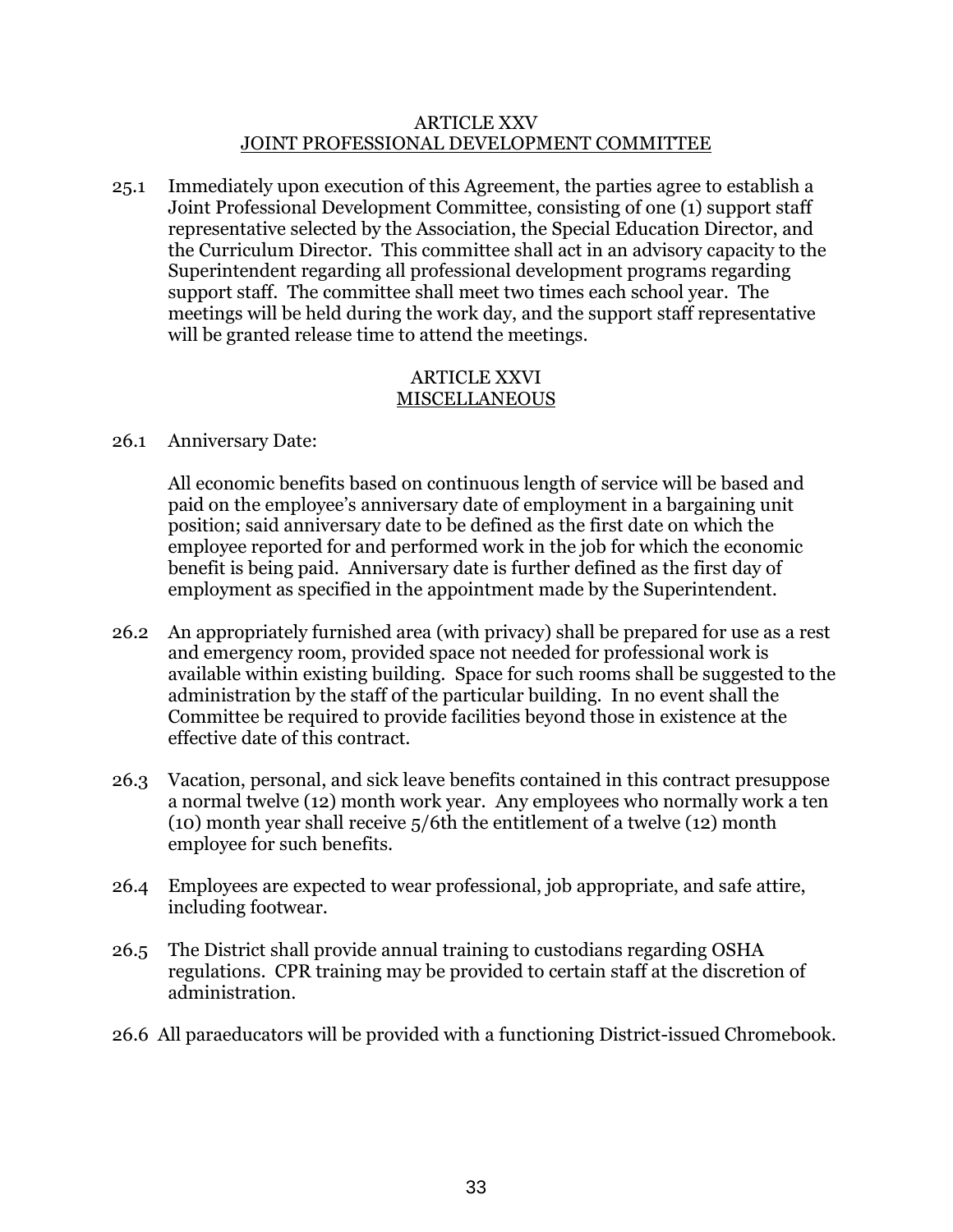## ARTICLE XXV
## JOINT PROFESSIONAL DEVELOPMENT COMMITTEE

25.1 Immediately upon execution of this Agreement, the parties agree to establish a Joint Professional Development Committee, consisting of one (1) support staff representative selected by the Association, the Special Education Director, and the Curriculum Director. This committee shall act in an advisory capacity to the Superintendent regarding all professional development programs regarding support staff. The committee shall meet two times each school year. The meetings will be held during the work day, and the support staff representative will be granted release time to attend the meetings.

## ARTICLE XXVI
## MISCELLANEOUS

26.1 Anniversary Date:

All economic benefits based on continuous length of service will be based and paid on the employee's anniversary date of employment in a bargaining unit position; said anniversary date to be defined as the first date on which the employee reported for and performed work in the job for which the economic benefit is being paid. Anniversary date is further defined as the first day of employment as specified in the appointment made by the Superintendent.

26.2 An appropriately furnished area (with privacy) shall be prepared for use as a rest and emergency room, provided space not needed for professional work is available within existing building. Space for such rooms shall be suggested to the administration by the staff of the particular building. In no event shall the Committee be required to provide facilities beyond those in existence at the effective date of this contract.

26.3 Vacation, personal, and sick leave benefits contained in this contract presuppose a normal twelve (12) month work year. Any employees who normally work a ten (10) month year shall receive 5/6th the entitlement of a twelve (12) month employee for such benefits.

26.4 Employees are expected to wear professional, job appropriate, and safe attire, including footwear.

26.5 The District shall provide annual training to custodians regarding OSHA regulations. CPR training may be provided to certain staff at the discretion of administration.

26.6 All paraeducators will be provided with a functioning District-issued Chromebook.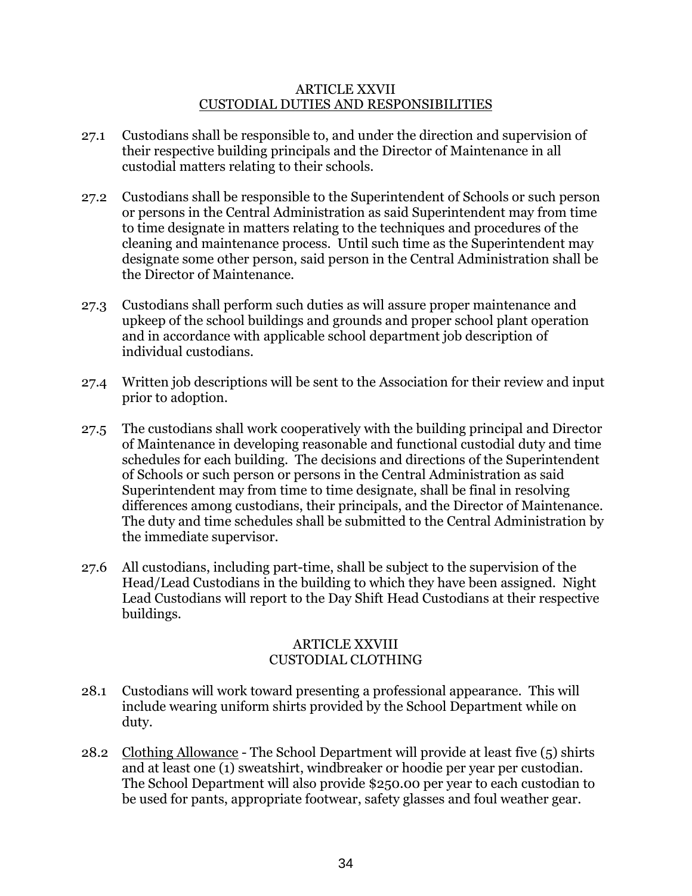## ARTICLE XXVII
## CUSTODIAL DUTIES AND RESPONSIBILITIES

27.1 Custodians shall be responsible to, and under the direction and supervision of their respective building principals and the Director of Maintenance in all custodial matters relating to their schools.

27.2 Custodians shall be responsible to the Superintendent of Schools or such person or persons in the Central Administration as said Superintendent may from time to time designate in matters relating to the techniques and procedures of the cleaning and maintenance process. Until such time as the Superintendent may designate some other person, said person in the Central Administration shall be the Director of Maintenance.

27.3 Custodians shall perform such duties as will assure proper maintenance and upkeep of the school buildings and grounds and proper school plant operation and in accordance with applicable school department job description of individual custodians.

27.4 Written job descriptions will be sent to the Association for their review and input prior to adoption.

27.5 The custodians shall work cooperatively with the building principal and Director of Maintenance in developing reasonable and functional custodial duty and time schedules for each building. The decisions and directions of the Superintendent of Schools or such person or persons in the Central Administration as said Superintendent may from time to time designate, shall be final in resolving differences among custodians, their principals, and the Director of Maintenance. The duty and time schedules shall be submitted to the Central Administration by the immediate supervisor.

27.6 All custodians, including part-time, shall be subject to the supervision of the Head/Lead Custodians in the building to which they have been assigned. Night Lead Custodians will report to the Day Shift Head Custodians at their respective buildings.

## ARTICLE XXVIII
## CUSTODIAL CLOTHING

28.1 Custodians will work toward presenting a professional appearance. This will include wearing uniform shirts provided by the School Department while on duty.

28.2 Clothing Allowance - The School Department will provide at least five (5) shirts and at least one (1) sweatshirt, windbreaker or hoodie per year per custodian. The School Department will also provide $250.00 per year to each custodian to be used for pants, appropriate footwear, safety glasses and foul weather gear.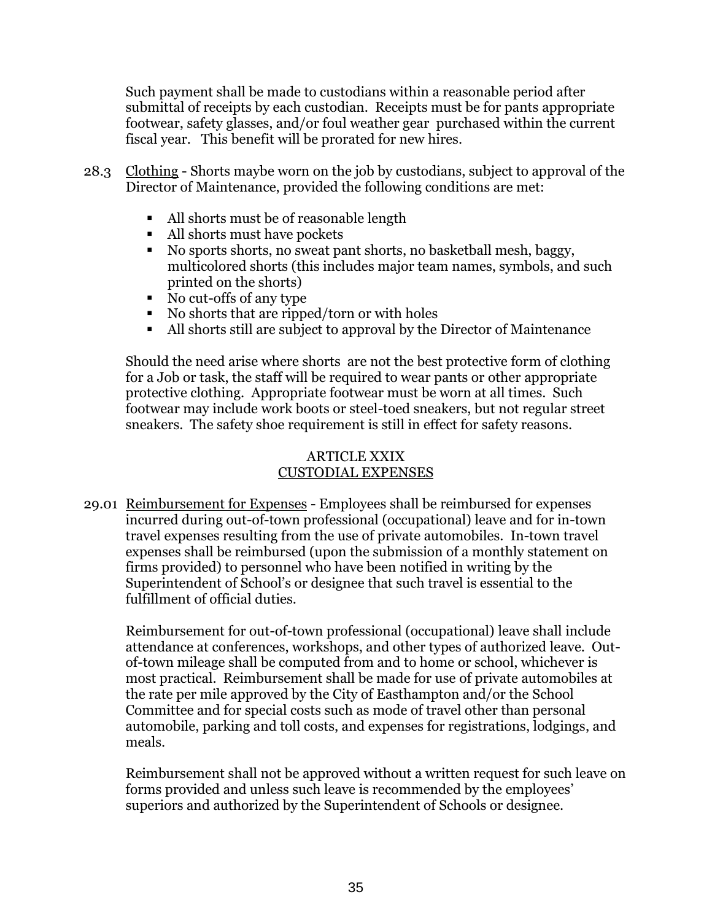Such payment shall be made to custodians within a reasonable period after submittal of receipts by each custodian. Receipts must be for pants appropriate footwear, safety glasses, and/or foul weather gear purchased within the current fiscal year. This benefit will be prorated for new hires.

28.3 Clothing - Shorts maybe worn on the job by custodians, subject to approval of the Director of Maintenance, provided the following conditions are met:

- All shorts must be of reasonable length
- All shorts must have pockets
- No sports shorts, no sweat pant shorts, no basketball mesh, baggy, multicolored shorts (this includes major team names, symbols, and such printed on the shorts)
- No cut-offs of any type
- No shorts that are ripped/torn or with holes
- All shorts still are subject to approval by the Director of Maintenance

Should the need arise where shorts are not the best protective form of clothing for a Job or task, the staff will be required to wear pants or other appropriate protective clothing. Appropriate footwear must be worn at all times. Such footwear may include work boots or steel-toed sneakers, but not regular street sneakers. The safety shoe requirement is still in effect for safety reasons.

## ARTICLE XXIX
## CUSTODIAL EXPENSES

29.01 Reimbursement for Expenses - Employees shall be reimbursed for expenses incurred during out-of-town professional (occupational) leave and for in-town travel expenses resulting from the use of private automobiles. In-town travel expenses shall be reimbursed (upon the submission of a monthly statement on firms provided) to personnel who have been notified in writing by the Superintendent of School's or designee that such travel is essential to the fulfillment of official duties.

Reimbursement for out-of-town professional (occupational) leave shall include attendance at conferences, workshops, and other types of authorized leave. Out-of-town mileage shall be computed from and to home or school, whichever is most practical. Reimbursement shall be made for use of private automobiles at the rate per mile approved by the City of Easthampton and/or the School Committee and for special costs such as mode of travel other than personal automobile, parking and toll costs, and expenses for registrations, lodgings, and meals.

Reimbursement shall not be approved without a written request for such leave on forms provided and unless such leave is recommended by the employees' superiors and authorized by the Superintendent of Schools or designee.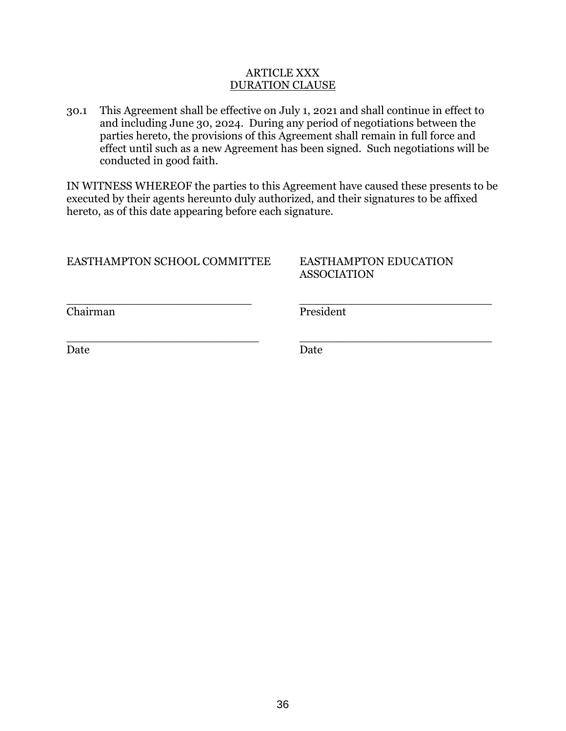## ARTICLE XXX
## DURATION CLAUSE

30.1 This Agreement shall be effective on July 1, 2021 and shall continue in effect to and including June 30, 2024. During any period of negotiations between the parties hereto, the provisions of this Agreement shall remain in full force and effect until such as a new Agreement has been signed. Such negotiations will be conducted in good faith.

IN WITNESS WHEREOF the parties to this Agreement have caused these presents to be executed by their agents hereunto duly authorized, and their signatures to be affixed hereto, as of this date appearing before each signature.

| EASTHAMPTON SCHOOL COMMITTEE | EASTHAMPTON EDUCATION ASSOCIATION |
|---|---|
| ___________________________ | ___________________________ |
| Chairman | President |
| ___________________________ | ___________________________ |
| Date | Date |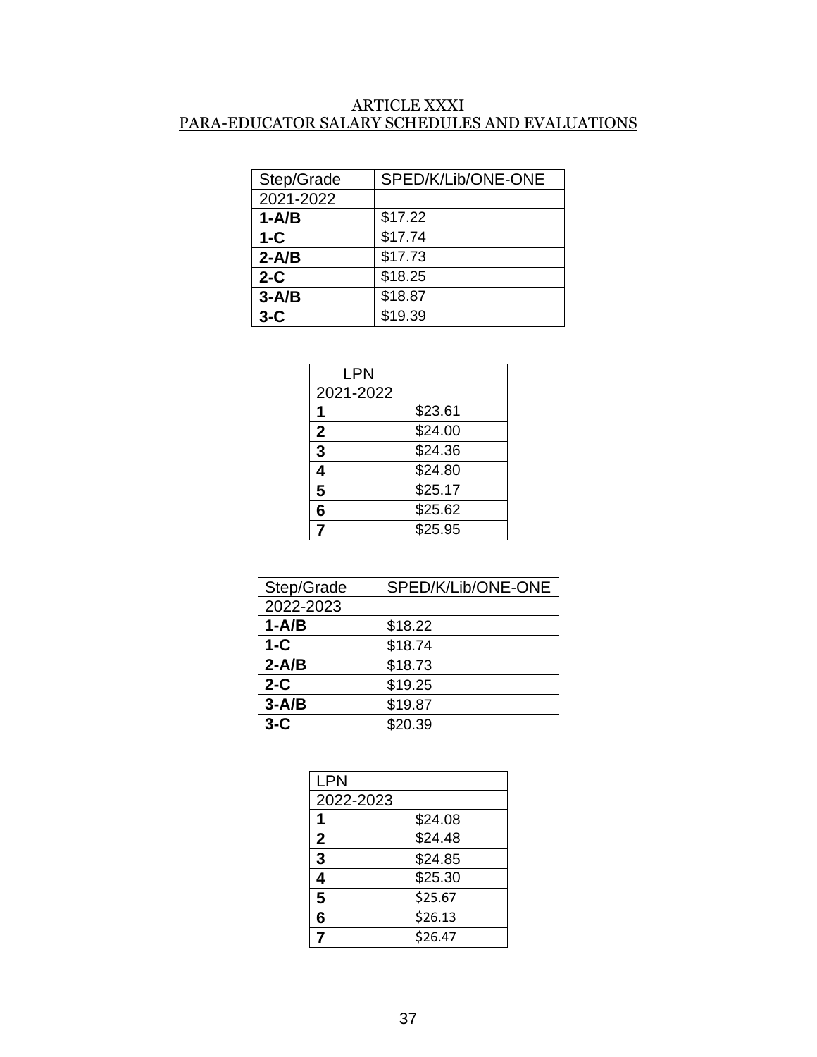# ARTICLE XXXI
## PARA-EDUCATOR SALARY SCHEDULES AND EVALUATIONS

| Step/Grade | SPED/K/Lib/ONE-ONE |
|---|---|
| 2021-2022 | |
| **1-A/B** | $17.22 |
| **1-C** | $17.74 |
| **2-A/B** | $17.73 |
| **2-C** | $18.25 |
| **3-A/B** | $18.87 |
| **3-C** | $19.39 |

| LPN | |
|---|---|
| 2021-2022 | |
| **1** | $23.61 |
| **2** | $24.00 |
| **3** | $24.36 |
| **4** | $24.80 |
| **5** | $25.17 |
| **6** | $25.62 |
| **7** | $25.95 |

| Step/Grade | SPED/K/Lib/ONE-ONE |
|---|---|
| 2022-2023 | |
| **1-A/B** | $18.22 |
| **1-C** | $18.74 |
| **2-A/B** | $18.73 |
| **2-C** | $19.25 |
| **3-A/B** | $19.87 |
| **3-C** | $20.39 |

| LPN | |
|---|---|
| 2022-2023 | |
| **1** | $24.08 |
| **2** | $24.48 |
| **3** | $24.85 |
| **4** | $25.30 |
| **5** | $25.67 |
| **6** | $26.13 |
| **7** | $26.47 |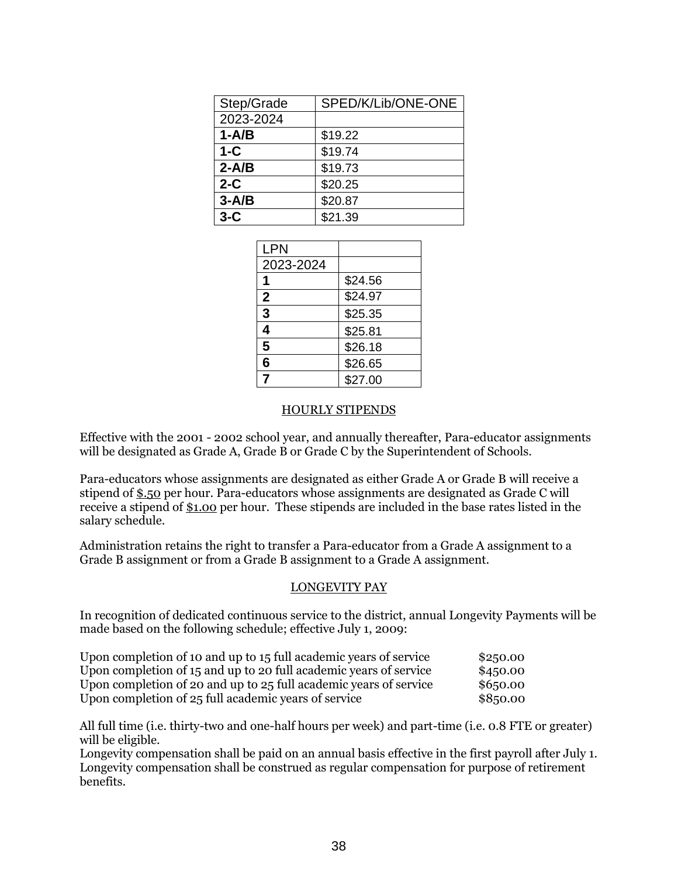| Step/Grade | SPED/K/Lib/ONE-ONE |
|---|---|
| 2023-2024 | |
| **1-A/B** | $19.22 |
| **1-C** | $19.74 |
| **2-A/B** | $19.73 |
| **2-C** | $20.25 |
| **3-A/B** | $20.87 |
| **3-C** | $21.39 |

| LPN | |
|---|---|
| 2023-2024 | |
| **1** | $24.56 |
| **2** | $24.97 |
| **3** | $25.35 |
| **4** | $25.81 |
| **5** | $26.18 |
| **6** | $26.65 |
| **7** | $27.00 |

## HOURLY STIPENDS

Effective with the 2001 - 2002 school year, and annually thereafter, Para-educator assignments will be designated as Grade A, Grade B or Grade C by the Superintendent of Schools.

Para-educators whose assignments are designated as either Grade A or Grade B will receive a stipend of $.50 per hour. Para-educators whose assignments are designated as Grade C will receive a stipend of $1.00 per hour. These stipends are included in the base rates listed in the salary schedule.

Administration retains the right to transfer a Para-educator from a Grade A assignment to a Grade B assignment or from a Grade B assignment to a Grade A assignment.

## LONGEVITY PAY

In recognition of dedicated continuous service to the district, annual Longevity Payments will be made based on the following schedule; effective July 1, 2009:

| | |
|---|---|
| Upon completion of 10 and up to 15 full academic years of service | $250.00 |
| Upon completion of 15 and up to 20 full academic years of service | $450.00 |
| Upon completion of 20 and up to 25 full academic years of service | $650.00 |
| Upon completion of 25 full academic years of service | $850.00 |

All full time (i.e. thirty-two and one-half hours per week) and part-time (i.e. 0.8 FTE or greater) will be eligible.
Longevity compensation shall be paid on an annual basis effective in the first payroll after July 1.
Longevity compensation shall be construed as regular compensation for purpose of retirement benefits.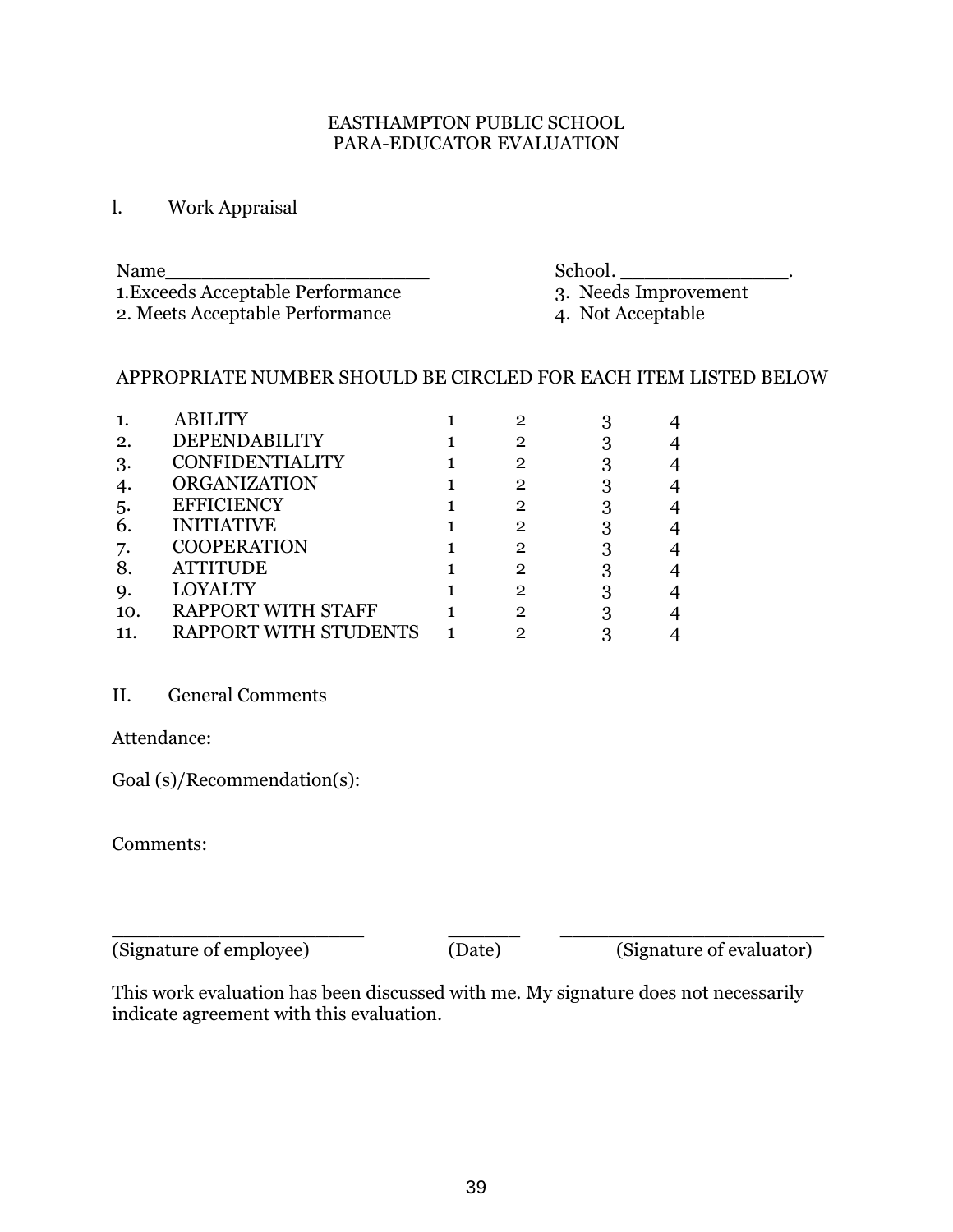EASTHAMPTON PUBLIC SCHOOL
PARA-EDUCATOR EVALUATION

l. Work Appraisal

Name_______________________ School. ______________.

1.Exceeds Acceptable Performance
2. Meets Acceptable Performance
3. Needs Improvement
4. Not Acceptable

APPROPRIATE NUMBER SHOULD BE CIRCLED FOR EACH ITEM LISTED BELOW

| | | | | | |
|---|---|---|---|---|---|
| 1. | ABILITY | 1 | 2 | 3 | 4 |
| 2. | DEPENDABILITY | 1 | 2 | 3 | 4 |
| 3. | CONFIDENTIALITY | 1 | 2 | 3 | 4 |
| 4. | ORGANIZATION | 1 | 2 | 3 | 4 |
| 5. | EFFICIENCY | 1 | 2 | 3 | 4 |
| 6. | INITIATIVE | 1 | 2 | 3 | 4 |
| 7. | COOPERATION | 1 | 2 | 3 | 4 |
| 8. | ATTITUDE | 1 | 2 | 3 | 4 |
| 9. | LOYALTY | 1 | 2 | 3 | 4 |
| 10. | RAPPORT WITH STAFF | 1 | 2 | 3 | 4 |
| 11. | RAPPORT WITH STUDENTS | 1 | 2 | 3 | 4 |

II. General Comments

Attendance:

Goal (s)/Recommendation(s):

Comments:

______________________ _______ _______________________
(Signature of employee) (Date) (Signature of evaluator)

This work evaluation has been discussed with me. My signature does not necessarily indicate agreement with this evaluation.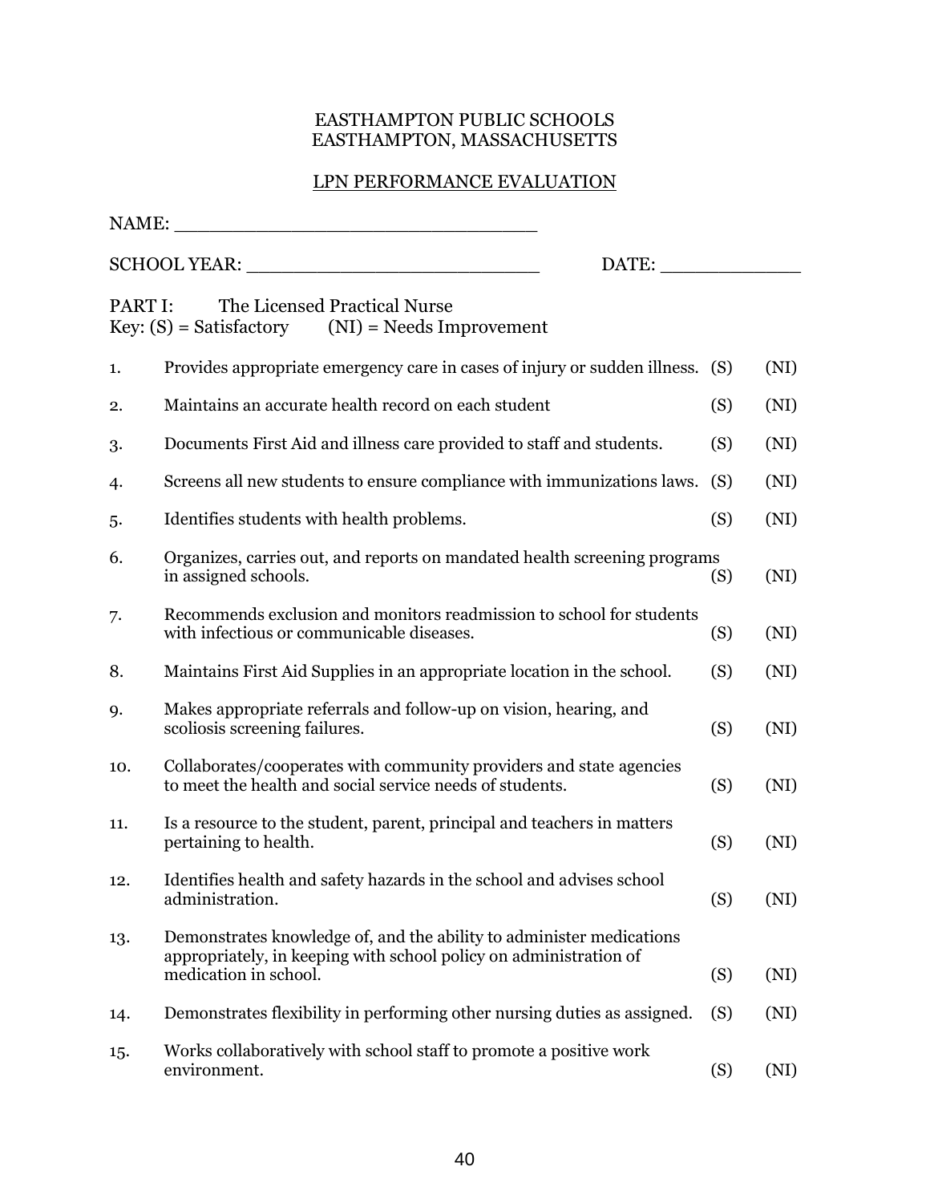EASTHAMPTON PUBLIC SCHOOLS
EASTHAMPTON, MASSACHUSETTS

LPN PERFORMANCE EVALUATION

NAME: ________________________________

SCHOOL YEAR: ___________________________ DATE: ____________

PART I: The Licensed Practical Nurse
Key: (S) = Satisfactory (NI) = Needs Improvement

| | | | |
|---|---|---|---|
| 1. | Provides appropriate emergency care in cases of injury or sudden illness. | (S) | (NI) |
| 2. | Maintains an accurate health record on each student | (S) | (NI) |
| 3. | Documents First Aid and illness care provided to staff and students. | (S) | (NI) |
| 4. | Screens all new students to ensure compliance with immunizations laws. | (S) | (NI) |
| 5. | Identifies students with health problems. | (S) | (NI) |
| 6. | Organizes, carries out, and reports on mandated health screening programs in assigned schools. | (S) | (NI) |
| 7. | Recommends exclusion and monitors readmission to school for students with infectious or communicable diseases. | (S) | (NI) |
| 8. | Maintains First Aid Supplies in an appropriate location in the school. | (S) | (NI) |
| 9. | Makes appropriate referrals and follow-up on vision, hearing, and scoliosis screening failures. | (S) | (NI) |
| 10. | Collaborates/cooperates with community providers and state agencies to meet the health and social service needs of students. | (S) | (NI) |
| 11. | Is a resource to the student, parent, principal and teachers in matters pertaining to health. | (S) | (NI) |
| 12. | Identifies health and safety hazards in the school and advises school administration. | (S) | (NI) |
| 13. | Demonstrates knowledge of, and the ability to administer medications appropriately, in keeping with school policy on administration of medication in school. | (S) | (NI) |
| 14. | Demonstrates flexibility in performing other nursing duties as assigned. | (S) | (NI) |
| 15. | Works collaboratively with school staff to promote a positive work environment. | (S) | (NI) |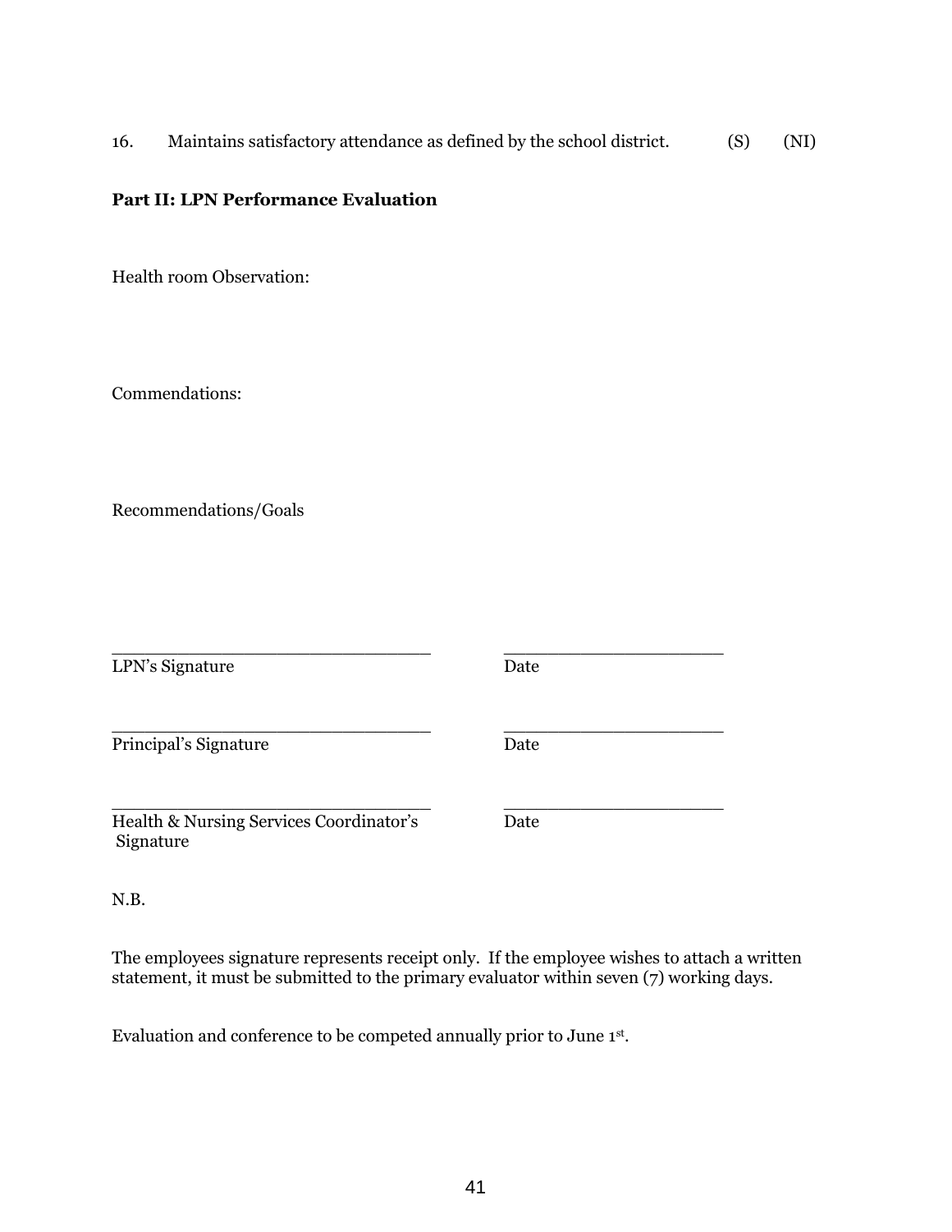16. Maintains satisfactory attendance as defined by the school district. (S) (NI)

**Part II: LPN Performance Evaluation**

Health room Observation:

Commendations:

Recommendations/Goals

\_\_\_\_\_\_\_\_\_\_\_\_\_\_\_\_\_\_\_\_\_\_\_\_\_\_\_\_\_\_ \_\_\_\_\_\_\_\_\_\_\_\_\_\_\_\_\_\_\_\_

LPN's Signature Date

\_\_\_\_\_\_\_\_\_\_\_\_\_\_\_\_\_\_\_\_\_\_\_\_\_\_\_\_\_\_ \_\_\_\_\_\_\_\_\_\_\_\_\_\_\_\_\_\_\_\_

Principal's Signature Date

\_\_\_\_\_\_\_\_\_\_\_\_\_\_\_\_\_\_\_\_\_\_\_\_\_\_\_\_\_\_ \_\_\_\_\_\_\_\_\_\_\_\_\_\_\_\_\_\_\_\_

Health & Nursing Services Coordinator's Signature Date

N.B.

The employees signature represents receipt only. If the employee wishes to attach a written statement, it must be submitted to the primary evaluator within seven (7) working days.

Evaluation and conference to be competed annually prior to June 1st.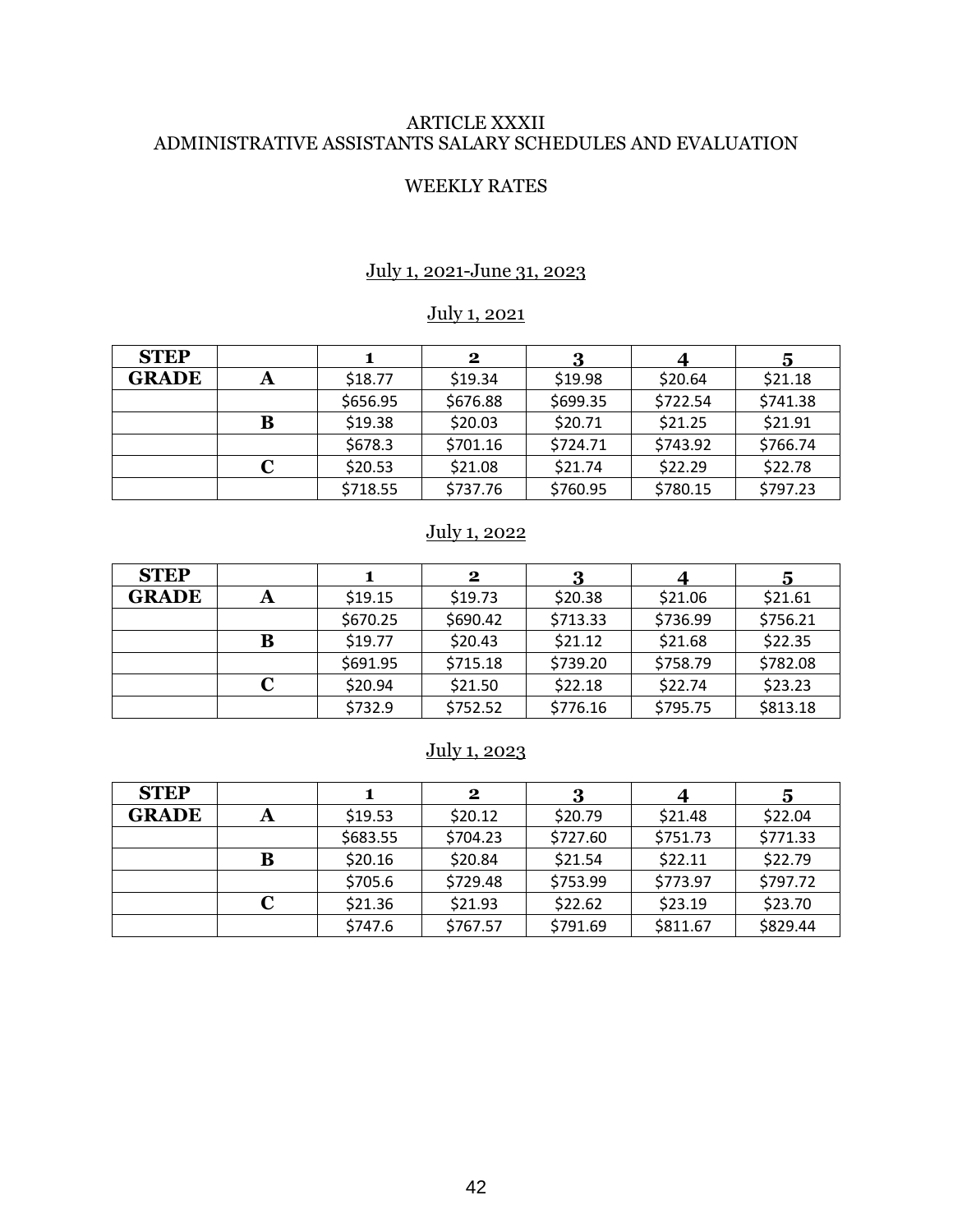# ARTICLE XXXII
# ADMINISTRATIVE ASSISTANTS SALARY SCHEDULES AND EVALUATION

## WEEKLY RATES

### July 1, 2021-June 31, 2023

#### July 1, 2021

| STEP | | 1 | 2 | 3 | 4 | 5 |
|---|---|---|---|---|---|---|
| GRADE | A | $18.77 | $19.34 | $19.98 | $20.64 | $21.18 |
| | | $656.95 | $676.88 | $699.35 | $722.54 | $741.38 |
| | B | $19.38 | $20.03 | $20.71 | $21.25 | $21.91 |
| | | $678.3 | $701.16 | $724.71 | $743.92 | $766.74 |
| | C | $20.53 | $21.08 | $21.74 | $22.29 | $22.78 |
| | | $718.55 | $737.76 | $760.95 | $780.15 | $797.23 |

#### July 1, 2022

| STEP | | 1 | 2 | 3 | 4 | 5 |
|---|---|---|---|---|---|---|
| GRADE | A | $19.15 | $19.73 | $20.38 | $21.06 | $21.61 |
| | | $670.25 | $690.42 | $713.33 | $736.99 | $756.21 |
| | B | $19.77 | $20.43 | $21.12 | $21.68 | $22.35 |
| | | $691.95 | $715.18 | $739.20 | $758.79 | $782.08 |
| | C | $20.94 | $21.50 | $22.18 | $22.74 | $23.23 |
| | | $732.9 | $752.52 | $776.16 | $795.75 | $813.18 |

#### July 1, 2023

| STEP | | 1 | 2 | 3 | 4 | 5 |
|---|---|---|---|---|---|---|
| GRADE | A | $19.53 | $20.12 | $20.79 | $21.48 | $22.04 |
| | | $683.55 | $704.23 | $727.60 | $751.73 | $771.33 |
| | B | $20.16 | $20.84 | $21.54 | $22.11 | $22.79 |
| | | $705.6 | $729.48 | $753.99 | $773.97 | $797.72 |
| | C | $21.36 | $21.93 | $22.62 | $23.19 | $23.70 |
| | | $747.6 | $767.57 | $791.69 | $811.67 | $829.44 |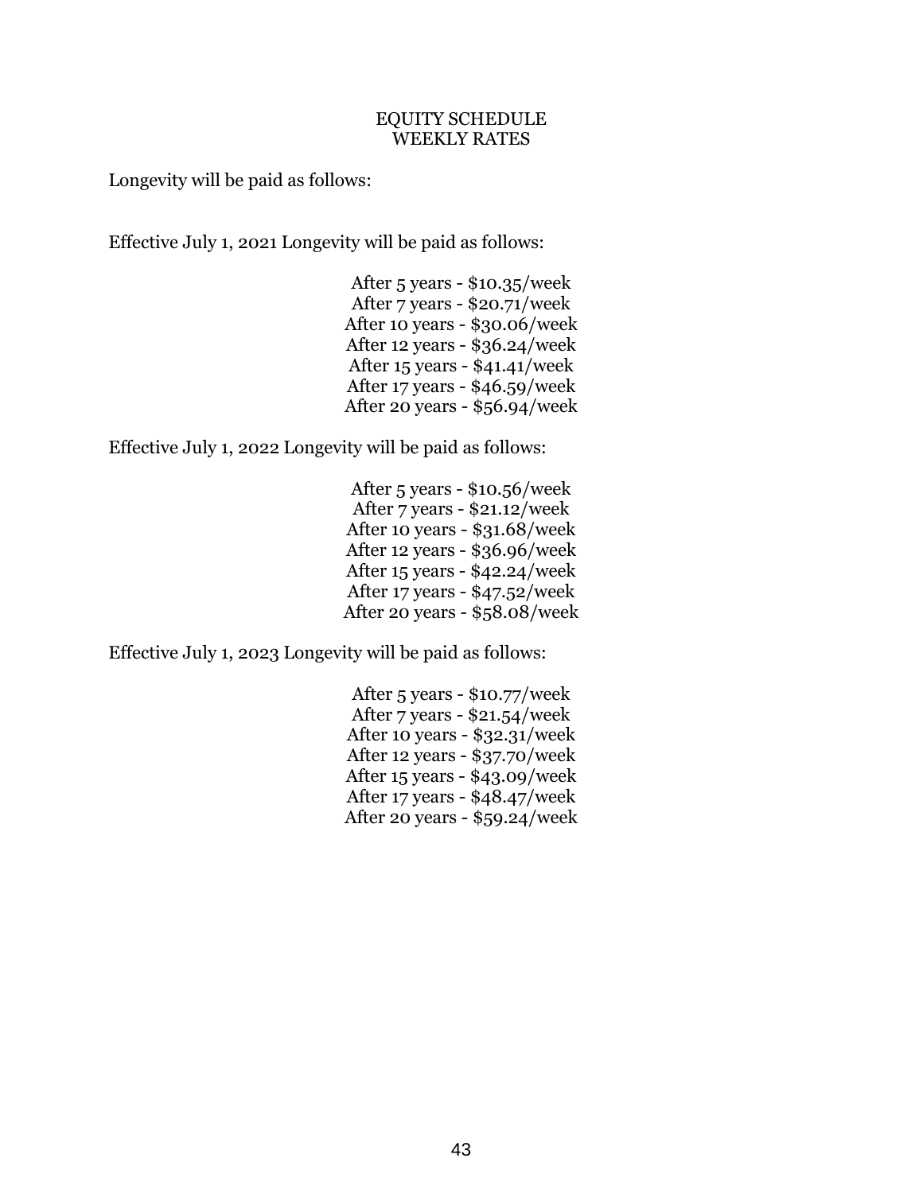# EQUITY SCHEDULE
## WEEKLY RATES

Longevity will be paid as follows:

Effective July 1, 2021 Longevity will be paid as follows:

After 5 years - $10.35/week
After 7 years - $20.71/week
After 10 years - $30.06/week
After 12 years - $36.24/week
After 15 years - $41.41/week
After 17 years - $46.59/week
After 20 years - $56.94/week

Effective July 1, 2022 Longevity will be paid as follows:

After 5 years - $10.56/week
After 7 years - $21.12/week
After 10 years - $31.68/week
After 12 years - $36.96/week
After 15 years - $42.24/week
After 17 years - $47.52/week
After 20 years - $58.08/week

Effective July 1, 2023 Longevity will be paid as follows:

After 5 years - $10.77/week
After 7 years - $21.54/week
After 10 years - $32.31/week
After 12 years - $37.70/week
After 15 years - $43.09/week
After 17 years - $48.47/week
After 20 years - $59.24/week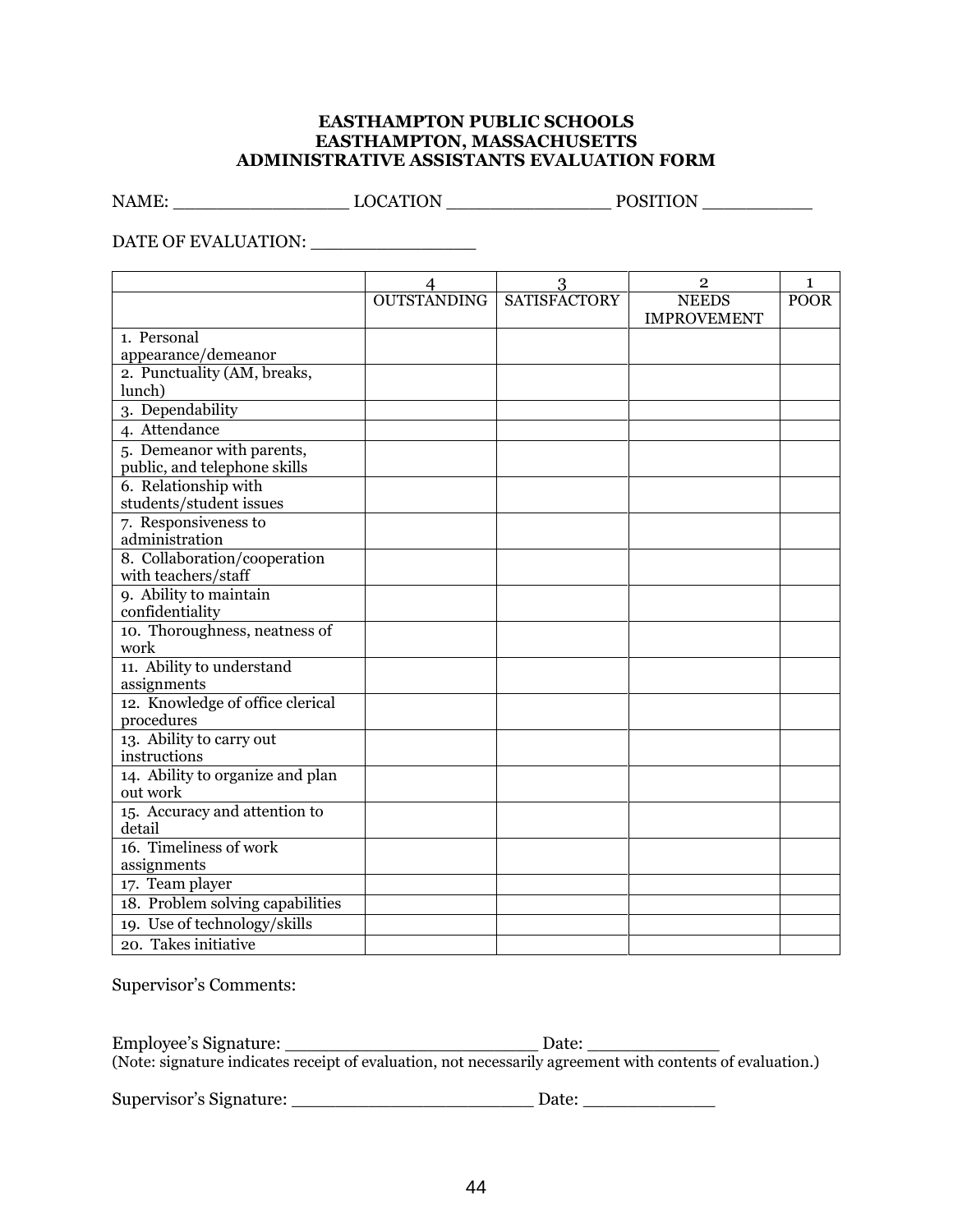**EASTHAMPTON PUBLIC SCHOOLS**
**EASTHAMPTON, MASSACHUSETTS**
**ADMINISTRATIVE ASSISTANTS EVALUATION FORM**

NAME: _______________ LOCATION ______________ POSITION __________

DATE OF EVALUATION: ______________

| | 4 | 3 | 2 | 1 |
|---|---|---|---|---|
| | OUTSTANDING | SATISFACTORY | NEEDS IMPROVEMENT | POOR |
| 1. Personal appearance/demeanor | | | | |
| 2. Punctuality (AM, breaks, lunch) | | | | |
| 3. Dependability | | | | |
| 4. Attendance | | | | |
| 5. Demeanor with parents, public, and telephone skills | | | | |
| 6. Relationship with students/student issues | | | | |
| 7. Responsiveness to administration | | | | |
| 8. Collaboration/cooperation with teachers/staff | | | | |
| 9. Ability to maintain confidentiality | | | | |
| 10. Thoroughness, neatness of work | | | | |
| 11. Ability to understand assignments | | | | |
| 12. Knowledge of office clerical procedures | | | | |
| 13. Ability to carry out instructions | | | | |
| 14. Ability to organize and plan out work | | | | |
| 15. Accuracy and attention to detail | | | | |
| 16. Timeliness of work assignments | | | | |
| 17. Team player | | | | |
| 18. Problem solving capabilities | | | | |
| 19. Use of technology/skills | | | | |
| 20. Takes initiative | | | | |

Supervisor's Comments:

Employee's Signature: ______________________ Date: ___________
(Note: signature indicates receipt of evaluation, not necessarily agreement with contents of evaluation.)

Supervisor's Signature: _____________________ Date: ___________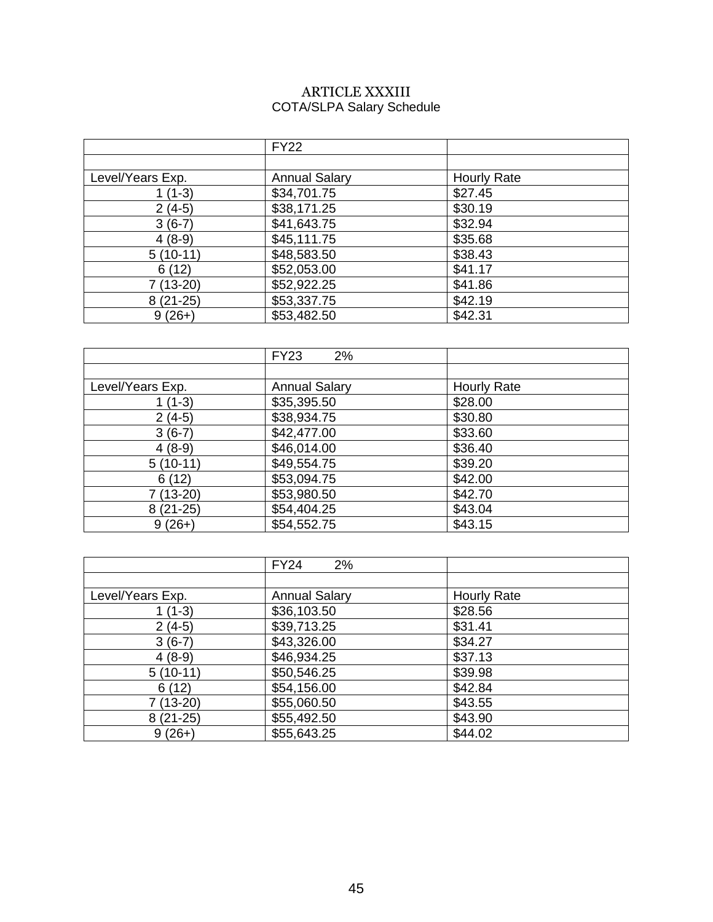# ARTICLE XXXIII

COTA/SLPA Salary Schedule

| | FY22 | |
|---|---|---|
| | | |
| Level/Years Exp. | Annual Salary | Hourly Rate |
| 1 (1-3) | $34,701.75 | $27.45 |
| 2 (4-5) | $38,171.25 | $30.19 |
| 3 (6-7) | $41,643.75 | $32.94 |
| 4 (8-9) | $45,111.75 | $35.68 |
| 5 (10-11) | $48,583.50 | $38.43 |
| 6 (12) | $52,053.00 | $41.17 |
| 7 (13-20) | $52,922.25 | $41.86 |
| 8 (21-25) | $53,337.75 | $42.19 |
| 9 (26+) | $53,482.50 | $42.31 |

| | FY23 2% | |
|---|---|---|
| | | |
| Level/Years Exp. | Annual Salary | Hourly Rate |
| 1 (1-3) | $35,395.50 | $28.00 |
| 2 (4-5) | $38,934.75 | $30.80 |
| 3 (6-7) | $42,477.00 | $33.60 |
| 4 (8-9) | $46,014.00 | $36.40 |
| 5 (10-11) | $49,554.75 | $39.20 |
| 6 (12) | $53,094.75 | $42.00 |
| 7 (13-20) | $53,980.50 | $42.70 |
| 8 (21-25) | $54,404.25 | $43.04 |
| 9 (26+) | $54,552.75 | $43.15 |

| | FY24 2% | |
|---|---|---|
| | | |
| Level/Years Exp. | Annual Salary | Hourly Rate |
| 1 (1-3) | $36,103.50 | $28.56 |
| 2 (4-5) | $39,713.25 | $31.41 |
| 3 (6-7) | $43,326.00 | $34.27 |
| 4 (8-9) | $46,934.25 | $37.13 |
| 5 (10-11) | $50,546.25 | $39.98 |
| 6 (12) | $54,156.00 | $42.84 |
| 7 (13-20) | $55,060.50 | $43.55 |
| 8 (21-25) | $55,492.50 | $43.90 |
| 9 (26+) | $55,643.25 | $44.02 |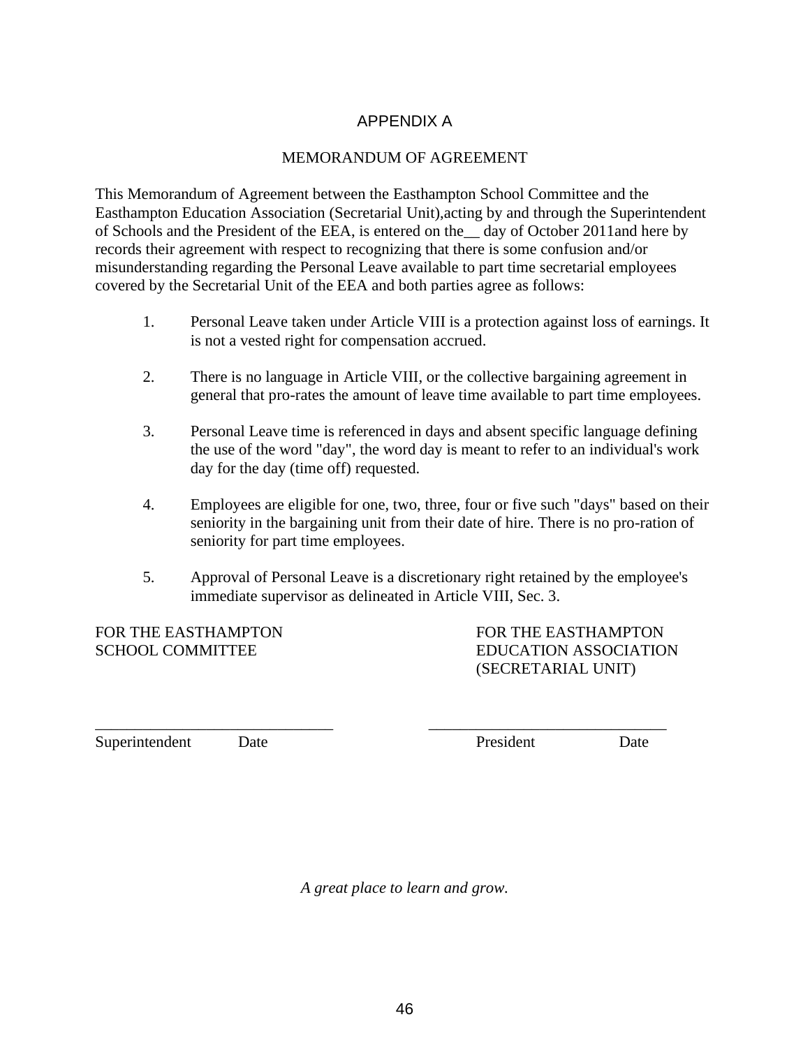# APPENDIX A

## MEMORANDUM OF AGREEMENT

This Memorandum of Agreement between the Easthampton School Committee and the Easthampton Education Association (Secretarial Unit),acting by and through the Superintendent of Schools and the President of the EEA, is entered on the__ day of October 2011and here by records their agreement with respect to recognizing that there is some confusion and/or misunderstanding regarding the Personal Leave available to part time secretarial employees covered by the Secretarial Unit of the EEA and both parties agree as follows:

1. Personal Leave taken under Article VIII is a protection against loss of earnings. It is not a vested right for compensation accrued.

2. There is no language in Article VIII, or the collective bargaining agreement in general that pro-rates the amount of leave time available to part time employees.

3. Personal Leave time is referenced in days and absent specific language defining the use of the word "day", the word day is meant to refer to an individual's work day for the day (time off) requested.

4. Employees are eligible for one, two, three, four or five such "days" based on their seniority in the bargaining unit from their date of hire. There is no pro-ration of seniority for part time employees.

5. Approval of Personal Leave is a discretionary right retained by the employee's immediate supervisor as delineated in Article VIII, Sec. 3.

FOR THE EASTHAMPTON
SCHOOL COMMITTEE

FOR THE EASTHAMPTON
EDUCATION ASSOCIATION
(SECRETARIAL UNIT)

______________________________
Superintendent Date

______________________________
President Date

*A great place to learn and grow.*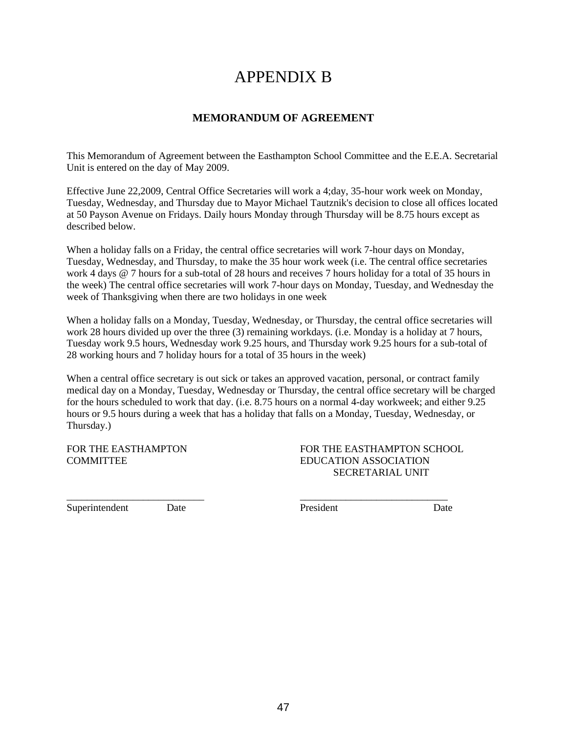# APPENDIX B

## MEMORANDUM OF AGREEMENT

This Memorandum of Agreement between the Easthampton School Committee and the E.E.A. Secretarial Unit is entered on the day of May 2009.

Effective June 22,2009, Central Office Secretaries will work a 4;day, 35-hour work week on Monday, Tuesday, Wednesday, and Thursday due to Mayor Michael Tautznik's decision to close all offices located at 50 Payson Avenue on Fridays. Daily hours Monday through Thursday will be 8.75 hours except as described below.

When a holiday falls on a Friday, the central office secretaries will work 7-hour days on Monday, Tuesday, Wednesday, and Thursday, to make the 35 hour work week (i.e. The central office secretaries work 4 days @ 7 hours for a sub-total of 28 hours and receives 7 hours holiday for a total of 35 hours in the week) The central office secretaries will work 7-hour days on Monday, Tuesday, and Wednesday the week of Thanksgiving when there are two holidays in one week

When a holiday falls on a Monday, Tuesday, Wednesday, or Thursday, the central office secretaries will work 28 hours divided up over the three (3) remaining workdays. (i.e. Monday is a holiday at 7 hours, Tuesday work 9.5 hours, Wednesday work 9.25 hours, and Thursday work 9.25 hours for a sub-total of 28 working hours and 7 holiday hours for a total of 35 hours in the week)

When a central office secretary is out sick or takes an approved vacation, personal, or contract family medical day on a Monday, Tuesday, Wednesday or Thursday, the central office secretary will be charged for the hours scheduled to work that day. (i.e. 8.75 hours on a normal 4-day workweek; and either 9.25 hours or 9.5 hours during a week that has a holiday that falls on a Monday, Tuesday, Wednesday, or Thursday.)

FOR THE EASTHAMPTON COMMITTEE

___________________________
Superintendent Date

FOR THE EASTHAMPTON SCHOOL EDUCATION ASSOCIATION SECRETARIAL UNIT

_____________________________
President Date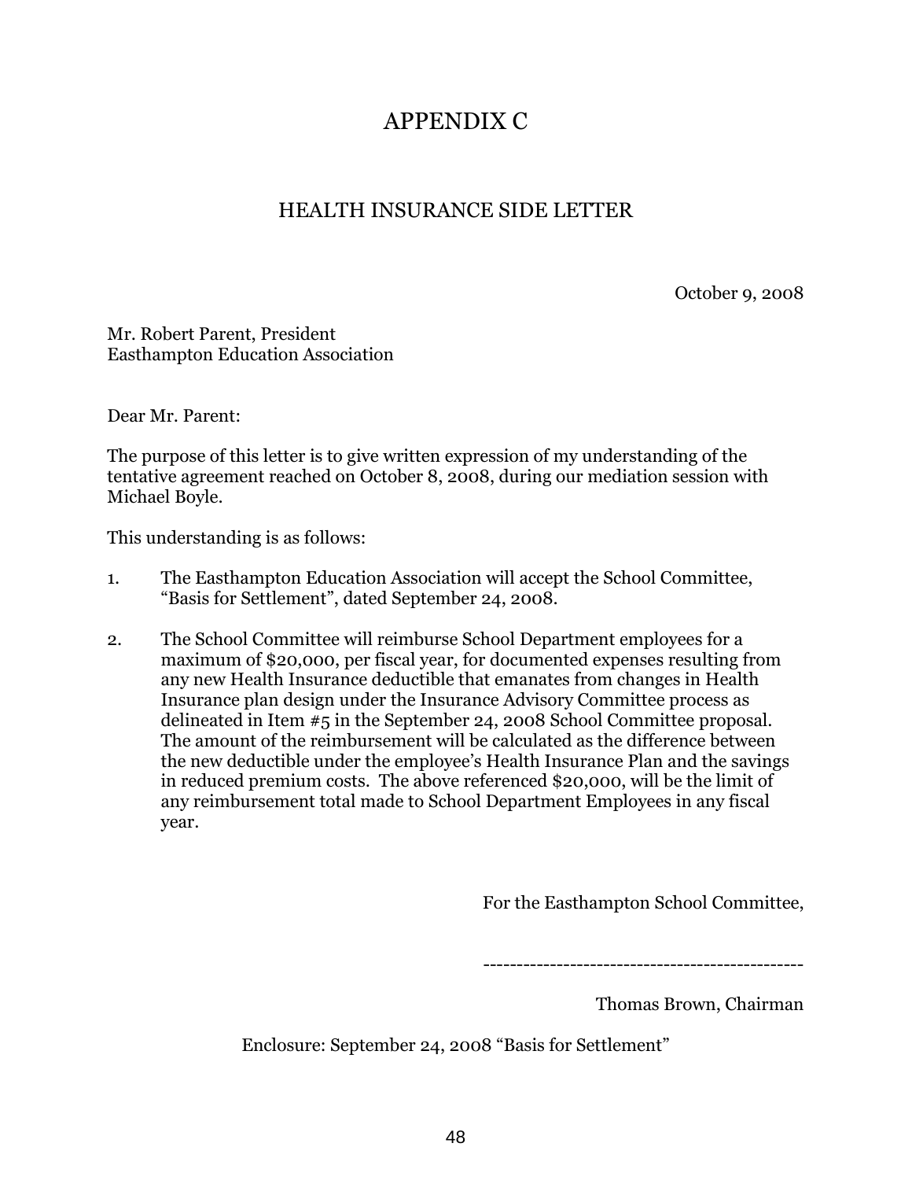# APPENDIX C

## HEALTH INSURANCE SIDE LETTER

October 9, 2008

Mr. Robert Parent, President
Easthampton Education Association

Dear Mr. Parent:

The purpose of this letter is to give written expression of my understanding of the tentative agreement reached on October 8, 2008, during our mediation session with Michael Boyle.

This understanding is as follows:

1. The Easthampton Education Association will accept the School Committee, "Basis for Settlement", dated September 24, 2008.

2. The School Committee will reimburse School Department employees for a maximum of $20,000, per fiscal year, for documented expenses resulting from any new Health Insurance deductible that emanates from changes in Health Insurance plan design under the Insurance Advisory Committee process as delineated in Item #5 in the September 24, 2008 School Committee proposal. The amount of the reimbursement will be calculated as the difference between the new deductible under the employee's Health Insurance Plan and the savings in reduced premium costs. The above referenced $20,000, will be the limit of any reimbursement total made to School Department Employees in any fiscal year.

For the Easthampton School Committee,

-----------------------------------------------

Thomas Brown, Chairman

Enclosure: September 24, 2008 "Basis for Settlement"